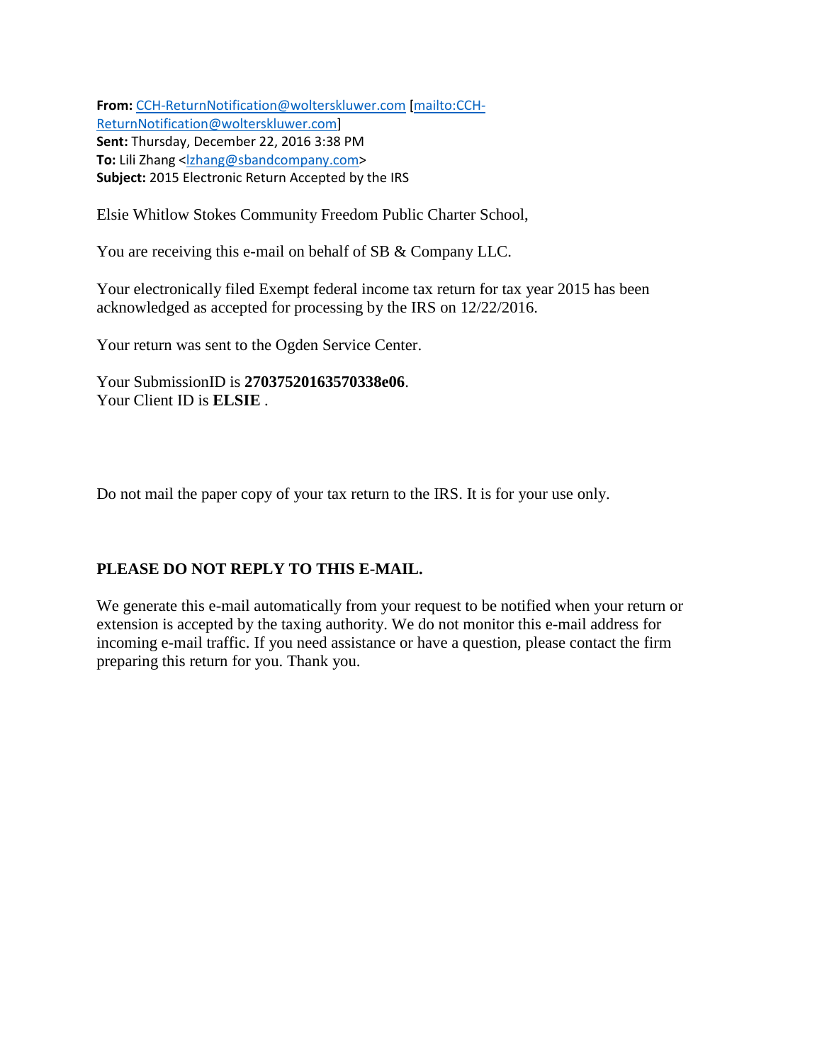**From:** CCH-ReturnNotification@wolterskluwer.com [mailto:CCH-ReturnNotification@wolterskluwer.com]
**Sent:** Thursday, December 22, 2016 3:38 PM
**To:** Lili Zhang <lzhang@sbandcompany.com>
**Subject:** 2015 Electronic Return Accepted by the IRS

Elsie Whitlow Stokes Community Freedom Public Charter School,

You are receiving this e-mail on behalf of SB & Company LLC.

Your electronically filed Exempt federal income tax return for tax year 2015 has been acknowledged as accepted for processing by the IRS on 12/22/2016.

Your return was sent to the Ogden Service Center.

Your SubmissionID is **27037520163570338e06**.
Your Client ID is **ELSIE** .

Do not mail the paper copy of your tax return to the IRS. It is for your use only.

**PLEASE DO NOT REPLY TO THIS E-MAIL.**

We generate this e-mail automatically from your request to be notified when your return or extension is accepted by the taxing authority. We do not monitor this e-mail address for incoming e-mail traffic. If you need assistance or have a question, please contact the firm preparing this return for you. Thank you.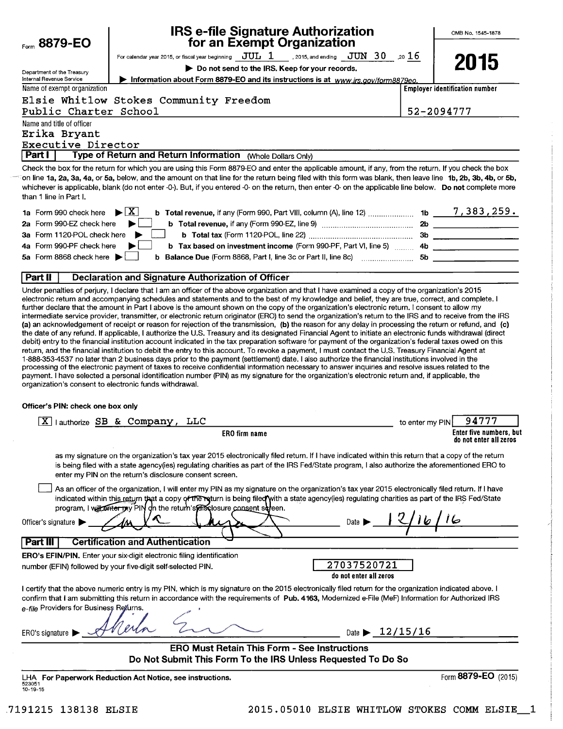Form **8879-EO**

Department of the Treasury
Internal Revenue Service

# IRS e-file Signature Authorization for an Exempt Organization

For calendar year 2015, or fiscal year beginning JUL 1, 2015, and ending JUN 30, 20 16

▶ **Do not send to the IRS. Keep for your records.**

▶ **Information about Form 8879-EO and its instructions is at** *www.irs.gov/form8879eo.*

OMB No. 1545-1878

**2015**

Name of exempt organization
Elsie Whitlow Stokes Community Freedom Public Charter School

**Employer identification number**
52-2094777

Name and title of officer
Erika Bryant
Executive Director

**Part I** **Type of Return and Return Information** (Whole Dollars Only)

Check the box for the return for which you are using this Form 8879-EO and enter the applicable amount, if any, from the return. If you check the box on line **1a, 2a, 3a, 4a,** or **5a,** below, and the amount on that line for the return being filed with this form was blank, then leave line **1b, 2b, 3b, 4b,** or **5b,** whichever is applicable, blank (do not enter -0-). But, if you entered -0- on the return, then enter -0- on the applicable line below. **Do not** complete more than 1 line in Part I.

| | | | |
|---|---|---|---|
| **1a** Form 990 check here ▶ [X] | **b** **Total revenue,** if any (Form 990, Part VIII, column (A), line 12) | **1b** | 7,383,259. |
| **2a** Form 990-EZ check here ▶ [ ] | **b** **Total revenue,** if any (Form 990-EZ, line 9) | **2b** | |
| **3a** Form 1120-POL check here ▶ [ ] | **b** **Total tax** (Form 1120-POL, line 22) | **3b** | |
| **4a** Form 990-PF check here ▶ [ ] | **b** **Tax based on investment income** (Form 990-PF, Part VI, line 5) | **4b** | |
| **5a** Form 8868 check here ▶ [ ] | **b** **Balance Due** (Form 8868, Part I, line 3c or Part II, line 8c) | **5b** | |

**Part II** **Declaration and Signature Authorization of Officer**

Under penalties of perjury, I declare that I am an officer of the above organization and that I have examined a copy of the organization's 2015 electronic return and accompanying schedules and statements and to the best of my knowledge and belief, they are true, correct, and complete. I further declare that the amount in Part I above is the amount shown on the copy of the organization's electronic return. I consent to allow my intermediate service provider, transmitter, or electronic return originator (ERO) to send the organization's return to the IRS and to receive from the IRS **(a)** an acknowledgement of receipt or reason for rejection of the transmission, **(b)** the reason for any delay in processing the return or refund, and **(c)** the date of any refund. If applicable, I authorize the U.S. Treasury and its designated Financial Agent to initiate an electronic funds withdrawal (direct debit) entry to the financial institution account indicated in the tax preparation software for payment of the organization's federal taxes owed on this return, and the financial institution to debit the entry to this account. To revoke a payment, I must contact the U.S. Treasury Financial Agent at 1-888-353-4537 no later than 2 business days prior to the payment (settlement) date. I also authorize the financial institutions involved in the processing of the electronic payment of taxes to receive confidential information necessary to answer inquiries and resolve issues related to the payment. I have selected a personal identification number (PIN) as my signature for the organization's electronic return and, if applicable, the organization's consent to electronic funds withdrawal.

**Officer's PIN: check one box only**

[X] I authorize SB & Company, LLC (**ERO firm name**) to enter my PIN 94777 (**Enter five numbers, but do not enter all zeros**)

as my signature on the organization's tax year 2015 electronically filed return. If I have indicated within this return that a copy of the return is being filed with a state agency(ies) regulating charities as part of the IRS Fed/State program, I also authorize the aforementioned ERO to enter my PIN on the return's disclosure consent screen.

[ ] As an officer of the organization, I will enter my PIN as my signature on the organization's tax year 2015 electronically filed return. If I have indicated within this return that a copy of the return is being filed with a state agency(ies) regulating charities as part of the IRS Fed/State program, I will enter my PIN on the return's disclosure consent screen.

Officer's signature ▶ [signature] Date ▶ 12/16/16

**Part III** **Certification and Authentication**

**ERO's EFIN/PIN.** Enter your six-digit electronic filing identification number (EFIN) followed by your five-digit self-selected PIN.

27037520721
**do not enter all zeros**

I certify that the above numeric entry is my PIN, which is my signature on the 2015 electronically filed return for the organization indicated above. I confirm that I am submitting this return in accordance with the requirements of **Pub. 4163,** Modernized e-File (MeF) Information for Authorized IRS *e-file* Providers for Business Returns.

ERO's signature ▶ [signature] Date ▶ 12/15/16

**ERO Must Retain This Form - See Instructions**
**Do Not Submit This Form To the IRS Unless Requested To Do So**

LHA **For Paperwork Reduction Act Notice, see instructions.**
523051
10-19-15

Form **8879-EO** (2015)

7191215 138138 ELSIE 2015.05010 ELSIE WHITLOW STOKES COMM ELSIE__1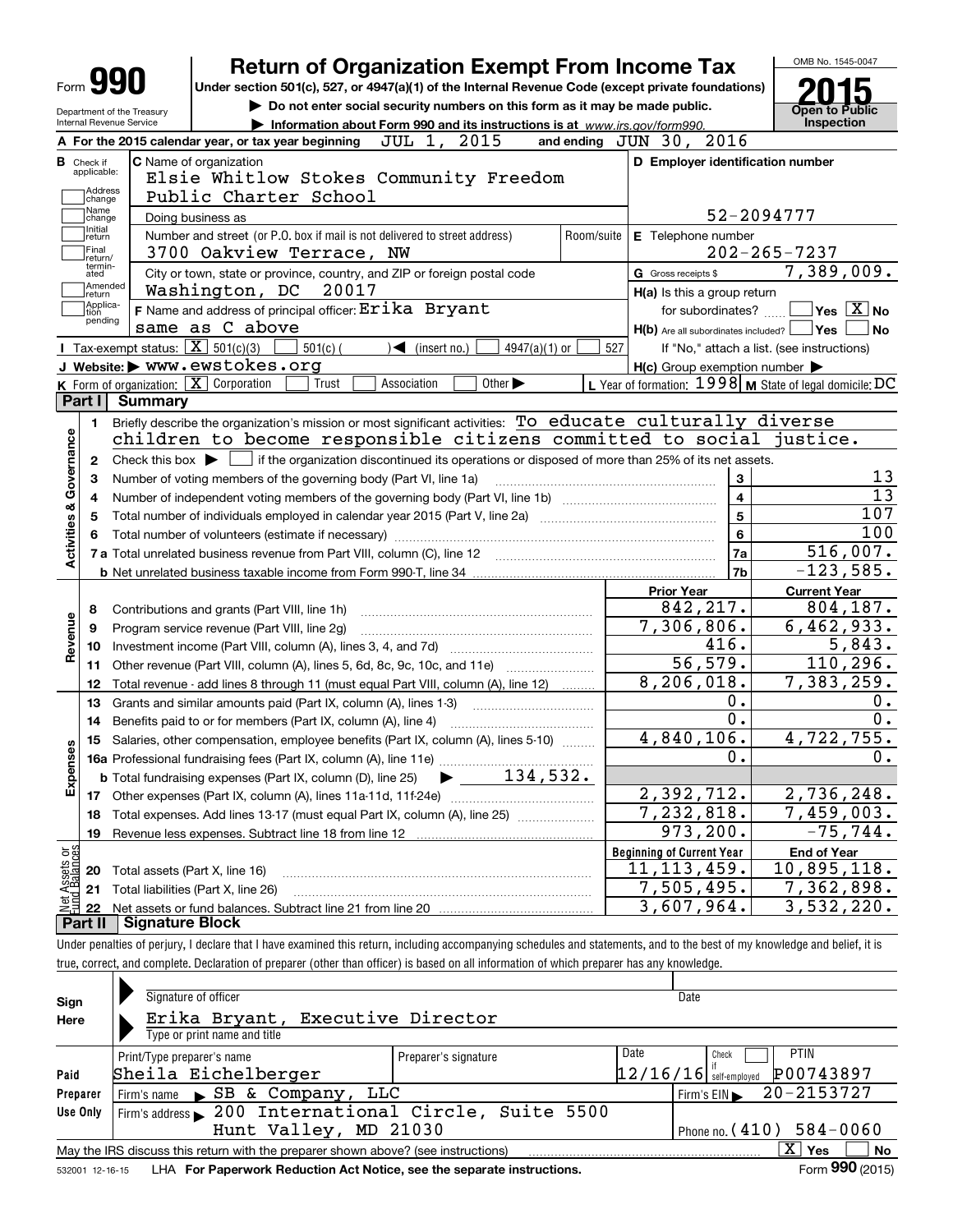Form **990**

Department of the Treasury
Internal Revenue Service

# Return of Organization Exempt From Income Tax

**Under section 501(c), 527, or 4947(a)(1) of the Internal Revenue Code (except private foundations)**

▶ Do not enter social security numbers on this form as it may be made public.

▶ Information about Form 990 and its instructions is at www.irs.gov/form990.

OMB No. 1545-0047

**2015**

**Open to Public Inspection**

**A** For the 2015 calendar year, or tax year beginning JUL 1, 2015 and ending JUN 30, 2016

**B** Check if applicable: Address change, Name change, Initial return, Final return/terminated, Amended return, Application pending

**C** Name of organization: Elsie Whitlow Stokes Community Freedom Public Charter School

Doing business as

Number and street (or P.O. box if mail is not delivered to street address) Room/suite: 3700 Oakview Terrace, NW

City or town, state or province, country, and ZIP or foreign postal code: Washington, DC 20017

**D** Employer identification number: 52-2094777

**E** Telephone number: 202-265-7237

**G** Gross receipts $ 7,389,009.

**F** Name and address of principal officer: Erika Bryant, same as C above

**H(a)** Is this a group return for subordinates? Yes [ ] No [X]

**H(b)** Are all subordinates included? Yes [ ] No [ ]
If "No," attach a list. (see instructions)

**I** Tax-exempt status: [X] 501(c)(3) [ ] 501(c) ( ) ◀ (insert no.) [ ] 4947(a)(1) or [ ] 527

**J** Website: ▶ www.ewstokes.org

**H(c)** Group exemption number ▶

**K** Form of organization: [X] Corporation [ ] Trust [ ] Association [ ] Other ▶

**L** Year of formation: 1998 **M** State of legal domicile: DC

## Part I Summary

**Activities & Governance**

1. Briefly describe the organization's mission or most significant activities: To educate culturally diverse children to become responsible citizens committed to social justice.
2. Check this box ▶ [ ] if the organization discontinued its operations or disposed of more than 25% of its net assets.

| | | | |
|---|---|---|---|
| 3 | Number of voting members of the governing body (Part VI, line 1a) | 3 | 13 |
| 4 | Number of independent voting members of the governing body (Part VI, line 1b) | 4 | 13 |
| 5 | Total number of individuals employed in calendar year 2015 (Part V, line 2a) | 5 | 107 |
| 6 | Total number of volunteers (estimate if necessary) | 6 | 100 |
| 7a | Total unrelated business revenue from Part VIII, column (C), line 12 | 7a | 516,007. |
| b | Net unrelated business taxable income from Form 990-T, line 34 | 7b | -123,585. |

| | | Prior Year | Current Year |
|---|---|---|---|
| **Revenue** | | | |
| 8 | Contributions and grants (Part VIII, line 1h) | 842,217. | 804,187. |
| 9 | Program service revenue (Part VIII, line 2g) | 7,306,806. | 6,462,933. |
| 10 | Investment income (Part VIII, column (A), lines 3, 4, and 7d) | 416. | 5,843. |
| 11 | Other revenue (Part VIII, column (A), lines 5, 6d, 8c, 9c, 10c, and 11e) | 56,579. | 110,296. |
| 12 | Total revenue - add lines 8 through 11 (must equal Part VIII, column (A), line 12) | 8,206,018. | 7,383,259. |
| **Expenses** | | | |
| 13 | Grants and similar amounts paid (Part IX, column (A), lines 1-3) | 0. | 0. |
| 14 | Benefits paid to or for members (Part IX, column (A), line 4) | 0. | 0. |
| 15 | Salaries, other compensation, employee benefits (Part IX, column (A), lines 5-10) | 4,840,106. | 4,722,755. |
| 16a | Professional fundraising fees (Part IX, column (A), line 11e) | 0. | 0. |
| b | Total fundraising expenses (Part IX, column (D), line 25) ▶ 134,532. | | |
| 17 | Other expenses (Part IX, column (A), lines 11a-11d, 11f-24e) | 2,392,712. | 2,736,248. |
| 18 | Total expenses. Add lines 13-17 (must equal Part IX, column (A), line 25) | 7,232,818. | 7,459,003. |
| 19 | Revenue less expenses. Subtract line 18 from line 12 | 973,200. | -75,744. |

| **Net Assets or Fund Balances** | | Beginning of Current Year | End of Year |
|---|---|---|---|
| 20 | Total assets (Part X, line 16) | 11,113,459. | 10,895,118. |
| 21 | Total liabilities (Part X, line 26) | 7,505,495. | 7,362,898. |
| 22 | Net assets or fund balances. Subtract line 21 from line 20 | 3,607,964. | 3,532,220. |

## Part II Signature Block

Under penalties of perjury, I declare that I have examined this return, including accompanying schedules and statements, and to the best of my knowledge and belief, it is true, correct, and complete. Declaration of preparer (other than officer) is based on all information of which preparer has any knowledge.

**Sign Here**

Signature of officer | Date

Erika Bryant, Executive Director
Type or print name and title

**Paid Preparer Use Only**

| Print/Type preparer's name | Preparer's signature | Date | Check [ ] if self-employed | PTIN |
|---|---|---|---|---|
| Sheila Eichelberger | | 12/16/16 | | P00743897 |

Firm's name ▶ SB & Company, LLC — Firm's EIN ▶ 20-2153727

Firm's address ▶ 200 International Circle, Suite 5500, Hunt Valley, MD 21030 — Phone no. (410) 584-0060

May the IRS discuss this return with the preparer shown above? (see instructions) [X] Yes [ ] No

532001 12-16-15 LHA For Paperwork Reduction Act Notice, see the separate instructions. Form **990** (2015)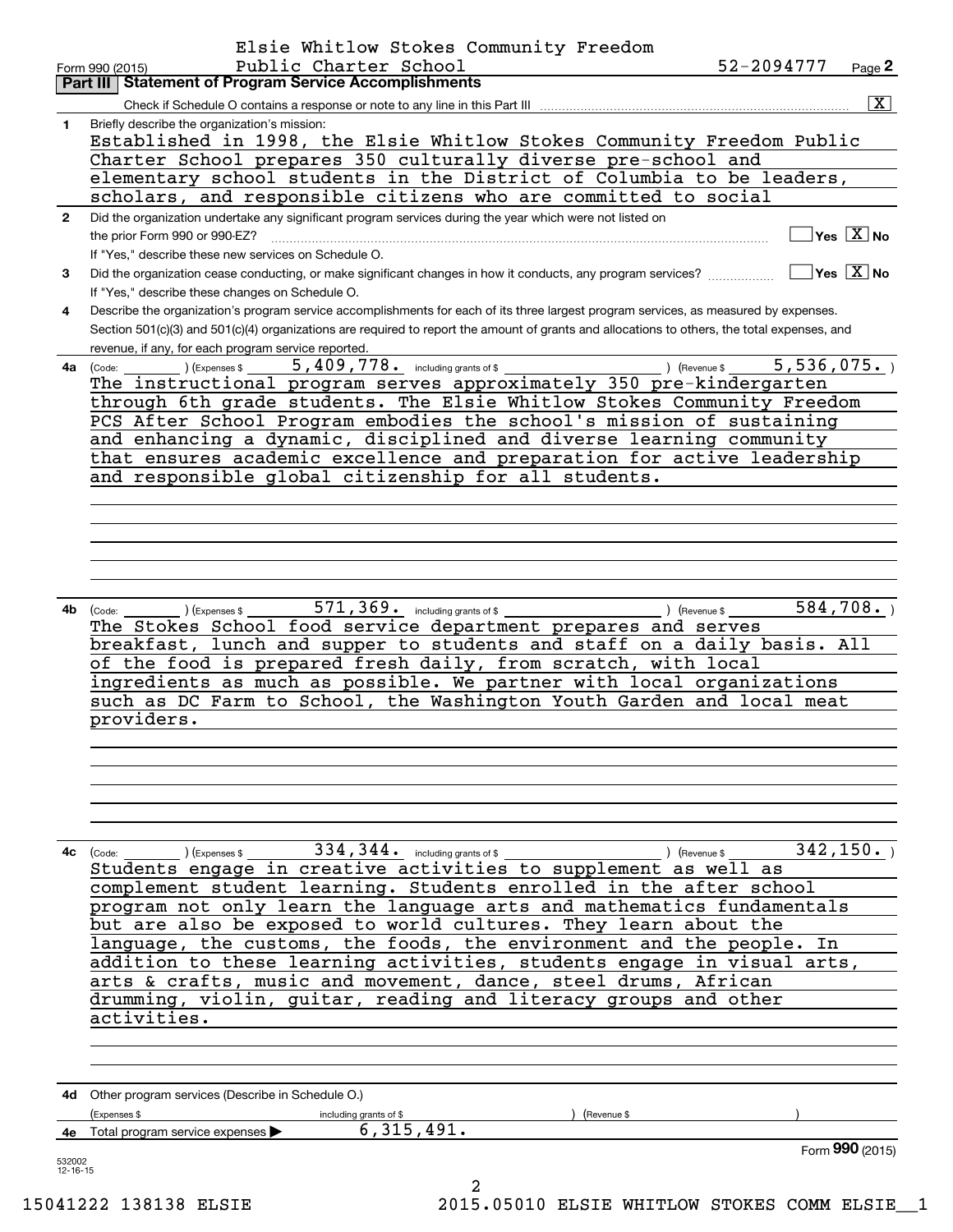Form 990 (2015) Elsie Whitlow Stokes Community Freedom Public Charter School 52-2094777 Page **2**

## Part III Statement of Program Service Accomplishments

Check if Schedule O contains a response or note to any line in this Part III [X]

**1** Briefly describe the organization's mission:

Established in 1998, the Elsie Whitlow Stokes Community Freedom Public Charter School prepares 350 culturally diverse pre-school and elementary school students in the District of Columbia to be leaders, scholars, and responsible citizens who are committed to social

**2** Did the organization undertake any significant program services during the year which were not listed on the prior Form 990 or 990-EZ? [ ] Yes [X] No

If "Yes," describe these new services on Schedule O.

**3** Did the organization cease conducting, or make significant changes in how it conducts, any program services? [ ] Yes [X] No

If "Yes," describe these changes on Schedule O.

**4** Describe the organization's program service accomplishments for each of its three largest program services, as measured by expenses. Section 501(c)(3) and 501(c)(4) organizations are required to report the amount of grants and allocations to others, the total expenses, and revenue, if any, for each program service reported.

**4a** (Code: ) (Expenses $ 5,409,778. including grants of $ ) (Revenue $ 5,536,075. )

The instructional program serves approximately 350 pre-kindergarten through 6th grade students. The Elsie Whitlow Stokes Community Freedom PCS After School Program embodies the school's mission of sustaining and enhancing a dynamic, disciplined and diverse learning community that ensures academic excellence and preparation for active leadership and responsible global citizenship for all students.

**4b** (Code: ) (Expenses $ 571,369. including grants of $ ) (Revenue $ 584,708. )

The Stokes School food service department prepares and serves breakfast, lunch and supper to students and staff on a daily basis. All of the food is prepared fresh daily, from scratch, with local ingredients as much as possible. We partner with local organizations such as DC Farm to School, the Washington Youth Garden and local meat providers.

**4c** (Code: ) (Expenses $ 334,344. including grants of $ ) (Revenue $ 342,150. )

Students engage in creative activities to supplement as well as complement student learning. Students enrolled in the after school program not only learn the language arts and mathematics fundamentals but are also be exposed to world cultures. They learn about the language, the customs, the foods, the environment and the people. In addition to these learning activities, students engage in visual arts, arts & crafts, music and movement, dance, steel drums, African drumming, violin, guitar, reading and literacy groups and other activities.

**4d** Other program services (Describe in Schedule O.)

(Expenses $ including grants of $ ) (Revenue $ )

**4e** Total program service expenses ▶ 6,315,491.

Form **990** (2015)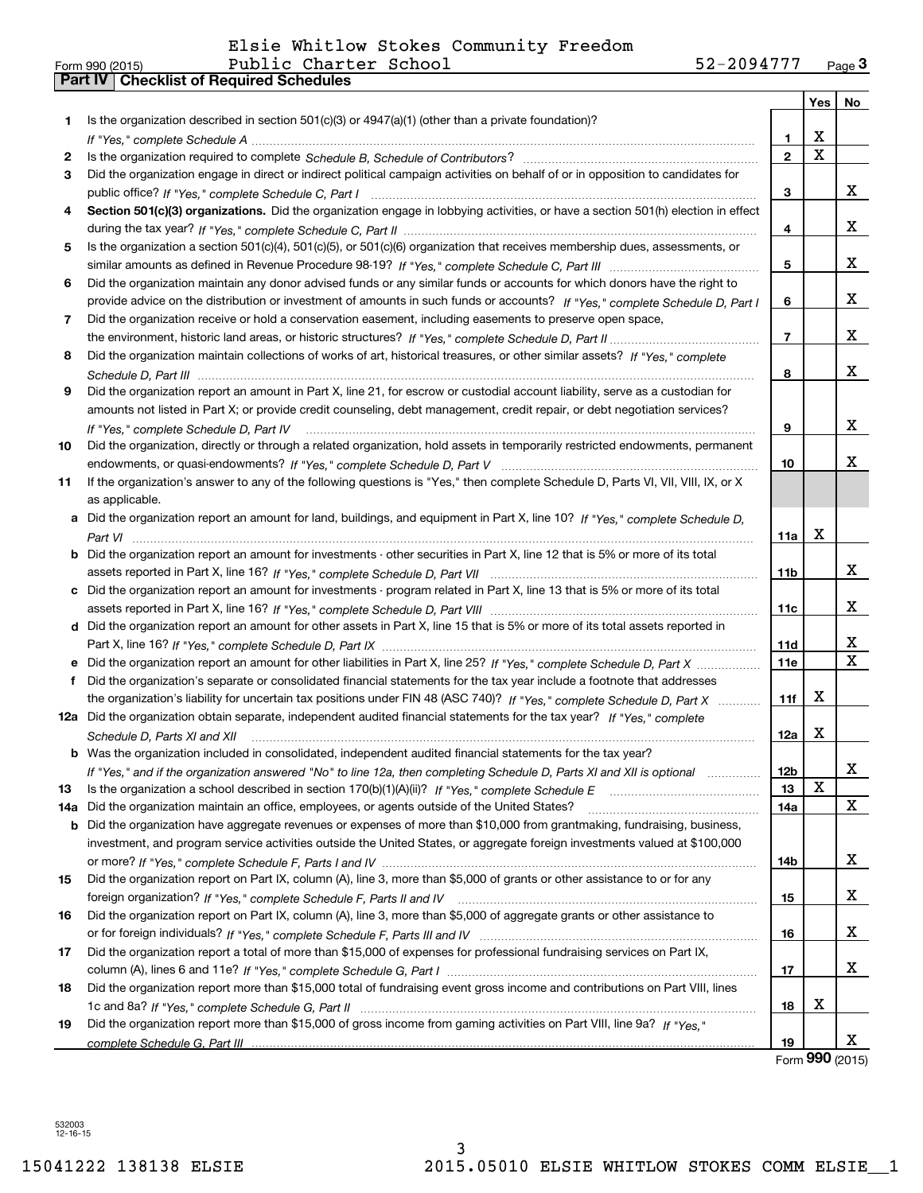Elsie Whitlow Stokes Community Freedom Public Charter School 52-2094777

Form 990 (2015)

## Part IV Checklist of Required Schedules

| | | | Yes | No |
|---|---|---|---|---|
| 1 | Is the organization described in section 501(c)(3) or 4947(a)(1) (other than a private foundation)? *If "Yes," complete Schedule A* | 1 | X | |
| 2 | Is the organization required to complete *Schedule B, Schedule of Contributors*? | 2 | X | |
| 3 | Did the organization engage in direct or indirect political campaign activities on behalf of or in opposition to candidates for public office? *If "Yes," complete Schedule C, Part I* | 3 | | X |
| 4 | **Section 501(c)(3) organizations.** Did the organization engage in lobbying activities, or have a section 501(h) election in effect during the tax year? *If "Yes," complete Schedule C, Part II* | 4 | | X |
| 5 | Is the organization a section 501(c)(4), 501(c)(5), or 501(c)(6) organization that receives membership dues, assessments, or similar amounts as defined in Revenue Procedure 98-19? *If "Yes," complete Schedule C, Part III* | 5 | | X |
| 6 | Did the organization maintain any donor advised funds or any similar funds or accounts for which donors have the right to provide advice on the distribution or investment of amounts in such funds or accounts? *If "Yes," complete Schedule D, Part I* | 6 | | X |
| 7 | Did the organization receive or hold a conservation easement, including easements to preserve open space, the environment, historic land areas, or historic structures? *If "Yes," complete Schedule D, Part II* | 7 | | X |
| 8 | Did the organization maintain collections of works of art, historical treasures, or other similar assets? *If "Yes," complete Schedule D, Part III* | 8 | | X |
| 9 | Did the organization report an amount in Part X, line 21, for escrow or custodial account liability, serve as a custodian for amounts not listed in Part X; or provide credit counseling, debt management, credit repair, or debt negotiation services? *If "Yes," complete Schedule D, Part IV* | 9 | | X |
| 10 | Did the organization, directly or through a related organization, hold assets in temporarily restricted endowments, permanent endowments, or quasi-endowments? *If "Yes," complete Schedule D, Part V* | 10 | | X |
| 11 | If the organization's answer to any of the following questions is "Yes," then complete Schedule D, Parts VI, VII, VIII, IX, or X as applicable. | | | |
| a | Did the organization report an amount for land, buildings, and equipment in Part X, line 10? *If "Yes," complete Schedule D, Part VI* | 11a | X | |
| b | Did the organization report an amount for investments - other securities in Part X, line 12 that is 5% or more of its total assets reported in Part X, line 16? *If "Yes," complete Schedule D, Part VII* | 11b | | X |
| c | Did the organization report an amount for investments - program related in Part X, line 13 that is 5% or more of its total assets reported in Part X, line 16? *If "Yes," complete Schedule D, Part VIII* | 11c | | X |
| d | Did the organization report an amount for other assets in Part X, line 15 that is 5% or more of its total assets reported in Part X, line 16? *If "Yes," complete Schedule D, Part IX* | 11d | | X |
| e | Did the organization report an amount for other liabilities in Part X, line 25? *If "Yes," complete Schedule D, Part X* | 11e | | X |
| f | Did the organization's separate or consolidated financial statements for the tax year include a footnote that addresses the organization's liability for uncertain tax positions under FIN 48 (ASC 740)? *If "Yes," complete Schedule D, Part X* | 11f | X | |
| 12a | Did the organization obtain separate, independent audited financial statements for the tax year? *If "Yes," complete Schedule D, Parts XI and XII* | 12a | X | |
| b | Was the organization included in consolidated, independent audited financial statements for the tax year? *If "Yes," and if the organization answered "No" to line 12a, then completing Schedule D, Parts XI and XII is optional* | 12b | | X |
| 13 | Is the organization a school described in section 170(b)(1)(A)(ii)? *If "Yes," complete Schedule E* | 13 | X | |
| 14a | Did the organization maintain an office, employees, or agents outside of the United States? | 14a | | X |
| b | Did the organization have aggregate revenues or expenses of more than $10,000 from grantmaking, fundraising, business, investment, and program service activities outside the United States, or aggregate foreign investments valued at $100,000 or more? *If "Yes," complete Schedule F, Parts I and IV* | 14b | | X |
| 15 | Did the organization report on Part IX, column (A), line 3, more than $5,000 of grants or other assistance to or for any foreign organization? *If "Yes," complete Schedule F, Parts II and IV* | 15 | | X |
| 16 | Did the organization report on Part IX, column (A), line 3, more than $5,000 of aggregate grants or other assistance to or for foreign individuals? *If "Yes," complete Schedule F, Parts III and IV* | 16 | | X |
| 17 | Did the organization report a total of more than $15,000 of expenses for professional fundraising services on Part IX, column (A), lines 6 and 11e? *If "Yes," complete Schedule G, Part I* | 17 | | X |
| 18 | Did the organization report more than $15,000 total of fundraising event gross income and contributions on Part VIII, lines 1c and 8a? *If "Yes," complete Schedule G, Part II* | 18 | X | |
| 19 | Did the organization report more than $15,000 of gross income from gaming activities on Part VIII, line 9a? *If "Yes," complete Schedule G, Part III* | 19 | | X |

Form **990** (2015)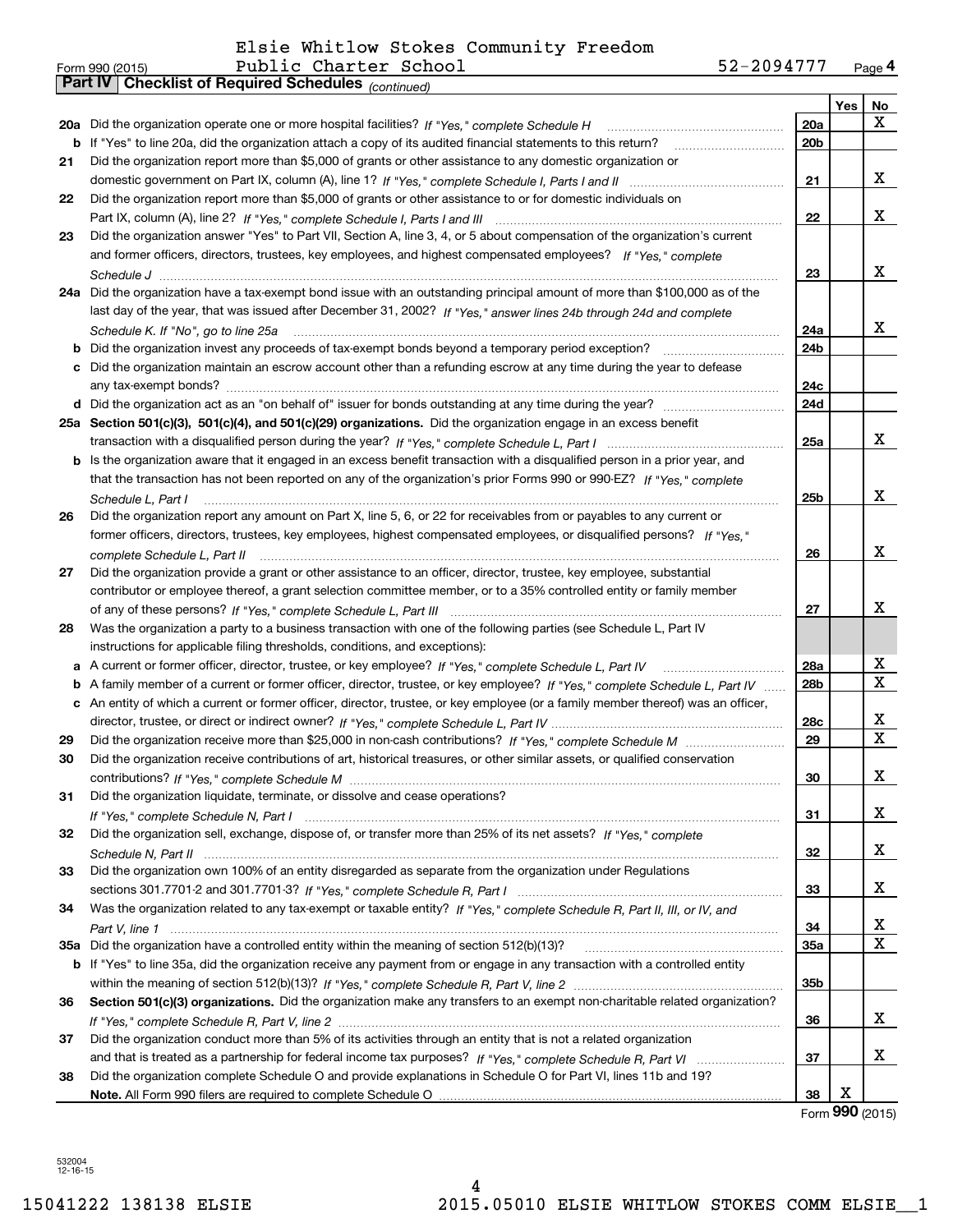Elsie Whitlow Stokes Community Freedom Public Charter School 52-2094777

Form 990 (2015)

## Part IV | Checklist of Required Schedules *(continued)*

| | | | Yes | No |
|---|---|---|---|---|
| **20a** | Did the organization operate one or more hospital facilities? *If "Yes," complete Schedule H* | 20a | | X |
| **b** | If "Yes" to line 20a, did the organization attach a copy of its audited financial statements to this return? | 20b | | |
| **21** | Did the organization report more than $5,000 of grants or other assistance to any domestic organization or domestic government on Part IX, column (A), line 1? *If "Yes," complete Schedule I, Parts I and II* | 21 | | X |
| **22** | Did the organization report more than $5,000 of grants or other assistance to or for domestic individuals on Part IX, column (A), line 2? *If "Yes," complete Schedule I, Parts I and III* | 22 | | X |
| **23** | Did the organization answer "Yes" to Part VII, Section A, line 3, 4, or 5 about compensation of the organization's current and former officers, directors, trustees, key employees, and highest compensated employees? *If "Yes," complete Schedule J* | 23 | | X |
| **24a** | Did the organization have a tax-exempt bond issue with an outstanding principal amount of more than $100,000 as of the last day of the year, that was issued after December 31, 2002? *If "Yes," answer lines 24b through 24d and complete Schedule K. If "No", go to line 25a* | 24a | | X |
| **b** | Did the organization invest any proceeds of tax-exempt bonds beyond a temporary period exception? | 24b | | |
| **c** | Did the organization maintain an escrow account other than a refunding escrow at any time during the year to defease any tax-exempt bonds? | 24c | | |
| **d** | Did the organization act as an "on behalf of" issuer for bonds outstanding at any time during the year? | 24d | | |
| **25a** | **Section 501(c)(3), 501(c)(4), and 501(c)(29) organizations.** Did the organization engage in an excess benefit transaction with a disqualified person during the year? *If "Yes," complete Schedule L, Part I* | 25a | | X |
| **b** | Is the organization aware that it engaged in an excess benefit transaction with a disqualified person in a prior year, and that the transaction has not been reported on any of the organization's prior Forms 990 or 990-EZ? *If "Yes," complete Schedule L, Part I* | 25b | | X |
| **26** | Did the organization report any amount on Part X, line 5, 6, or 22 for receivables from or payables to any current or former officers, directors, trustees, key employees, highest compensated employees, or disqualified persons? *If "Yes," complete Schedule L, Part II* | 26 | | X |
| **27** | Did the organization provide a grant or other assistance to an officer, director, trustee, key employee, substantial contributor or employee thereof, a grant selection committee member, or to a 35% controlled entity or family member of any of these persons? *If "Yes," complete Schedule L, Part III* | 27 | | X |
| **28** | Was the organization a party to a business transaction with one of the following parties (see Schedule L, Part IV instructions for applicable filing thresholds, conditions, and exceptions): | | | |
| **a** | A current or former officer, director, trustee, or key employee? *If "Yes," complete Schedule L, Part IV* | 28a | | X |
| **b** | A family member of a current or former officer, director, trustee, or key employee? *If "Yes," complete Schedule L, Part IV* | 28b | | X |
| **c** | An entity of which a current or former officer, director, trustee, or key employee (or a family member thereof) was an officer, director, trustee, or direct or indirect owner? *If "Yes," complete Schedule L, Part IV* | 28c | | X |
| **29** | Did the organization receive more than $25,000 in non-cash contributions? *If "Yes," complete Schedule M* | 29 | | X |
| **30** | Did the organization receive contributions of art, historical treasures, or other similar assets, or qualified conservation contributions? *If "Yes," complete Schedule M* | 30 | | X |
| **31** | Did the organization liquidate, terminate, or dissolve and cease operations? *If "Yes," complete Schedule N, Part I* | 31 | | X |
| **32** | Did the organization sell, exchange, dispose of, or transfer more than 25% of its net assets? *If "Yes," complete Schedule N, Part II* | 32 | | X |
| **33** | Did the organization own 100% of an entity disregarded as separate from the organization under Regulations sections 301.7701-2 and 301.7701-3? *If "Yes," complete Schedule R, Part I* | 33 | | X |
| **34** | Was the organization related to any tax-exempt or taxable entity? *If "Yes," complete Schedule R, Part II, III, or IV, and Part V, line 1* | 34 | | X |
| **35a** | Did the organization have a controlled entity within the meaning of section 512(b)(13)? | 35a | | X |
| **b** | If "Yes" to line 35a, did the organization receive any payment from or engage in any transaction with a controlled entity within the meaning of section 512(b)(13)? *If "Yes," complete Schedule R, Part V, line 2* | 35b | | |
| **36** | **Section 501(c)(3) organizations.** Did the organization make any transfers to an exempt non-charitable related organization? *If "Yes," complete Schedule R, Part V, line 2* | 36 | | X |
| **37** | Did the organization conduct more than 5% of its activities through an entity that is not a related organization and that is treated as a partnership for federal income tax purposes? *If "Yes," complete Schedule R, Part VI* | 37 | | X |
| **38** | Did the organization complete Schedule O and provide explanations in Schedule O for Part VI, lines 11b and 19? **Note.** All Form 990 filers are required to complete Schedule O | 38 | X | |

Form **990** (2015)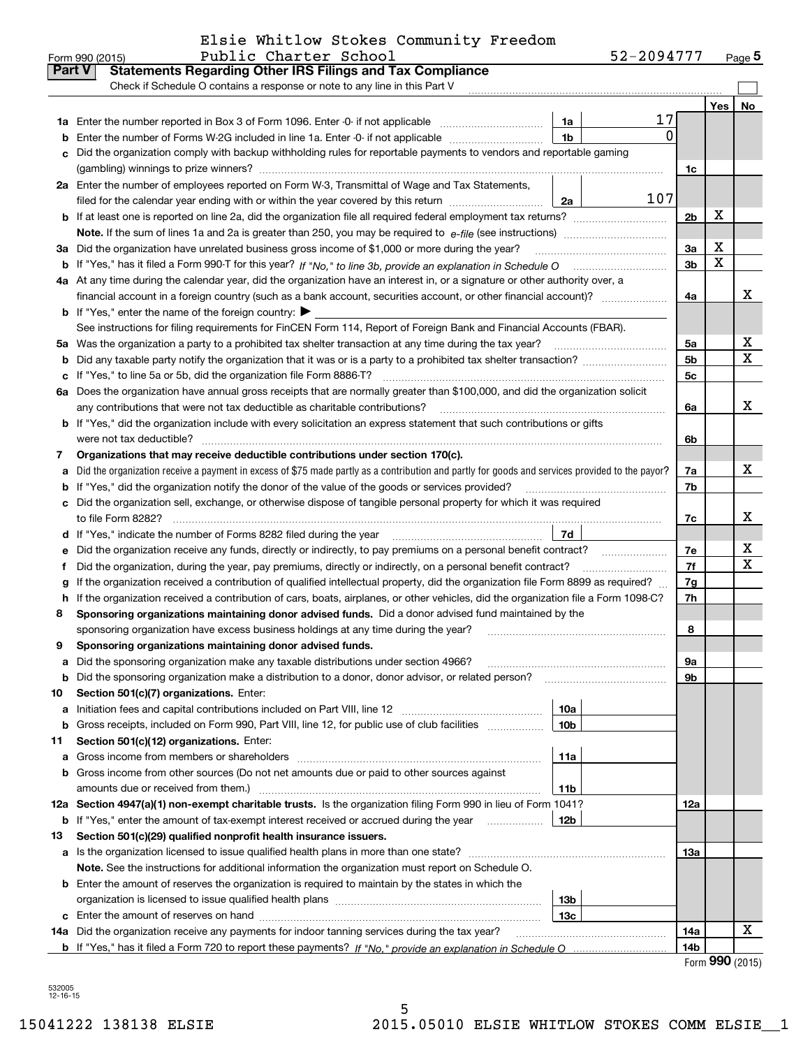Elsie Whitlow Stokes Community Freedom Public Charter School

Form 990 (2015) 52-2094777 Page 5

## Part V Statements Regarding Other IRS Filings and Tax Compliance

Check if Schedule O contains a response or note to any line in this Part V

| | | | | | Yes | No |
|---|---|---|---|---|---|---|
| **1a** | Enter the number reported in Box 3 of Form 1096. Enter -0- if not applicable | 1a | 17 | | | |
| **b** | Enter the number of Forms W-2G included in line 1a. Enter -0- if not applicable | 1b | 0 | | | |
| **c** | Did the organization comply with backup withholding rules for reportable payments to vendors and reportable gaming (gambling) winnings to prize winners? | | | 1c | | |
| **2a** | Enter the number of employees reported on Form W-3, Transmittal of Wage and Tax Statements, filed for the calendar year ending with or within the year covered by this return | 2a | 107 | | | |
| **b** | If at least one is reported on line 2a, did the organization file all required federal employment tax returns? | | | 2b | X | |
| | **Note.** If the sum of lines 1a and 2a is greater than 250, you may be required to *e-file* (see instructions) | | | | | |
| **3a** | Did the organization have unrelated business gross income of $1,000 or more during the year? | | | 3a | X | |
| **b** | If "Yes," has it filed a Form 990-T for this year? *If "No," to line 3b, provide an explanation in Schedule O* | | | 3b | X | |
| **4a** | At any time during the calendar year, did the organization have an interest in, or a signature or other authority over, a financial account in a foreign country (such as a bank account, securities account, or other financial account)? | | | 4a | | X |
| **b** | If "Yes," enter the name of the foreign country: ▶ | | | | | |
| | See instructions for filing requirements for FinCEN Form 114, Report of Foreign Bank and Financial Accounts (FBAR). | | | | | |
| **5a** | Was the organization a party to a prohibited tax shelter transaction at any time during the tax year? | | | 5a | | X |
| **b** | Did any taxable party notify the organization that it was or is a party to a prohibited tax shelter transaction? | | | 5b | | X |
| **c** | If "Yes," to line 5a or 5b, did the organization file Form 8886-T? | | | 5c | | |
| **6a** | Does the organization have annual gross receipts that are normally greater than $100,000, and did the organization solicit any contributions that were not tax deductible as charitable contributions? | | | 6a | | X |
| **b** | If "Yes," did the organization include with every solicitation an express statement that such contributions or gifts were not tax deductible? | | | 6b | | |
| **7** | **Organizations that may receive deductible contributions under section 170(c).** | | | | | |
| **a** | Did the organization receive a payment in excess of $75 made partly as a contribution and partly for goods and services provided to the payor? | | | 7a | | X |
| **b** | If "Yes," did the organization notify the donor of the value of the goods or services provided? | | | 7b | | |
| **c** | Did the organization sell, exchange, or otherwise dispose of tangible personal property for which it was required to file Form 8282? | | | 7c | | X |
| **d** | If "Yes," indicate the number of Forms 8282 filed during the year | 7d | | | | |
| **e** | Did the organization receive any funds, directly or indirectly, to pay premiums on a personal benefit contract? | | | 7e | | X |
| **f** | Did the organization, during the year, pay premiums, directly or indirectly, on a personal benefit contract? | | | 7f | | X |
| **g** | If the organization received a contribution of qualified intellectual property, did the organization file Form 8899 as required? | | | 7g | | |
| **h** | If the organization received a contribution of cars, boats, airplanes, or other vehicles, did the organization file a Form 1098-C? | | | 7h | | |
| **8** | **Sponsoring organizations maintaining donor advised funds.** Did a donor advised fund maintained by the sponsoring organization have excess business holdings at any time during the year? | | | 8 | | |
| **9** | **Sponsoring organizations maintaining donor advised funds.** | | | | | |
| **a** | Did the sponsoring organization make any taxable distributions under section 4966? | | | 9a | | |
| **b** | Did the sponsoring organization make a distribution to a donor, donor advisor, or related person? | | | 9b | | |
| **10** | **Section 501(c)(7) organizations.** Enter: | | | | | |
| **a** | Initiation fees and capital contributions included on Part VIII, line 12 | 10a | | | | |
| **b** | Gross receipts, included on Form 990, Part VIII, line 12, for public use of club facilities | 10b | | | | |
| **11** | **Section 501(c)(12) organizations.** Enter: | | | | | |
| **a** | Gross income from members or shareholders | 11a | | | | |
| **b** | Gross income from other sources (Do not net amounts due or paid to other sources against amounts due or received from them.) | 11b | | | | |
| **12a** | **Section 4947(a)(1) non-exempt charitable trusts.** Is the organization filing Form 990 in lieu of Form 1041? | | | 12a | | |
| **b** | If "Yes," enter the amount of tax-exempt interest received or accrued during the year | 12b | | | | |
| **13** | **Section 501(c)(29) qualified nonprofit health insurance issuers.** | | | | | |
| **a** | Is the organization licensed to issue qualified health plans in more than one state? | | | 13a | | |
| | **Note.** See the instructions for additional information the organization must report on Schedule O. | | | | | |
| **b** | Enter the amount of reserves the organization is required to maintain by the states in which the organization is licensed to issue qualified health plans | 13b | | | | |
| **c** | Enter the amount of reserves on hand | 13c | | | | |
| **14a** | Did the organization receive any payments for indoor tanning services during the tax year? | | | 14a | | X |
| **b** | If "Yes," has it filed a Form 720 to report these payments? *If "No," provide an explanation in Schedule O* | | | 14b | | |

Form **990** (2015)

532005 12-16-15

15041222 138138 ELSIE 2015.05010 ELSIE WHITLOW STOKES COMM ELSIE__1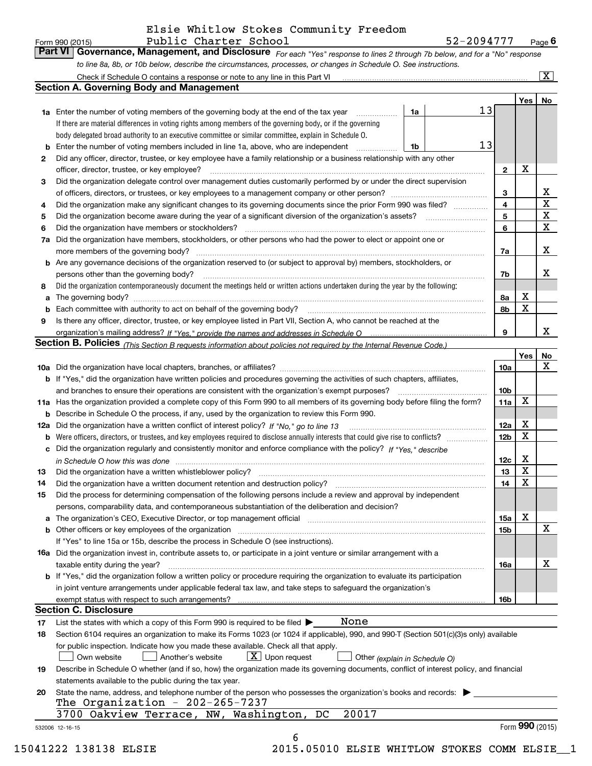Elsie Whitlow Stokes Community Freedom Public Charter School 52-2094777

Form 990 (2015) Page 6

## Part VI Governance, Management, and Disclosure

*For each "Yes" response to lines 2 through 7b below, and for a "No" response to line 8a, 8b, or 10b below, describe the circumstances, processes, or changes in Schedule O. See instructions.*

Check if Schedule O contains a response or note to any line in this Part VI [X]

### Section A. Governing Body and Management

| | | | | Yes | No |
|---|---|---|---|---|---|
| **1a** | Enter the number of voting members of the governing body at the end of the tax year. If there are material differences in voting rights among members of the governing body, or if the governing body delegated broad authority to an executive committee or similar committee, explain in Schedule O. | 1a | 13 | | |
| **b** | Enter the number of voting members included in line 1a, above, who are independent | 1b | 13 | | |
| **2** | Did any officer, director, trustee, or key employee have a family relationship or a business relationship with any other officer, director, trustee, or key employee? | 2 | | X | |
| **3** | Did the organization delegate control over management duties customarily performed by or under the direct supervision of officers, directors, or trustees, or key employees to a management company or other person? | 3 | | | X |
| **4** | Did the organization make any significant changes to its governing documents since the prior Form 990 was filed? | 4 | | | X |
| **5** | Did the organization become aware during the year of a significant diversion of the organization's assets? | 5 | | | X |
| **6** | Did the organization have members or stockholders? | 6 | | | X |
| **7a** | Did the organization have members, stockholders, or other persons who had the power to elect or appoint one or more members of the governing body? | 7a | | | X |
| **b** | Are any governance decisions of the organization reserved to (or subject to approval by) members, stockholders, or persons other than the governing body? | 7b | | | X |
| **8** | Did the organization contemporaneously document the meetings held or written actions undertaken during the year by the following: | | | | |
| **a** | The governing body? | 8a | | X | |
| **b** | Each committee with authority to act on behalf of the governing body? | 8b | | X | |
| **9** | Is there any officer, director, trustee, or key employee listed in Part VII, Section A, who cannot be reached at the organization's mailing address? *If "Yes," provide the names and addresses in Schedule O* | 9 | | | X |

### Section B. Policies *(This Section B requests information about policies not required by the Internal Revenue Code.)*

| | | | Yes | No |
|---|---|---|---|---|
| **10a** | Did the organization have local chapters, branches, or affiliates? | 10a | | X |
| **b** | If "Yes," did the organization have written policies and procedures governing the activities of such chapters, affiliates, and branches to ensure their operations are consistent with the organization's exempt purposes? | 10b | | |
| **11a** | Has the organization provided a complete copy of this Form 990 to all members of its governing body before filing the form? | 11a | X | |
| **b** | Describe in Schedule O the process, if any, used by the organization to review this Form 990. | | | |
| **12a** | Did the organization have a written conflict of interest policy? *If "No," go to line 13* | 12a | X | |
| **b** | Were officers, directors, or trustees, and key employees required to disclose annually interests that could give rise to conflicts? | 12b | X | |
| **c** | Did the organization regularly and consistently monitor and enforce compliance with the policy? *If "Yes," describe in Schedule O how this was done* | 12c | X | |
| **13** | Did the organization have a written whistleblower policy? | 13 | X | |
| **14** | Did the organization have a written document retention and destruction policy? | 14 | X | |
| **15** | Did the process for determining compensation of the following persons include a review and approval by independent persons, comparability data, and contemporaneous substantiation of the deliberation and decision? | | | |
| **a** | The organization's CEO, Executive Director, or top management official | 15a | X | |
| **b** | Other officers or key employees of the organization | 15b | | X |
| | If "Yes" to line 15a or 15b, describe the process in Schedule O (see instructions). | | | |
| **16a** | Did the organization invest in, contribute assets to, or participate in a joint venture or similar arrangement with a taxable entity during the year? | 16a | | X |
| **b** | If "Yes," did the organization follow a written policy or procedure requiring the organization to evaluate its participation in joint venture arrangements under applicable federal tax law, and take steps to safeguard the organization's exempt status with respect to such arrangements? | 16b | | |

### Section C. Disclosure

**17** List the states with which a copy of this Form 990 is required to be filed ▶ None

**18** Section 6104 requires an organization to make its Forms 1023 (or 1024 if applicable), 990, and 990-T (Section 501(c)(3)s only) available for public inspection. Indicate how you made these available. Check all that apply.

[ ] Own website [ ] Another's website [X] Upon request [ ] Other *(explain in Schedule O)*

**19** Describe in Schedule O whether (and if so, how) the organization made its governing documents, conflict of interest policy, and financial statements available to the public during the tax year.

**20** State the name, address, and telephone number of the person who possesses the organization's books and records: ▶

The Organization - 202-265-7237
3700 Oakview Terrace, NW, Washington, DC 20017

532006 12-16-15 Form 990 (2015)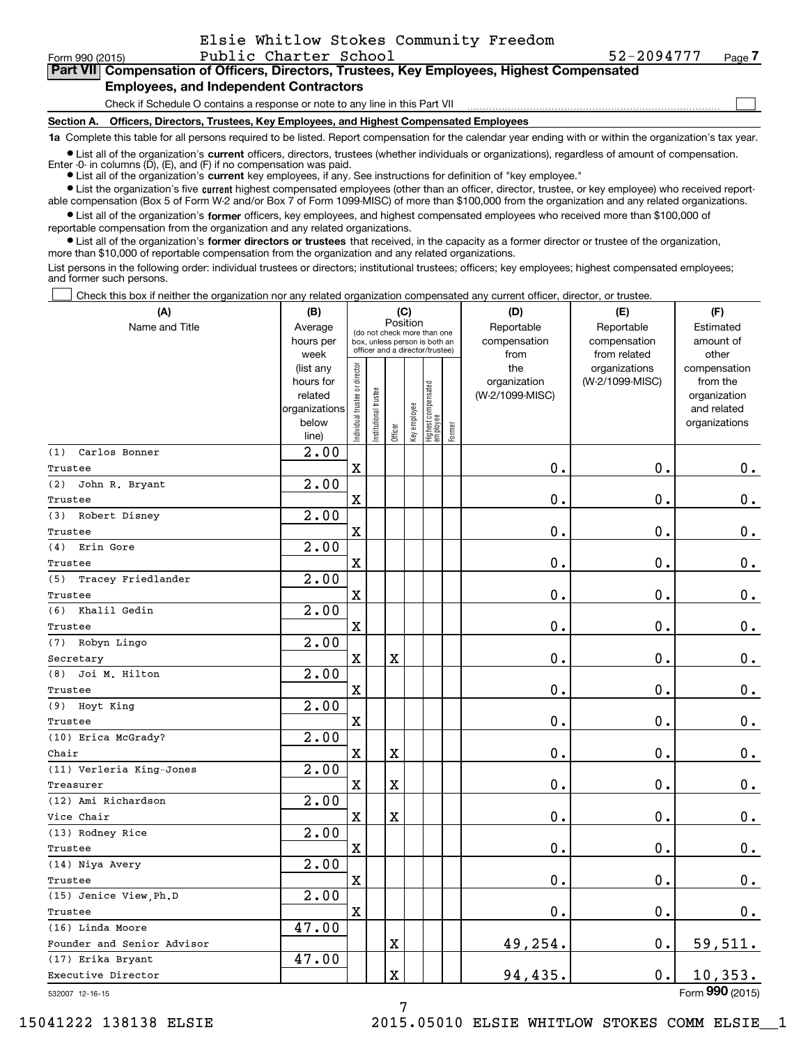Form 990 (2015) Elsie Whitlow Stokes Community Freedom Public Charter School 52-2094777 Page 7

**Part VII Compensation of Officers, Directors, Trustees, Key Employees, Highest Compensated Employees, and Independent Contractors**

Check if Schedule O contains a response or note to any line in this Part VII ☐

**Section A. Officers, Directors, Trustees, Key Employees, and Highest Compensated Employees**

**1a** Complete this table for all persons required to be listed. Report compensation for the calendar year ending with or within the organization's tax year.

- List all of the organization's **current** officers, directors, trustees (whether individuals or organizations), regardless of amount of compensation. Enter -0- in columns (D), (E), and (F) if no compensation was paid.
- List all of the organization's **current** key employees, if any. See instructions for definition of "key employee."
- List the organization's five **current** highest compensated employees (other than an officer, director, trustee, or key employee) who received reportable compensation (Box 5 of Form W-2 and/or Box 7 of Form 1099-MISC) of more than $100,000 from the organization and any related organizations.
- List all of the organization's **former** officers, key employees, and highest compensated employees who received more than $100,000 of reportable compensation from the organization and any related organizations.
- List all of the organization's **former directors or trustees** that received, in the capacity as a former director or trustee of the organization, more than $10,000 of reportable compensation from the organization and any related organizations.

List persons in the following order: individual trustees or directors; institutional trustees; officers; key employees; highest compensated employees; and former such persons.

☐ Check this box if neither the organization nor any related organization compensated any current officer, director, or trustee.

| (A) Name and Title | (B) Average hours per week (list any hours for related organizations below line) | (C) Position: Individual trustee or director | Institutional trustee | Officer | Key employee | Highest compensated employee | Former | (D) Reportable compensation from the organization (W-2/1099-MISC) | (E) Reportable compensation from related organizations (W-2/1099-MISC) | (F) Estimated amount of other compensation from the organization and related organizations |
|---|---|---|---|---|---|---|---|---|---|---|
| (1) Carlos Bonner<br>Trustee | 2.00 | X | | | | | | 0. | 0. | 0. |
| (2) John R. Bryant<br>Trustee | 2.00 | X | | | | | | 0. | 0. | 0. |
| (3) Robert Disney<br>Trustee | 2.00 | X | | | | | | 0. | 0. | 0. |
| (4) Erin Gore<br>Trustee | 2.00 | X | | | | | | 0. | 0. | 0. |
| (5) Tracey Friedlander<br>Trustee | 2.00 | X | | | | | | 0. | 0. | 0. |
| (6) Khalil Gedin<br>Trustee | 2.00 | X | | | | | | 0. | 0. | 0. |
| (7) Robyn Lingo<br>Secretary | 2.00 | X | | X | | | | 0. | 0. | 0. |
| (8) Joi M. Hilton<br>Trustee | 2.00 | X | | | | | | 0. | 0. | 0. |
| (9) Hoyt King<br>Trustee | 2.00 | X | | | | | | 0. | 0. | 0. |
| (10) Erica McGrady?<br>Chair | 2.00 | X | | X | | | | 0. | 0. | 0. |
| (11) Verleria King-Jones<br>Treasurer | 2.00 | X | | X | | | | 0. | 0. | 0. |
| (12) Ami Richardson<br>Vice Chair | 2.00 | X | | X | | | | 0. | 0. | 0. |
| (13) Rodney Rice<br>Trustee | 2.00 | X | | | | | | 0. | 0. | 0. |
| (14) Niya Avery<br>Trustee | 2.00 | X | | | | | | 0. | 0. | 0. |
| (15) Jenice View,Ph.D<br>Trustee | 2.00 | X | | | | | | 0. | 0. | 0. |
| (16) Linda Moore<br>Founder and Senior Advisor | 47.00 | | | X | | | | 49,254. | 0. | 59,511. |
| (17) Erika Bryant<br>Executive Director | 47.00 | | | X | | | | 94,435. | 0. | 10,353. |

532007 12-16-15 Form **990** (2015)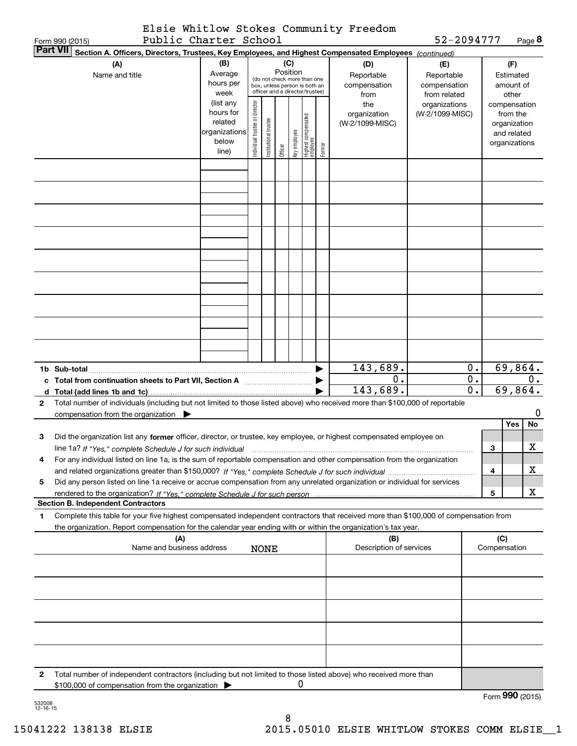Elsie Whitlow Stokes Community Freedom Public Charter School 52-2094777

**Part VII Section A. Officers, Directors, Trustees, Key Employees, and Highest Compensated Employees** *(continued)*

| (A) Name and title | (B) Average hours per week (list any hours for related organizations below line) | (C) Position: Individual trustee or director | Institutional trustee | Officer | Key employee | Highest compensated employee | Former | (D) Reportable compensation from the organization (W-2/1099-MISC) | (E) Reportable compensation from related organizations (W-2/1099-MISC) | (F) Estimated amount of other compensation from the organization and related organizations |
|---|---|---|---|---|---|---|---|---|---|---|
| | | | | | | | | | | |
| | | | | | | | | | | |
| | | | | | | | | | | |
| | | | | | | | | | | |
| | | | | | | | | | | |
| | | | | | | | | | | |
| | | | | | | | | | | |
| | | | | | | | | | | |
| | | | | | | | | | | |
| **1b Sub-total** | | | | | | | | 143,689. | 0. | 69,864. |
| **c Total from continuation sheets to Part VII, Section A** | | | | | | | | 0. | 0. | 0. |
| **d Total (add lines 1b and 1c)** | | | | | | | | 143,689. | 0. | 69,864. |

**2** Total number of individuals (including but not limited to those listed above) who received more than $100,000 of reportable compensation from the organization ▶ 0

| | | | Yes | No |
|---|---|---|---|---|
| **3** | Did the organization list any **former** officer, director, or trustee, key employee, or highest compensated employee on line 1a? *If "Yes," complete Schedule J for such individual* | 3 | | X |
| **4** | For any individual listed on line 1a, is the sum of reportable compensation and other compensation from the organization and related organizations greater than $150,000? *If "Yes," complete Schedule J for such individual* | 4 | | X |
| **5** | Did any person listed on line 1a receive or accrue compensation from any unrelated organization or individual for services rendered to the organization? *If "Yes," complete Schedule J for such person* | 5 | | X |

**Section B. Independent Contractors**

**1** Complete this table for your five highest compensated independent contractors that received more than $100,000 of compensation from the organization. Report compensation for the calendar year ending with or within the organization's tax year.

| (A) Name and business address | (B) Description of services | (C) Compensation |
|---|---|---|
| NONE | | |
| | | |
| | | |
| | | |
| | | |
| | | |

**2** Total number of independent contractors (including but not limited to those listed above) who received more than $100,000 of compensation from the organization ▶ 0

Form **990** (2015)

532008 12-16-15

15041222 138138 ELSIE 2015.05010 ELSIE WHITLOW STOKES COMM ELSIE__1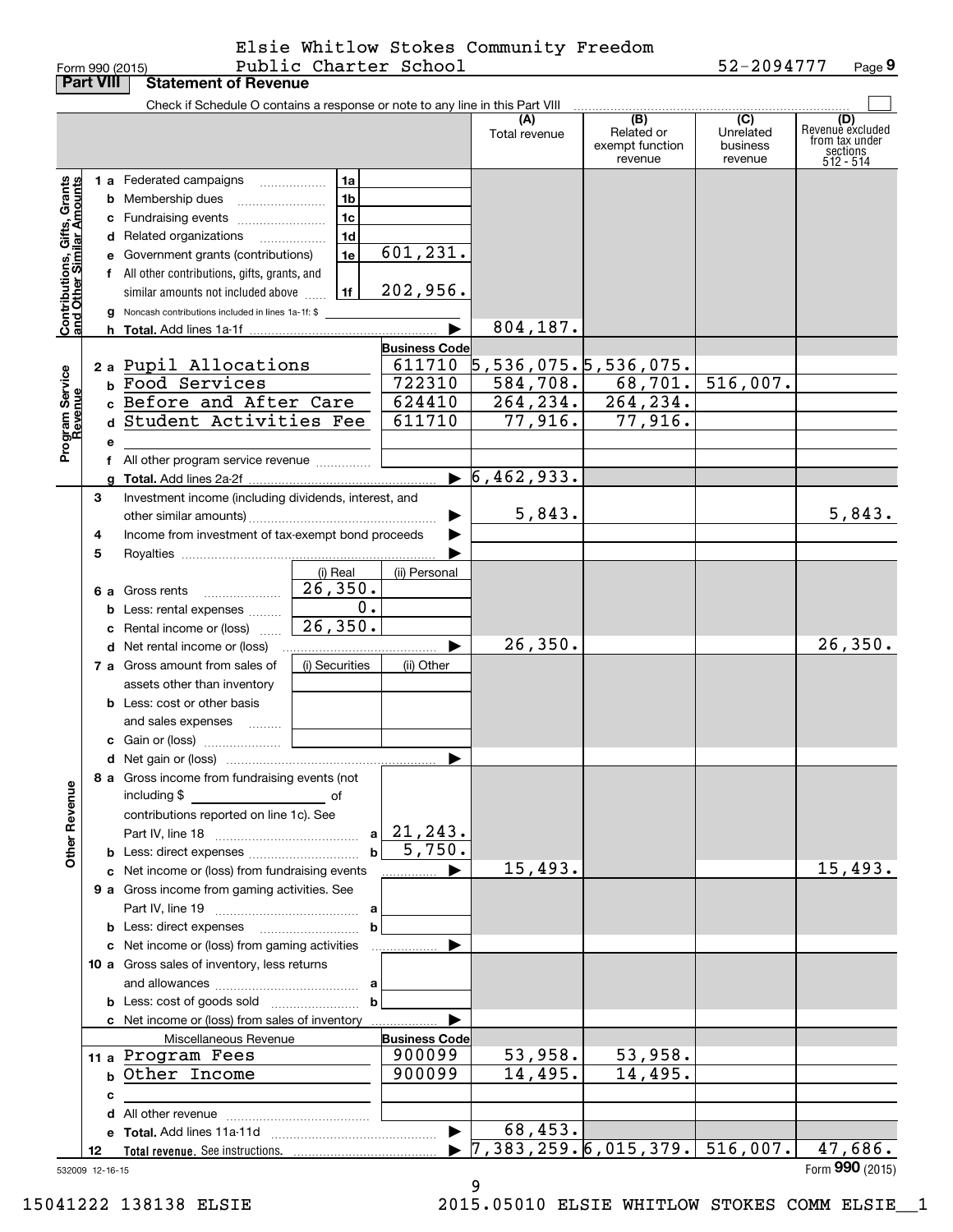Elsie Whitlow Stokes Community Freedom Public Charter School — 52-2094777

## Part VIII — Statement of Revenue

Check if Schedule O contains a response or note to any line in this Part VIII ☐

| | | | | (A) Total revenue | (B) Related or exempt function revenue | (C) Unrelated business revenue | (D) Revenue excluded from tax under sections 512 - 514 |
|---|---|---|---|---|---|---|---|
| **Contributions, Gifts, Grants and Other Similar Amounts** | 1a Federated campaigns | 1a | | | | | |
| | b Membership dues | 1b | | | | | |
| | c Fundraising events | 1c | | | | | |
| | d Related organizations | 1d | | | | | |
| | e Government grants (contributions) | 1e | 601,231. | | | | |
| | f All other contributions, gifts, grants, and similar amounts not included above | 1f | 202,956. | | | | |
| | g Noncash contributions included in lines 1a-1f: $ | | | | | | |
| | h **Total.** Add lines 1a-1f | | | 804,187. | | | |
| **Program Service Revenue** | | | **Business Code** | | | | |
| | 2a Pupil Allocations | | 611710 | 5,536,075. | 5,536,075. | | |
| | b Food Services | | 722310 | 584,708. | 68,701. | 516,007. | |
| | c Before and After Care | | 624410 | 264,234. | 264,234. | | |
| | d Student Activities Fee | | 611710 | 77,916. | 77,916. | | |
| | e | | | | | | |
| | f All other program service revenue | | | | | | |
| | g **Total.** Add lines 2a-2f | | | 6,462,933. | | | |
| **Other Revenue** | 3 Investment income (including dividends, interest, and other similar amounts) | | | 5,843. | | | 5,843. |
| | 4 Income from investment of tax-exempt bond proceeds | | | | | | |
| | 5 Royalties | | | | | | |
| | | (i) Real | (ii) Personal | | | | |
| | 6a Gross rents | 26,350. | | | | | |
| | b Less: rental expenses | 0. | | | | | |
| | c Rental income or (loss) | 26,350. | | | | | |
| | d Net rental income or (loss) | | | 26,350. | | | 26,350. |
| | | (i) Securities | (ii) Other | | | | |
| | 7a Gross amount from sales of assets other than inventory | | | | | | |
| | b Less: cost or other basis and sales expenses | | | | | | |
| | c Gain or (loss) | | | | | | |
| | d Net gain or (loss) | | | | | | |
| | 8a Gross income from fundraising events (not including $ of contributions reported on line 1c). See Part IV, line 18 | a | 21,243. | | | | |
| | b Less: direct expenses | b | 5,750. | | | | |
| | c Net income or (loss) from fundraising events | | | 15,493. | | | 15,493. |
| | 9a Gross income from gaming activities. See Part IV, line 19 | a | | | | | |
| | b Less: direct expenses | b | | | | | |
| | c Net income or (loss) from gaming activities | | | | | | |
| | 10a Gross sales of inventory, less returns and allowances | a | | | | | |
| | b Less: cost of goods sold | b | | | | | |
| | c Net income or (loss) from sales of inventory | | | | | | |
| | Miscellaneous Revenue | | **Business Code** | | | | |
| | 11a Program Fees | | 900099 | 53,958. | 53,958. | | |
| | b Other Income | | 900099 | 14,495. | 14,495. | | |
| | c | | | | | | |
| | d All other revenue | | | | | | |
| | e **Total.** Add lines 11a-11d | | | 68,453. | | | |
| | 12 **Total revenue.** See instructions. | | | 7,383,259. | 6,015,379. | 516,007. | 47,686. |

Form **990** (2015)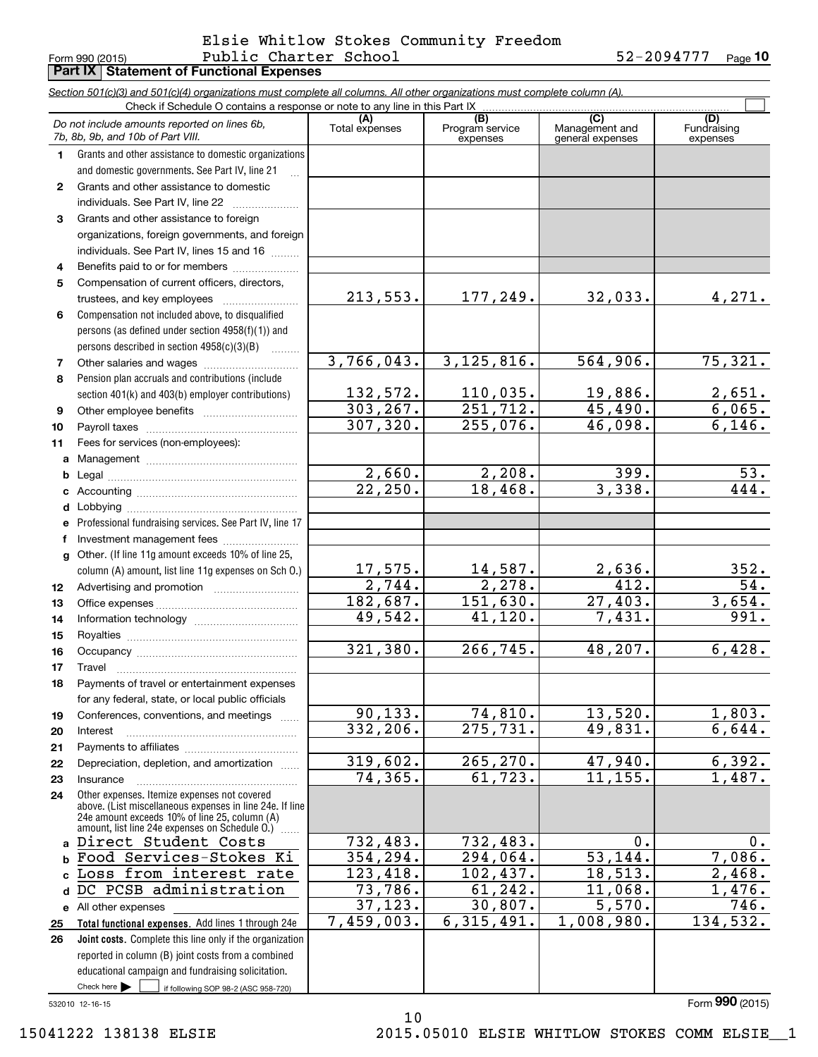Elsie Whitlow Stokes Community Freedom Public Charter School

Form 990 (2015) 52-2094777 Page **10**

## Part IX Statement of Functional Expenses

*Section 501(c)(3) and 501(c)(4) organizations must complete all columns. All other organizations must complete column (A).*

Check if Schedule O contains a response or note to any line in this Part IX ☐

| | *Do not include amounts reported on lines 6b, 7b, 8b, 9b, and 10b of Part VIII.* | (A) Total expenses | (B) Program service expenses | (C) Management and general expenses | (D) Fundraising expenses |
|---|---|---|---|---|---|
| 1 | Grants and other assistance to domestic organizations and domestic governments. See Part IV, line 21 | | | | |
| 2 | Grants and other assistance to domestic individuals. See Part IV, line 22 | | | | |
| 3 | Grants and other assistance to foreign organizations, foreign governments, and foreign individuals. See Part IV, lines 15 and 16 | | | | |
| 4 | Benefits paid to or for members | | | | |
| 5 | Compensation of current officers, directors, trustees, and key employees | 213,553. | 177,249. | 32,033. | 4,271. |
| 6 | Compensation not included above, to disqualified persons (as defined under section 4958(f)(1)) and persons described in section 4958(c)(3)(B) | | | | |
| 7 | Other salaries and wages | 3,766,043. | 3,125,816. | 564,906. | 75,321. |
| 8 | Pension plan accruals and contributions (include section 401(k) and 403(b) employer contributions) | 132,572. | 110,035. | 19,886. | 2,651. |
| 9 | Other employee benefits | 303,267. | 251,712. | 45,490. | 6,065. |
| 10 | Payroll taxes | 307,320. | 255,076. | 46,098. | 6,146. |
| 11 | Fees for services (non-employees): | | | | |
| a | Management | | | | |
| b | Legal | 2,660. | 2,208. | 399. | 53. |
| c | Accounting | 22,250. | 18,468. | 3,338. | 444. |
| d | Lobbying | | | | |
| e | Professional fundraising services. See Part IV, line 17 | | | | |
| f | Investment management fees | | | | |
| g | Other. (If line 11g amount exceeds 10% of line 25, column (A) amount, list line 11g expenses on Sch O.) | 17,575. | 14,587. | 2,636. | 352. |
| 12 | Advertising and promotion | 2,744. | 2,278. | 412. | 54. |
| 13 | Office expenses | 182,687. | 151,630. | 27,403. | 3,654. |
| 14 | Information technology | 49,542. | 41,120. | 7,431. | 991. |
| 15 | Royalties | | | | |
| 16 | Occupancy | 321,380. | 266,745. | 48,207. | 6,428. |
| 17 | Travel | | | | |
| 18 | Payments of travel or entertainment expenses for any federal, state, or local public officials | | | | |
| 19 | Conferences, conventions, and meetings | 90,133. | 74,810. | 13,520. | 1,803. |
| 20 | Interest | 332,206. | 275,731. | 49,831. | 6,644. |
| 21 | Payments to affiliates | | | | |
| 22 | Depreciation, depletion, and amortization | 319,602. | 265,270. | 47,940. | 6,392. |
| 23 | Insurance | 74,365. | 61,723. | 11,155. | 1,487. |
| 24 | Other expenses. Itemize expenses not covered above. (List miscellaneous expenses in line 24e. If line 24e amount exceeds 10% of line 25, column (A) amount, list line 24e expenses on Schedule O.) | | | | |
| a | Direct Student Costs | 732,483. | 732,483. | 0. | 0. |
| b | Food Services-Stokes Ki | 354,294. | 294,064. | 53,144. | 7,086. |
| c | Loss from interest rate | 123,418. | 102,437. | 18,513. | 2,468. |
| d | DC PCSB administration | 73,786. | 61,242. | 11,068. | 1,476. |
| e | All other expenses | 37,123. | 30,807. | 5,570. | 746. |
| 25 | **Total functional expenses.** Add lines 1 through 24e | 7,459,003. | 6,315,491. | 1,008,980. | 134,532. |
| 26 | **Joint costs.** Complete this line only if the organization reported in column (B) joint costs from a combined educational campaign and fundraising solicitation. Check here ☐ if following SOP 98-2 (ASC 958-720) | | | | |

532010 12-16-15

Form **990** (2015)

15041222 138138 ELSIE 2015.05010 ELSIE WHITLOW STOKES COMM ELSIE__1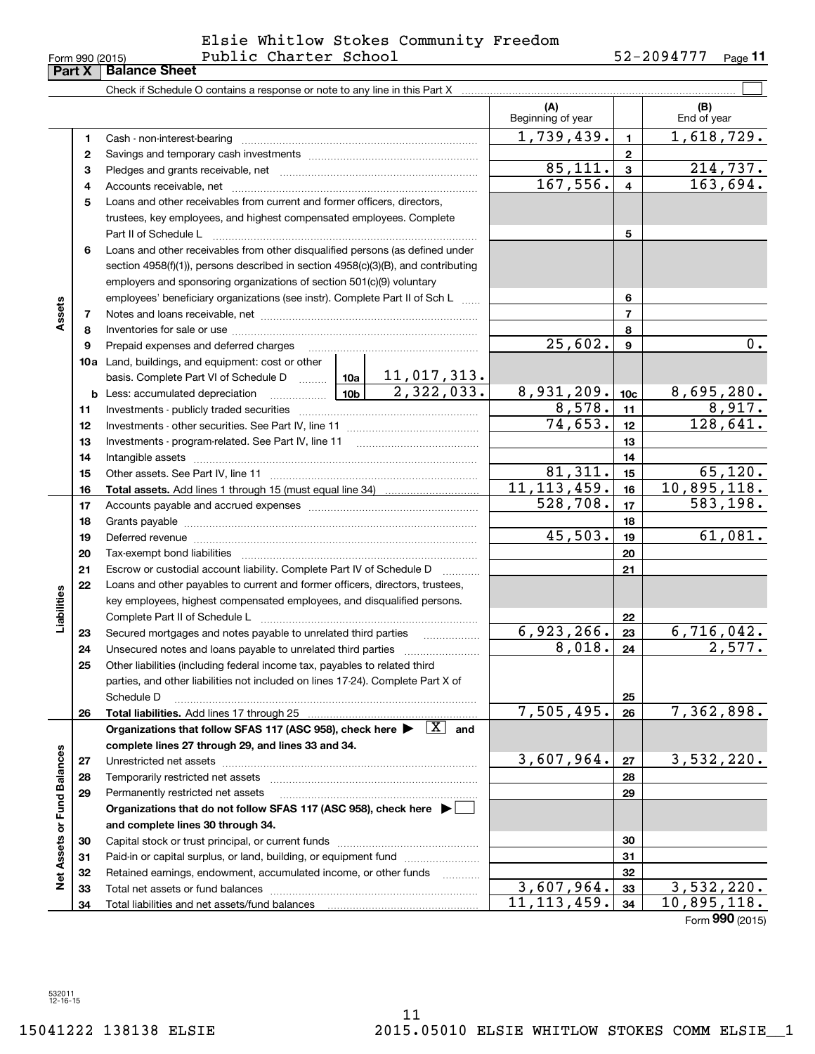Elsie Whitlow Stokes Community Freedom Public Charter School

Form 990 (2015) 52-2094777 Page 11

## Part X Balance Sheet

Check if Schedule O contains a response or note to any line in this Part X

| | | | (A) Beginning of year | | (B) End of year |
|---|---|---|---|---|---|
| Assets | 1 | Cash - non-interest-bearing | 1,739,439. | 1 | 1,618,729. |
| | 2 | Savings and temporary cash investments | | 2 | |
| | 3 | Pledges and grants receivable, net | 85,111. | 3 | 214,737. |
| | 4 | Accounts receivable, net | 167,556. | 4 | 163,694. |
| | 5 | Loans and other receivables from current and former officers, directors, trustees, key employees, and highest compensated employees. Complete Part II of Schedule L | | 5 | |
| | 6 | Loans and other receivables from other disqualified persons (as defined under section 4958(f)(1)), persons described in section 4958(c)(3)(B), and contributing employers and sponsoring organizations of section 501(c)(9) voluntary employees' beneficiary organizations (see instr). Complete Part II of Sch L | | 6 | |
| | 7 | Notes and loans receivable, net | | 7 | |
| | 8 | Inventories for sale or use | | 8 | |
| | 9 | Prepaid expenses and deferred charges | 25,602. | 9 | 0. |
| | 10a | Land, buildings, and equipment: cost or other basis. Complete Part VI of Schedule D — 10a: 11,017,313. | | | |
| | b | Less: accumulated depreciation — 10b: 2,322,033. | 8,931,209. | 10c | 8,695,280. |
| | 11 | Investments - publicly traded securities | 8,578. | 11 | 8,917. |
| | 12 | Investments - other securities. See Part IV, line 11 | 74,653. | 12 | 128,641. |
| | 13 | Investments - program-related. See Part IV, line 11 | | 13 | |
| | 14 | Intangible assets | | 14 | |
| | 15 | Other assets. See Part IV, line 11 | 81,311. | 15 | 65,120. |
| | 16 | **Total assets.** Add lines 1 through 15 (must equal line 34) | 11,113,459. | 16 | 10,895,118. |
| Liabilities | 17 | Accounts payable and accrued expenses | 528,708. | 17 | 583,198. |
| | 18 | Grants payable | | 18 | |
| | 19 | Deferred revenue | 45,503. | 19 | 61,081. |
| | 20 | Tax-exempt bond liabilities | | 20 | |
| | 21 | Escrow or custodial account liability. Complete Part IV of Schedule D | | 21 | |
| | 22 | Loans and other payables to current and former officers, directors, trustees, key employees, highest compensated employees, and disqualified persons. Complete Part II of Schedule L | | 22 | |
| | 23 | Secured mortgages and notes payable to unrelated third parties | 6,923,266. | 23 | 6,716,042. |
| | 24 | Unsecured notes and loans payable to unrelated third parties | 8,018. | 24 | 2,577. |
| | 25 | Other liabilities (including federal income tax, payables to related third parties, and other liabilities not included on lines 17-24). Complete Part X of Schedule D | | 25 | |
| | 26 | **Total liabilities.** Add lines 17 through 25 | 7,505,495. | 26 | 7,362,898. |
| Net Assets or Fund Balances | | **Organizations that follow SFAS 117 (ASC 958), check here ▶ [X] and complete lines 27 through 29, and lines 33 and 34.** | | | |
| | 27 | Unrestricted net assets | 3,607,964. | 27 | 3,532,220. |
| | 28 | Temporarily restricted net assets | | 28 | |
| | 29 | Permanently restricted net assets | | 29 | |
| | | **Organizations that do not follow SFAS 117 (ASC 958), check here ▶ [ ] and complete lines 30 through 34.** | | | |
| | 30 | Capital stock or trust principal, or current funds | | 30 | |
| | 31 | Paid-in or capital surplus, or land, building, or equipment fund | | 31 | |
| | 32 | Retained earnings, endowment, accumulated income, or other funds | | 32 | |
| | 33 | Total net assets or fund balances | 3,607,964. | 33 | 3,532,220. |
| | 34 | Total liabilities and net assets/fund balances | 11,113,459. | 34 | 10,895,118. |

Form **990** (2015)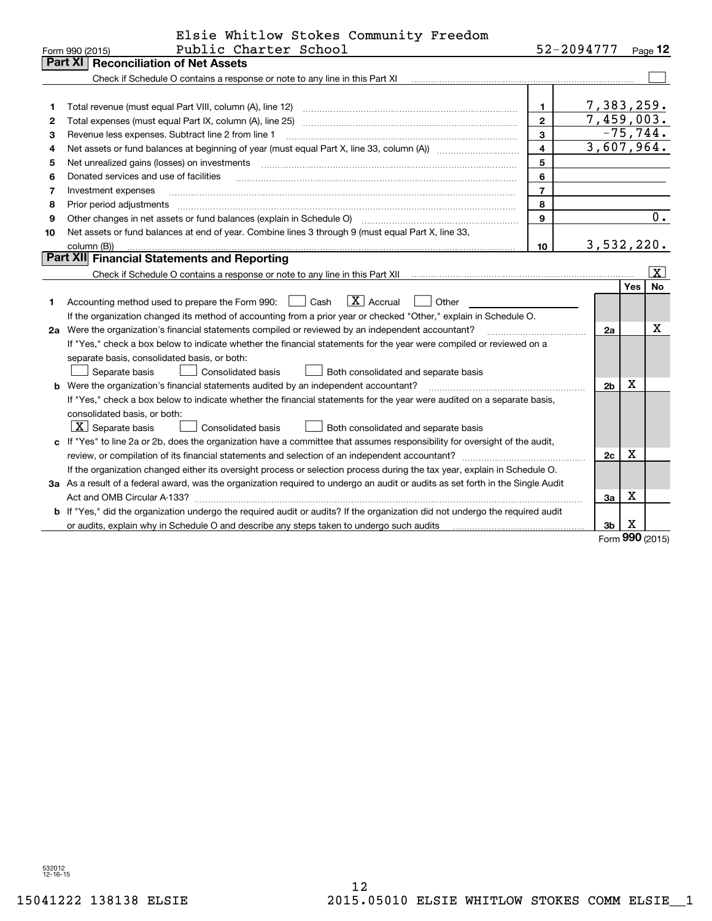Form 990 (2015) Elsie Whitlow Stokes Community Freedom Public Charter School 52-2094777 Page **12**

## Part XI Reconciliation of Net Assets

Check if Schedule O contains a response or note to any line in this Part XI ☐

| | | | |
|---|---|---|---|
| 1 | Total revenue (must equal Part VIII, column (A), line 12) | 1 | 7,383,259. |
| 2 | Total expenses (must equal Part IX, column (A), line 25) | 2 | 7,459,003. |
| 3 | Revenue less expenses. Subtract line 2 from line 1 | 3 | -75,744. |
| 4 | Net assets or fund balances at beginning of year (must equal Part X, line 33, column (A)) | 4 | 3,607,964. |
| 5 | Net unrealized gains (losses) on investments | 5 | |
| 6 | Donated services and use of facilities | 6 | |
| 7 | Investment expenses | 7 | |
| 8 | Prior period adjustments | 8 | |
| 9 | Other changes in net assets or fund balances (explain in Schedule O) | 9 | 0. |
| 10 | Net assets or fund balances at end of year. Combine lines 3 through 9 (must equal Part X, line 33, column (B)) | 10 | 3,532,220. |

## Part XII Financial Statements and Reporting

Check if Schedule O contains a response or note to any line in this Part XII ☒

| | | | Yes | No |
|---|---|---|---|---|
| 1 | Accounting method used to prepare the Form 990: ☐ Cash ☒ Accrual ☐ Other<br>If the organization changed its method of accounting from a prior year or checked "Other," explain in Schedule O. | | | |
| 2a | Were the organization's financial statements compiled or reviewed by an independent accountant?<br>If "Yes," check a box below to indicate whether the financial statements for the year were compiled or reviewed on a separate basis, consolidated basis, or both:<br>☐ Separate basis ☐ Consolidated basis ☐ Both consolidated and separate basis | 2a | | X |
| b | Were the organization's financial statements audited by an independent accountant?<br>If "Yes," check a box below to indicate whether the financial statements for the year were audited on a separate basis, consolidated basis, or both:<br>☒ Separate basis ☐ Consolidated basis ☐ Both consolidated and separate basis | 2b | X | |
| c | If "Yes" to line 2a or 2b, does the organization have a committee that assumes responsibility for oversight of the audit, review, or compilation of its financial statements and selection of an independent accountant?<br>If the organization changed either its oversight process or selection process during the tax year, explain in Schedule O. | 2c | X | |
| 3a | As a result of a federal award, was the organization required to undergo an audit or audits as set forth in the Single Audit Act and OMB Circular A-133? | 3a | X | |
| b | If "Yes," did the organization undergo the required audit or audits? If the organization did not undergo the required audit or audits, explain why in Schedule O and describe any steps taken to undergo such audits | 3b | X | |

Form **990** (2015)

532012 12-16-15

15041222 138138 ELSIE 2015.05010 ELSIE WHITLOW STOKES COMM ELSIE__1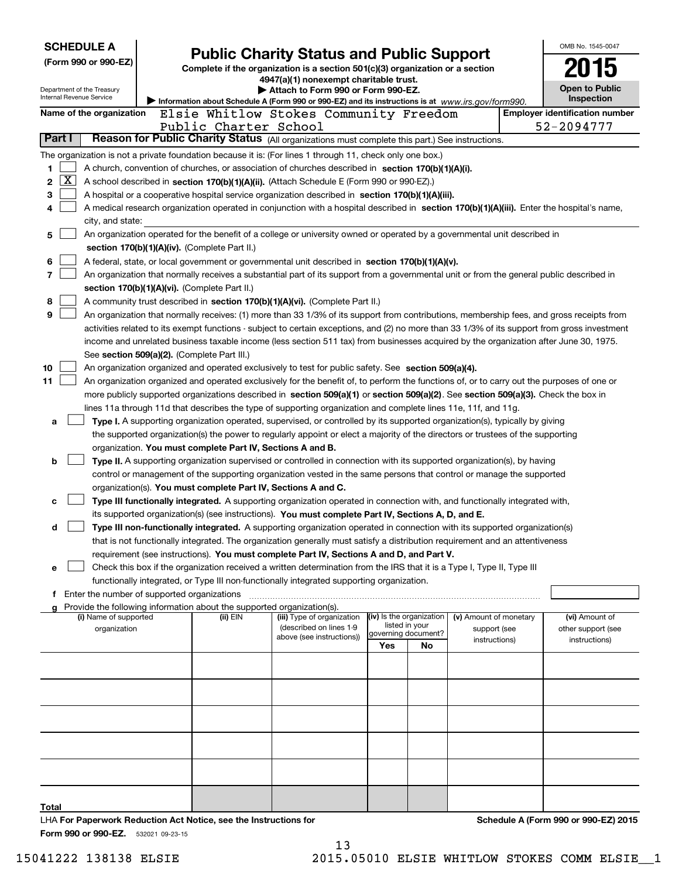**SCHEDULE A**
**(Form 990 or 990-EZ)**

Department of the Treasury
Internal Revenue Service

# Public Charity Status and Public Support

**Complete if the organization is a section 501(c)(3) organization or a section 4947(a)(1) nonexempt charitable trust.**
**▶ Attach to Form 990 or Form 990-EZ.**
**▶ Information about Schedule A (Form 990 or 990-EZ) and its instructions is at** *www.irs.gov/form990.*

OMB No. 1545-0047
**2015**
**Open to Public Inspection**

**Name of the organization:** Elsie Whitlow Stokes Community Freedom Public Charter School
**Employer identification number:** 52-2094777

## Part I — Reason for Public Charity Status (All organizations must complete this part.) See instructions.

The organization is not a private foundation because it is: (For lines 1 through 11, check only one box.)

1. [ ] A church, convention of churches, or association of churches described in **section 170(b)(1)(A)(i).**
2. [X] A school described in **section 170(b)(1)(A)(ii).** (Attach Schedule E (Form 990 or 990-EZ).)
3. [ ] A hospital or a cooperative hospital service organization described in **section 170(b)(1)(A)(iii).**
4. [ ] A medical research organization operated in conjunction with a hospital described in **section 170(b)(1)(A)(iii).** Enter the hospital's name, city, and state:
5. [ ] An organization operated for the benefit of a college or university owned or operated by a governmental unit described in **section 170(b)(1)(A)(iv).** (Complete Part II.)
6. [ ] A federal, state, or local government or governmental unit described in **section 170(b)(1)(A)(v).**
7. [ ] An organization that normally receives a substantial part of its support from a governmental unit or from the general public described in **section 170(b)(1)(A)(vi).** (Complete Part II.)
8. [ ] A community trust described in **section 170(b)(1)(A)(vi).** (Complete Part II.)
9. [ ] An organization that normally receives: (1) more than 33 1/3% of its support from contributions, membership fees, and gross receipts from activities related to its exempt functions - subject to certain exceptions, and (2) no more than 33 1/3% of its support from gross investment income and unrelated business taxable income (less section 511 tax) from businesses acquired by the organization after June 30, 1975. See **section 509(a)(2).** (Complete Part III.)
10. [ ] An organization organized and operated exclusively to test for public safety. See **section 509(a)(4).**
11. [ ] An organization organized and operated exclusively for the benefit of, to perform the functions of, or to carry out the purposes of one or more publicly supported organizations described in **section 509(a)(1)** or **section 509(a)(2).** See **section 509(a)(3).** Check the box in lines 11a through 11d that describes the type of supporting organization and complete lines 11e, 11f, and 11g.
    - **a** [ ] **Type I.** A supporting organization operated, supervised, or controlled by its supported organization(s), typically by giving the supported organization(s) the power to regularly appoint or elect a majority of the directors or trustees of the supporting organization. **You must complete Part IV, Sections A and B.**
    - **b** [ ] **Type II.** A supporting organization supervised or controlled in connection with its supported organization(s), by having control or management of the supporting organization vested in the same persons that control or manage the supported organization(s). **You must complete Part IV, Sections A and C.**
    - **c** [ ] **Type III functionally integrated.** A supporting organization operated in connection with, and functionally integrated with, its supported organization(s) (see instructions). **You must complete Part IV, Sections A, D, and E.**
    - **d** [ ] **Type III non-functionally integrated.** A supporting organization operated in connection with its supported organization(s) that is not functionally integrated. The organization generally must satisfy a distribution requirement and an attentiveness requirement (see instructions). **You must complete Part IV, Sections A and D, and Part V.**
    - **e** [ ] Check this box if the organization received a written determination from the IRS that it is a Type I, Type II, Type III functionally integrated, or Type III non-functionally integrated supporting organization.
    - **f** Enter the number of supported organizations
    - **g** Provide the following information about the supported organization(s).

| (i) Name of supported organization | (ii) EIN | (iii) Type of organization (described on lines 1-9 above (see instructions)) | (iv) Is the organization listed in your governing document? Yes | No | (v) Amount of monetary support (see instructions) | (vi) Amount of other support (see instructions) |
|---|---|---|---|---|---|---|
| | | | | | | |
| | | | | | | |
| | | | | | | |
| | | | | | | |
| | | | | | | |
| **Total** | | | | | | |

LHA **For Paperwork Reduction Act Notice, see the Instructions for Form 990 or 990-EZ.** 532021 09-23-15

**Schedule A (Form 990 or 990-EZ) 2015**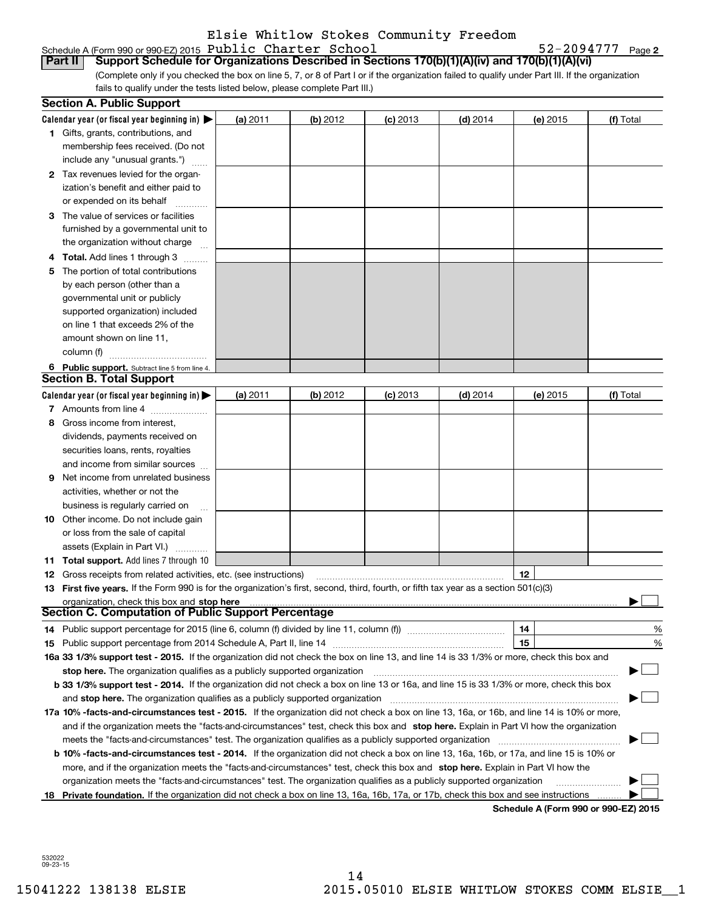Elsie Whitlow Stokes Community Freedom

Schedule A (Form 990 or 990-EZ) 2015 Public Charter School 52-2094777 Page 2

## Part II Support Schedule for Organizations Described in Sections 170(b)(1)(A)(iv) and 170(b)(1)(A)(vi)

(Complete only if you checked the box on line 5, 7, or 8 of Part I or if the organization failed to qualify under Part III. If the organization fails to qualify under the tests listed below, please complete Part III.)

### Section A. Public Support

| Calendar year (or fiscal year beginning in) ▶ | (a) 2011 | (b) 2012 | (c) 2013 | (d) 2014 | (e) 2015 | (f) Total |
|---|---|---|---|---|---|---|
| 1 Gifts, grants, contributions, and membership fees received. (Do not include any "unusual grants.") | | | | | | |
| 2 Tax revenues levied for the organization's benefit and either paid to or expended on its behalf | | | | | | |
| 3 The value of services or facilities furnished by a governmental unit to the organization without charge | | | | | | |
| 4 Total. Add lines 1 through 3 | | | | | | |
| 5 The portion of total contributions by each person (other than a governmental unit or publicly supported organization) included on line 1 that exceeds 2% of the amount shown on line 11, column (f) | | | | | | |
| 6 Public support. Subtract line 5 from line 4. | | | | | | |

### Section B. Total Support

| Calendar year (or fiscal year beginning in) ▶ | (a) 2011 | (b) 2012 | (c) 2013 | (d) 2014 | (e) 2015 | (f) Total |
|---|---|---|---|---|---|---|
| 7 Amounts from line 4 | | | | | | |
| 8 Gross income from interest, dividends, payments received on securities loans, rents, royalties and income from similar sources | | | | | | |
| 9 Net income from unrelated business activities, whether or not the business is regularly carried on | | | | | | |
| 10 Other income. Do not include gain or loss from the sale of capital assets (Explain in Part VI.) | | | | | | |
| 11 Total support. Add lines 7 through 10 | | | | | | |

12 Gross receipts from related activities, etc. (see instructions) | 12 |

13 **First five years.** If the Form 990 is for the organization's first, second, third, fourth, or fifth tax year as a section 501(c)(3) organization, check this box and **stop here** ▶ ☐

### Section C. Computation of Public Support Percentage

14 Public support percentage for 2015 (line 6, column (f) divided by line 11, column (f)) | 14 | %

15 Public support percentage from 2014 Schedule A, Part II, line 14 | 15 | %

16a **33 1/3% support test - 2015.** If the organization did not check the box on line 13, and line 14 is 33 1/3% or more, check this box and **stop here.** The organization qualifies as a publicly supported organization ▶ ☐

b **33 1/3% support test - 2014.** If the organization did not check a box on line 13 or 16a, and line 15 is 33 1/3% or more, check this box and **stop here.** The organization qualifies as a publicly supported organization ▶ ☐

17a **10% -facts-and-circumstances test - 2015.** If the organization did not check a box on line 13, 16a, or 16b, and line 14 is 10% or more, and if the organization meets the "facts-and-circumstances" test, check this box and **stop here.** Explain in Part VI how the organization meets the "facts-and-circumstances" test. The organization qualifies as a publicly supported organization ▶ ☐

b **10% -facts-and-circumstances test - 2014.** If the organization did not check a box on line 13, 16a, 16b, or 17a, and line 15 is 10% or more, and if the organization meets the "facts-and-circumstances" test, check this box and **stop here.** Explain in Part VI how the organization meets the "facts-and-circumstances" test. The organization qualifies as a publicly supported organization ▶ ☐

18 **Private foundation.** If the organization did not check a box on line 13, 16a, 16b, 17a, or 17b, check this box and see instructions ▶ ☐

**Schedule A (Form 990 or 990-EZ) 2015**

532022 09-23-15

15041222 138138 ELSIE 2015.05010 ELSIE WHITLOW STOKES COMM ELSIE__1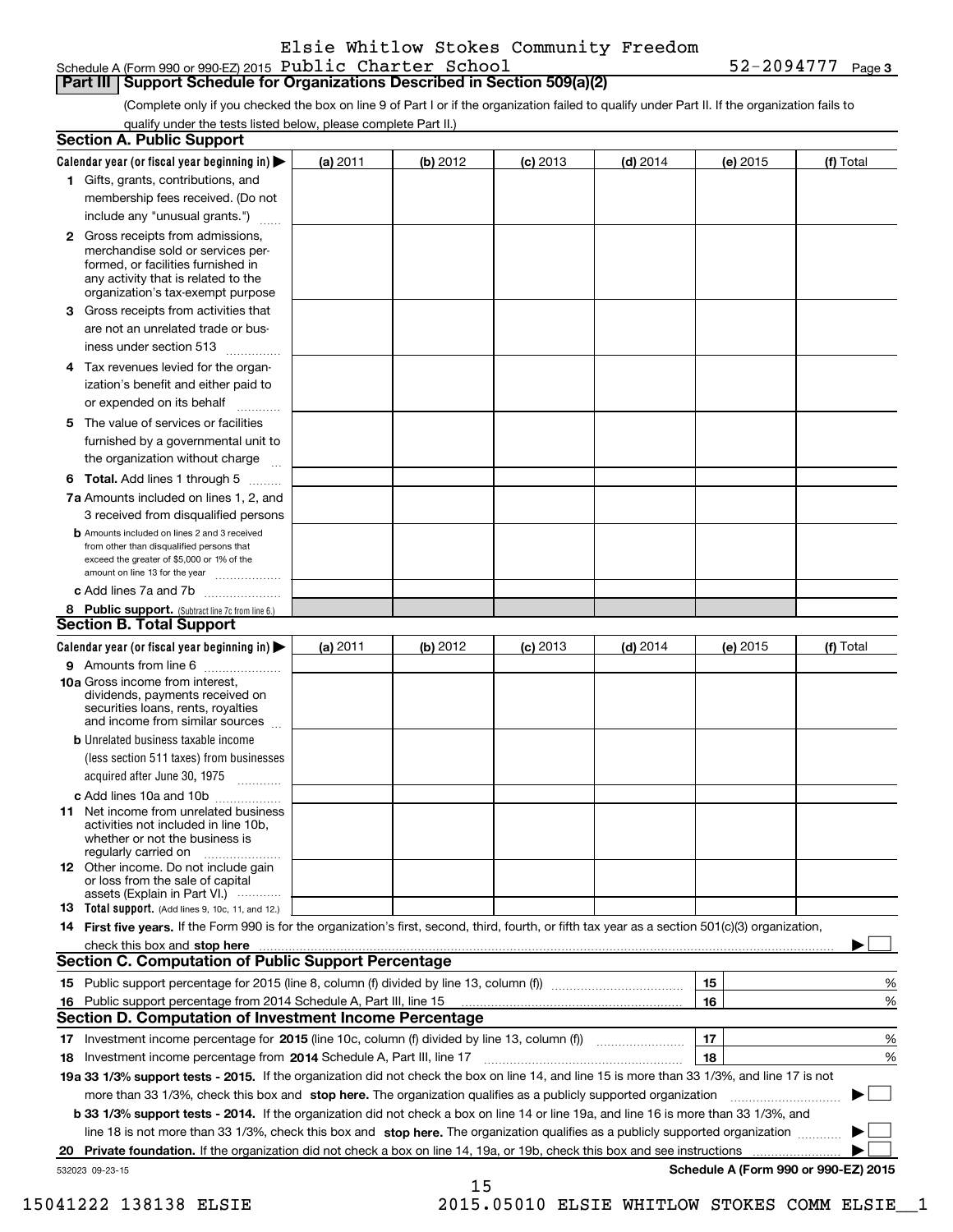Elsie Whitlow Stokes Community Freedom

Schedule A (Form 990 or 990-EZ) 2015 Public Charter School 52-2094777 Page 3

## Part III Support Schedule for Organizations Described in Section 509(a)(2)

(Complete only if you checked the box on line 9 of Part I or if the organization failed to qualify under Part II. If the organization fails to qualify under the tests listed below, please complete Part II.)

### Section A. Public Support

| Calendar year (or fiscal year beginning in) ▶ | (a) 2011 | (b) 2012 | (c) 2013 | (d) 2014 | (e) 2015 | (f) Total |
|---|---|---|---|---|---|---|
| 1 Gifts, grants, contributions, and membership fees received. (Do not include any "unusual grants.") | | | | | | |
| 2 Gross receipts from admissions, merchandise sold or services performed, or facilities furnished in any activity that is related to the organization's tax-exempt purpose | | | | | | |
| 3 Gross receipts from activities that are not an unrelated trade or business under section 513 | | | | | | |
| 4 Tax revenues levied for the organization's benefit and either paid to or expended on its behalf | | | | | | |
| 5 The value of services or facilities furnished by a governmental unit to the organization without charge | | | | | | |
| 6 Total. Add lines 1 through 5 | | | | | | |
| 7a Amounts included on lines 1, 2, and 3 received from disqualified persons | | | | | | |
| b Amounts included on lines 2 and 3 received from other than disqualified persons that exceed the greater of $5,000 or 1% of the amount on line 13 for the year | | | | | | |
| c Add lines 7a and 7b | | | | | | |
| 8 Public support. (Subtract line 7c from line 6.) | | | | | | |

### Section B. Total Support

| Calendar year (or fiscal year beginning in) ▶ | (a) 2011 | (b) 2012 | (c) 2013 | (d) 2014 | (e) 2015 | (f) Total |
|---|---|---|---|---|---|---|
| 9 Amounts from line 6 | | | | | | |
| 10a Gross income from interest, dividends, payments received on securities loans, rents, royalties and income from similar sources | | | | | | |
| b Unrelated business taxable income (less section 511 taxes) from businesses acquired after June 30, 1975 | | | | | | |
| c Add lines 10a and 10b | | | | | | |
| 11 Net income from unrelated business activities not included in line 10b, whether or not the business is regularly carried on | | | | | | |
| 12 Other income. Do not include gain or loss from the sale of capital assets (Explain in Part VI.) | | | | | | |
| 13 Total support. (Add lines 9, 10c, 11, and 12.) | | | | | | |

14 First five years. If the Form 990 is for the organization's first, second, third, fourth, or fifth tax year as a section 501(c)(3) organization, check this box and stop here ▶ ☐

### Section C. Computation of Public Support Percentage

| | | | |
|---|---|---|---|
| 15 Public support percentage for 2015 (line 8, column (f) divided by line 13, column (f)) | 15 | | % |
| 16 Public support percentage from 2014 Schedule A, Part III, line 15 | 16 | | % |

### Section D. Computation of Investment Income Percentage

| | | | |
|---|---|---|---|
| 17 Investment income percentage for 2015 (line 10c, column (f) divided by line 13, column (f)) | 17 | | % |
| 18 Investment income percentage from 2014 Schedule A, Part III, line 17 | 18 | | % |

19a 33 1/3% support tests - 2015. If the organization did not check the box on line 14, and line 15 is more than 33 1/3%, and line 17 is not more than 33 1/3%, check this box and stop here. The organization qualifies as a publicly supported organization ▶ ☐

b 33 1/3% support tests - 2014. If the organization did not check a box on line 14 or line 19a, and line 16 is more than 33 1/3%, and line 18 is not more than 33 1/3%, check this box and stop here. The organization qualifies as a publicly supported organization ▶ ☐

20 Private foundation. If the organization did not check a box on line 14, 19a, or 19b, check this box and see instructions ▶ ☐

532023 09-23-15 Schedule A (Form 990 or 990-EZ) 2015

15041222 138138 ELSIE 2015.05010 ELSIE WHITLOW STOKES COMM ELSIE__1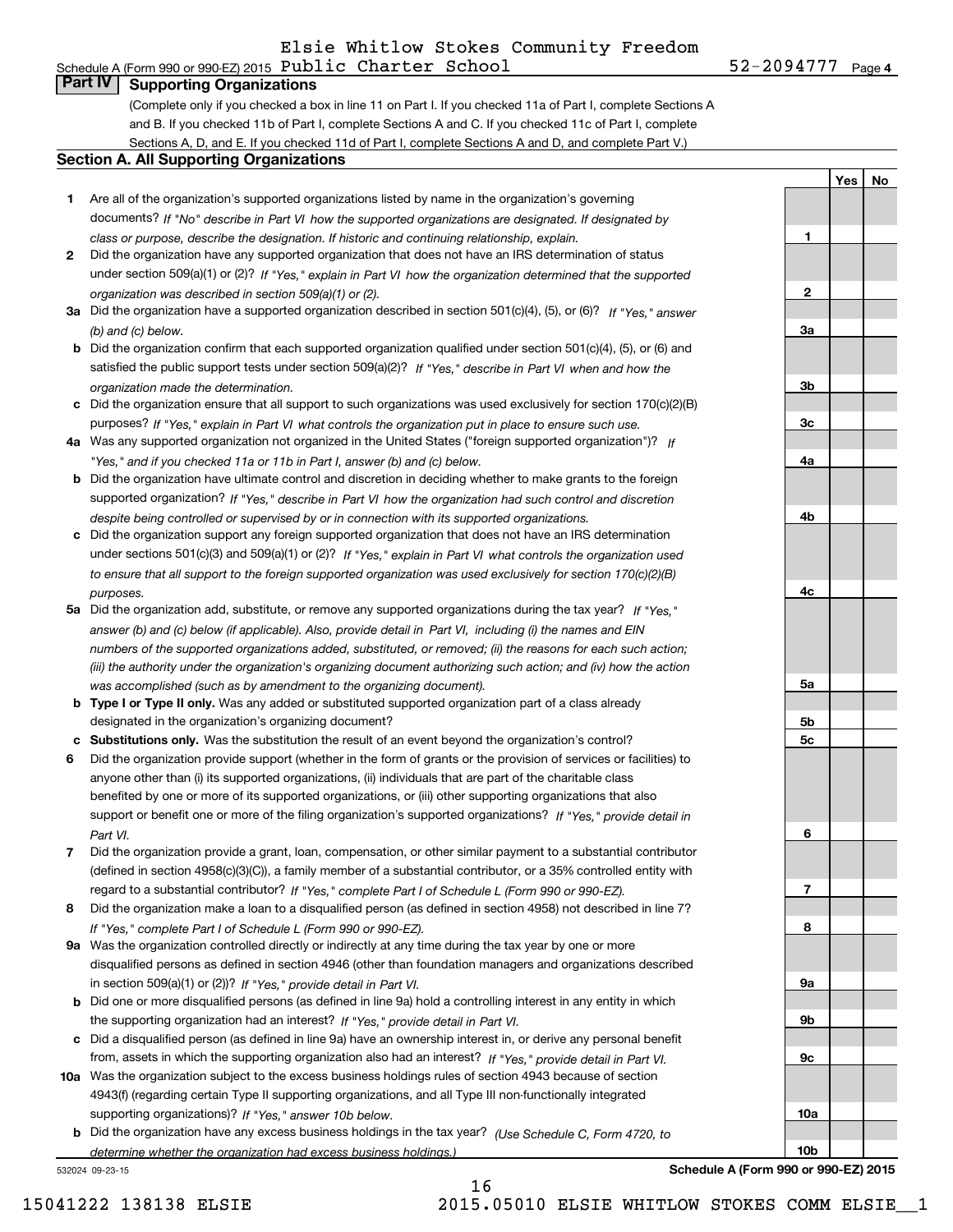Schedule A (Form 990 or 990-EZ) 2015 Elsie Whitlow Stokes Community Freedom Public Charter School 52-2094777 Page 4

## Part IV Supporting Organizations

(Complete only if you checked a box in line 11 on Part I. If you checked 11a of Part I, complete Sections A and B. If you checked 11b of Part I, complete Sections A and C. If you checked 11c of Part I, complete Sections A, D, and E. If you checked 11d of Part I, complete Sections A and D, and complete Part V.)

### Section A. All Supporting Organizations

| | | Line | Yes | No |
|---|---|---|---|---|
| 1 | Are all of the organization's supported organizations listed by name in the organization's governing documents? *If "No" describe in Part VI how the supported organizations are designated. If designated by class or purpose, describe the designation. If historic and continuing relationship, explain.* | 1 | | |
| 2 | Did the organization have any supported organization that does not have an IRS determination of status under section 509(a)(1) or (2)? *If "Yes," explain in Part VI how the organization determined that the supported organization was described in section 509(a)(1) or (2).* | 2 | | |
| 3a | Did the organization have a supported organization described in section 501(c)(4), (5), or (6)? *If "Yes," answer (b) and (c) below.* | 3a | | |
| b | Did the organization confirm that each supported organization qualified under section 501(c)(4), (5), or (6) and satisfied the public support tests under section 509(a)(2)? *If "Yes," describe in Part VI when and how the organization made the determination.* | 3b | | |
| c | Did the organization ensure that all support to such organizations was used exclusively for section 170(c)(2)(B) purposes? *If "Yes," explain in Part VI what controls the organization put in place to ensure such use.* | 3c | | |
| 4a | Was any supported organization not organized in the United States ("foreign supported organization")? *If "Yes," and if you checked 11a or 11b in Part I, answer (b) and (c) below.* | 4a | | |
| b | Did the organization have ultimate control and discretion in deciding whether to make grants to the foreign supported organization? *If "Yes," describe in Part VI how the organization had such control and discretion despite being controlled or supervised by or in connection with its supported organizations.* | 4b | | |
| c | Did the organization support any foreign supported organization that does not have an IRS determination under sections 501(c)(3) and 509(a)(1) or (2)? *If "Yes," explain in Part VI what controls the organization used to ensure that all support to the foreign supported organization was used exclusively for section 170(c)(2)(B) purposes.* | 4c | | |
| 5a | Did the organization add, substitute, or remove any supported organizations during the tax year? *If "Yes," answer (b) and (c) below (if applicable). Also, provide detail in Part VI, including (i) the names and EIN numbers of the supported organizations added, substituted, or removed; (ii) the reasons for each such action; (iii) the authority under the organization's organizing document authorizing such action; and (iv) how the action was accomplished (such as by amendment to the organizing document).* | 5a | | |
| b | **Type I or Type II only.** Was any added or substituted supported organization part of a class already designated in the organization's organizing document? | 5b | | |
| c | **Substitutions only.** Was the substitution the result of an event beyond the organization's control? | 5c | | |
| 6 | Did the organization provide support (whether in the form of grants or the provision of services or facilities) to anyone other than (i) its supported organizations, (ii) individuals that are part of the charitable class benefited by one or more of its supported organizations, or (iii) other supporting organizations that also support or benefit one or more of the filing organization's supported organizations? *If "Yes," provide detail in Part VI.* | 6 | | |
| 7 | Did the organization provide a grant, loan, compensation, or other similar payment to a substantial contributor (defined in section 4958(c)(3)(C)), a family member of a substantial contributor, or a 35% controlled entity with regard to a substantial contributor? *If "Yes," complete Part I of Schedule L (Form 990 or 990-EZ).* | 7 | | |
| 8 | Did the organization make a loan to a disqualified person (as defined in section 4958) not described in line 7? *If "Yes," complete Part I of Schedule L (Form 990 or 990-EZ).* | 8 | | |
| 9a | Was the organization controlled directly or indirectly at any time during the tax year by one or more disqualified persons as defined in section 4946 (other than foundation managers and organizations described in section 509(a)(1) or (2))? *If "Yes," provide detail in Part VI.* | 9a | | |
| b | Did one or more disqualified persons (as defined in line 9a) hold a controlling interest in any entity in which the supporting organization had an interest? *If "Yes," provide detail in Part VI.* | 9b | | |
| c | Did a disqualified person (as defined in line 9a) have an ownership interest in, or derive any personal benefit from, assets in which the supporting organization also had an interest? *If "Yes," provide detail in Part VI.* | 9c | | |
| 10a | Was the organization subject to the excess business holdings rules of section 4943 because of section 4943(f) (regarding certain Type II supporting organizations, and all Type III non-functionally integrated supporting organizations)? *If "Yes," answer 10b below.* | 10a | | |
| b | Did the organization have any excess business holdings in the tax year? *(Use Schedule C, Form 4720, to determine whether the organization had excess business holdings.)* | 10b | | |

532024 09-23-15

Schedule A (Form 990 or 990-EZ) 2015

15041222 138138 ELSIE 2015.05010 ELSIE WHITLOW STOKES COMM ELSIE__1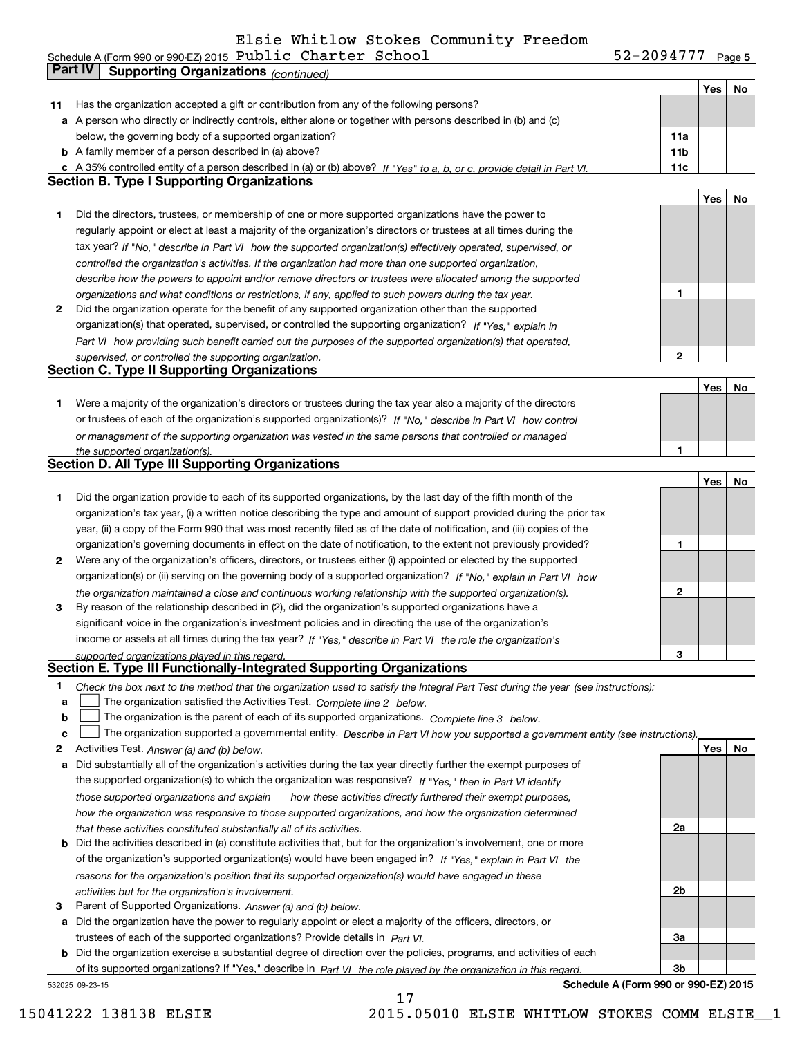Elsie Whitlow Stokes Community Freedom

Schedule A (Form 990 or 990-EZ) 2015 Public Charter School 52-2094777 Page 5

## Part IV Supporting Organizations *(continued)*

| | | | Yes | No |
|---|---|---|---|---|
| 11 | Has the organization accepted a gift or contribution from any of the following persons? | | | |
| a | A person who directly or indirectly controls, either alone or together with persons described in (b) and (c) below, the governing body of a supported organization? | 11a | | |
| b | A family member of a person described in (a) above? | 11b | | |
| c | A 35% controlled entity of a person described in (a) or (b) above? *If "Yes" to a, b, or c, provide detail in Part VI.* | 11c | | |

### Section B. Type I Supporting Organizations

| | | | Yes | No |
|---|---|---|---|---|
| 1 | Did the directors, trustees, or membership of one or more supported organizations have the power to regularly appoint or elect at least a majority of the organization's directors or trustees at all times during the tax year? *If "No," describe in Part VI how the supported organization(s) effectively operated, supervised, or controlled the organization's activities. If the organization had more than one supported organization, describe how the powers to appoint and/or remove directors or trustees were allocated among the supported organizations and what conditions or restrictions, if any, applied to such powers during the tax year.* | 1 | | |
| 2 | Did the organization operate for the benefit of any supported organization other than the supported organization(s) that operated, supervised, or controlled the supporting organization? *If "Yes," explain in Part VI how providing such benefit carried out the purposes of the supported organization(s) that operated, supervised, or controlled the supporting organization.* | 2 | | |

### Section C. Type II Supporting Organizations

| | | | Yes | No |
|---|---|---|---|---|
| 1 | Were a majority of the organization's directors or trustees during the tax year also a majority of the directors or trustees of each of the organization's supported organization(s)? *If "No," describe in Part VI how control or management of the supporting organization was vested in the same persons that controlled or managed the supported organization(s).* | 1 | | |

### Section D. All Type III Supporting Organizations

| | | | Yes | No |
|---|---|---|---|---|
| 1 | Did the organization provide to each of its supported organizations, by the last day of the fifth month of the organization's tax year, (i) a written notice describing the type and amount of support provided during the prior tax year, (ii) a copy of the Form 990 that was most recently filed as of the date of notification, and (iii) copies of the organization's governing documents in effect on the date of notification, to the extent not previously provided? | 1 | | |
| 2 | Were any of the organization's officers, directors, or trustees either (i) appointed or elected by the supported organization(s) or (ii) serving on the governing body of a supported organization? *If "No," explain in Part VI how the organization maintained a close and continuous working relationship with the supported organization(s).* | 2 | | |
| 3 | By reason of the relationship described in (2), did the organization's supported organizations have a significant voice in the organization's investment policies and in directing the use of the organization's income or assets at all times during the tax year? *If "Yes," describe in Part VI the role the organization's supported organizations played in this regard.* | 3 | | |

### Section E. Type III Functionally-Integrated Supporting Organizations

1 *Check the box next to the method that the organization used to satisfy the Integral Part Test during the year (see instructions):*

- a ☐ The organization satisfied the Activities Test. *Complete line 2 below.*
- b ☐ The organization is the parent of each of its supported organizations. *Complete line 3 below.*
- c ☐ The organization supported a governmental entity. *Describe in Part VI how you supported a government entity (see instructions).*

| | | | Yes | No |
|---|---|---|---|---|
| 2 | Activities Test. *Answer (a) and (b) below.* | | | |
| a | Did substantially all of the organization's activities during the tax year directly further the exempt purposes of the supported organization(s) to which the organization was responsive? *If "Yes," then in Part VI identify those supported organizations and explain how these activities directly furthered their exempt purposes, how the organization was responsive to those supported organizations, and how the organization determined that these activities constituted substantially all of its activities.* | 2a | | |
| b | Did the activities described in (a) constitute activities that, but for the organization's involvement, one or more of the organization's supported organization(s) would have been engaged in? *If "Yes," explain in Part VI the reasons for the organization's position that its supported organization(s) would have engaged in these activities but for the organization's involvement.* | 2b | | |
| 3 | Parent of Supported Organizations. *Answer (a) and (b) below.* | | | |
| a | Did the organization have the power to regularly appoint or elect a majority of the officers, directors, or trustees of each of the supported organizations? Provide details in *Part VI.* | 3a | | |
| b | Did the organization exercise a substantial degree of direction over the policies, programs, and activities of each of its supported organizations? If "Yes," describe in *Part VI the role played by the organization in this regard.* | 3b | | |

532025 09-23-15 **Schedule A (Form 990 or 990-EZ) 2015**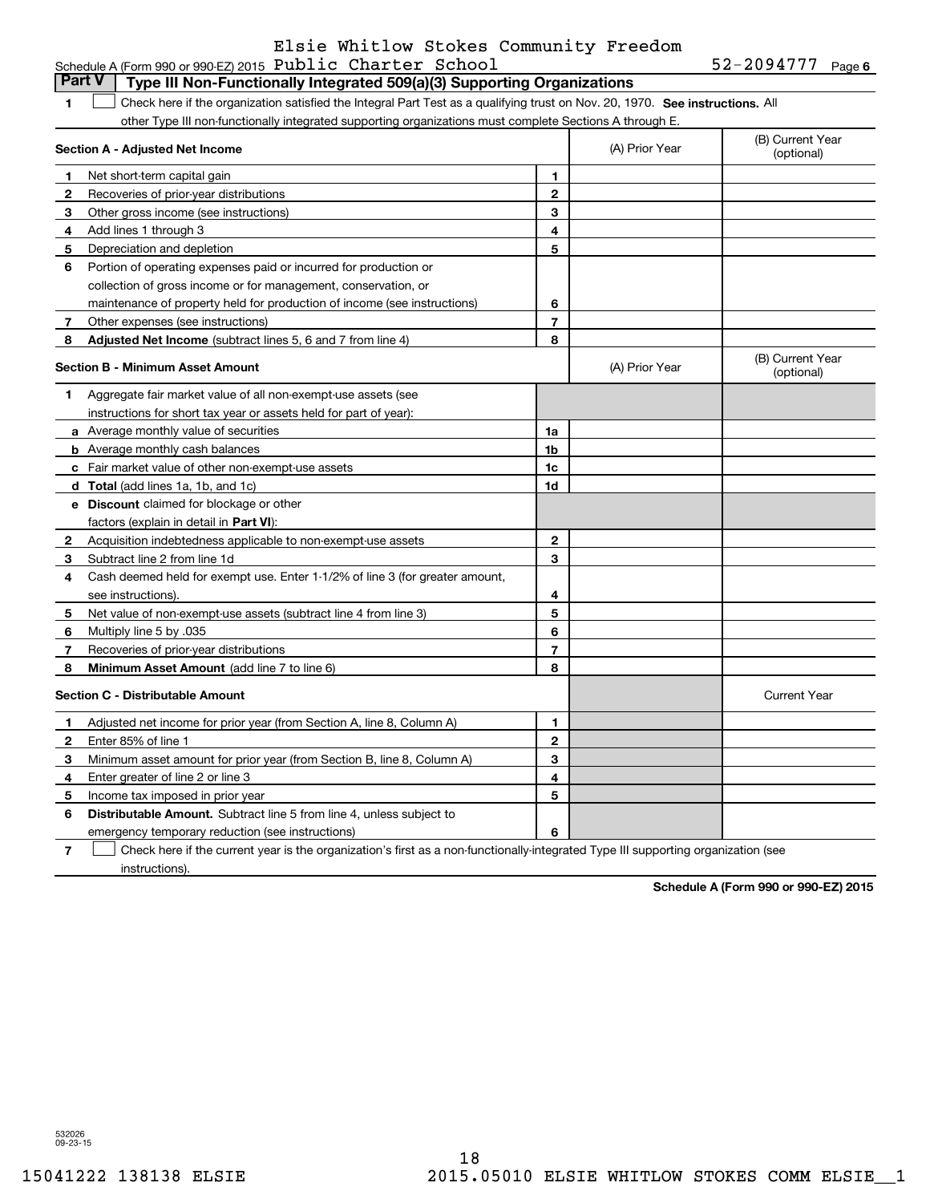Elsie Whitlow Stokes Community Freedom

Schedule A (Form 990 or 990-EZ) 2015 Public Charter School 52-2094777 Page 6

**Part V | Type III Non-Functionally Integrated 509(a)(3) Supporting Organizations**

**1** ☐ Check here if the organization satisfied the Integral Part Test as a qualifying trust on Nov. 20, 1970. **See instructions.** All other Type III non-functionally integrated supporting organizations must complete Sections A through E.

| **Section A - Adjusted Net Income** | | (A) Prior Year | (B) Current Year (optional) |
|---|---|---|---|
| **1** Net short-term capital gain | 1 | | |
| **2** Recoveries of prior-year distributions | 2 | | |
| **3** Other gross income (see instructions) | 3 | | |
| **4** Add lines 1 through 3 | 4 | | |
| **5** Depreciation and depletion | 5 | | |
| **6** Portion of operating expenses paid or incurred for production or collection of gross income or for management, conservation, or maintenance of property held for production of income (see instructions) | 6 | | |
| **7** Other expenses (see instructions) | 7 | | |
| **8** **Adjusted Net Income** (subtract lines 5, 6 and 7 from line 4) | 8 | | |

| **Section B - Minimum Asset Amount** | | (A) Prior Year | (B) Current Year (optional) |
|---|---|---|---|
| **1** Aggregate fair market value of all non-exempt-use assets (see instructions for short tax year or assets held for part of year): | | | |
| **a** Average monthly value of securities | 1a | | |
| **b** Average monthly cash balances | 1b | | |
| **c** Fair market value of other non-exempt-use assets | 1c | | |
| **d** **Total** (add lines 1a, 1b, and 1c) | 1d | | |
| **e** **Discount** claimed for blockage or other factors (explain in detail in **Part VI**): | | | |
| **2** Acquisition indebtedness applicable to non-exempt-use assets | 2 | | |
| **3** Subtract line 2 from line 1d | 3 | | |
| **4** Cash deemed held for exempt use. Enter 1-1/2% of line 3 (for greater amount, see instructions). | 4 | | |
| **5** Net value of non-exempt-use assets (subtract line 4 from line 3) | 5 | | |
| **6** Multiply line 5 by .035 | 6 | | |
| **7** Recoveries of prior-year distributions | 7 | | |
| **8** **Minimum Asset Amount** (add line 7 to line 6) | 8 | | |

| **Section C - Distributable Amount** | | | Current Year |
|---|---|---|---|
| **1** Adjusted net income for prior year (from Section A, line 8, Column A) | 1 | | |
| **2** Enter 85% of line 1 | 2 | | |
| **3** Minimum asset amount for prior year (from Section B, line 8, Column A) | 3 | | |
| **4** Enter greater of line 2 or line 3 | 4 | | |
| **5** Income tax imposed in prior year | 5 | | |
| **6** **Distributable Amount.** Subtract line 5 from line 4, unless subject to emergency temporary reduction (see instructions) | 6 | | |

**7** ☐ Check here if the current year is the organization's first as a non-functionally-integrated Type III supporting organization (see instructions).

**Schedule A (Form 990 or 990-EZ) 2015**

532026 09-23-15

15041222 138138 ELSIE 2015.05010 ELSIE WHITLOW STOKES COMM ELSIE__1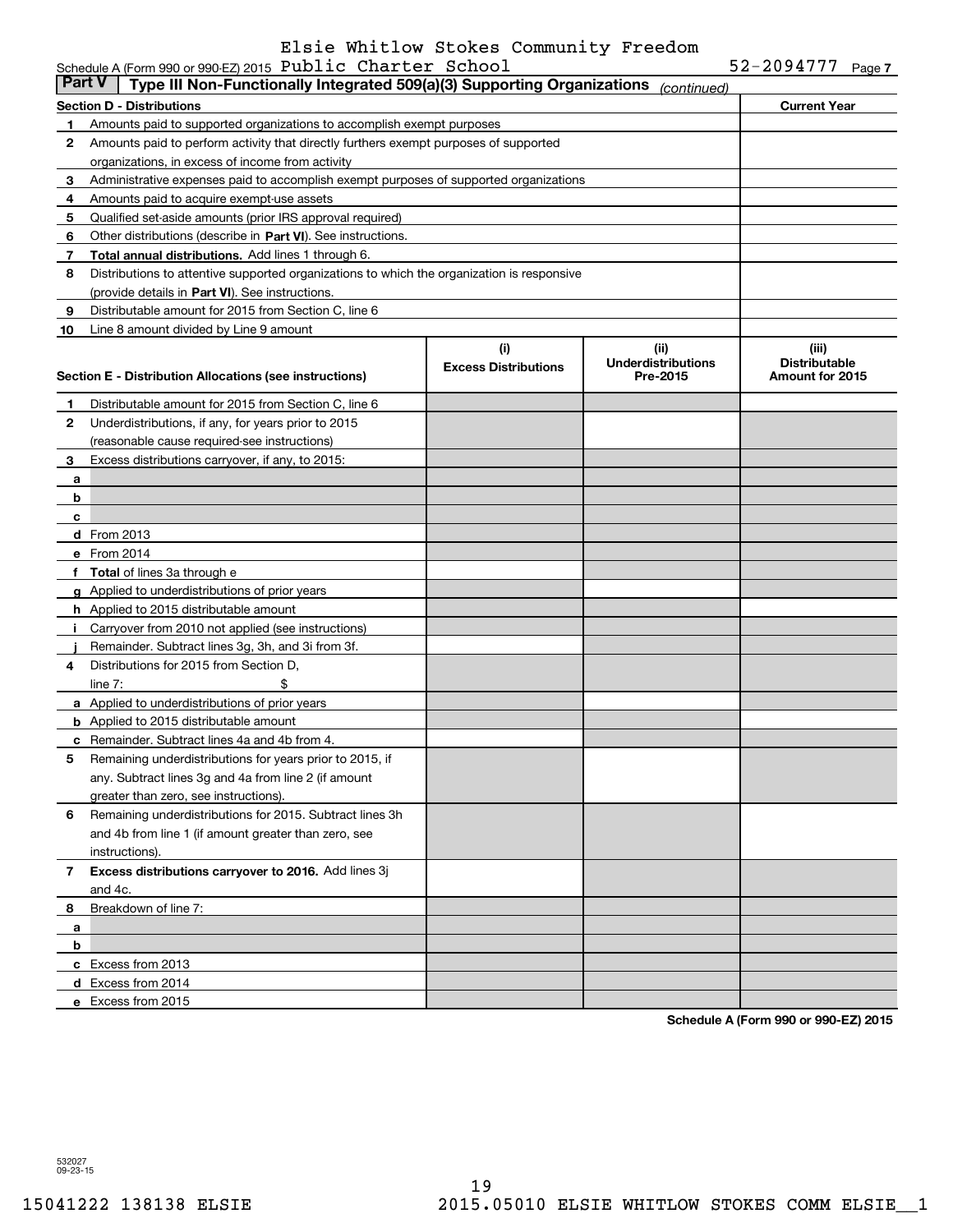Schedule A (Form 990 or 990-EZ) 2015 Elsie Whitlow Stokes Community Freedom Public Charter School 52-2094777 Page 7

**Part V | Type III Non-Functionally Integrated 509(a)(3) Supporting Organizations** *(continued)*

| Section D - Distributions | | Current Year |
|---|---|---|
| 1 | Amounts paid to supported organizations to accomplish exempt purposes | |
| 2 | Amounts paid to perform activity that directly furthers exempt purposes of supported organizations, in excess of income from activity | |
| 3 | Administrative expenses paid to accomplish exempt purposes of supported organizations | |
| 4 | Amounts paid to acquire exempt-use assets | |
| 5 | Qualified set-aside amounts (prior IRS approval required) | |
| 6 | Other distributions (describe in **Part VI**). See instructions. | |
| 7 | **Total annual distributions.** Add lines 1 through 6. | |
| 8 | Distributions to attentive supported organizations to which the organization is responsive (provide details in **Part VI**). See instructions. | |
| 9 | Distributable amount for 2015 from Section C, line 6 | |
| 10 | Line 8 amount divided by Line 9 amount | |

| Section E - Distribution Allocations (see instructions) | (i) Excess Distributions | (ii) Underdistributions Pre-2015 | (iii) Distributable Amount for 2015 |
|---|---|---|---|
| **1** Distributable amount for 2015 from Section C, line 6 | | | |
| **2** Underdistributions, if any, for years prior to 2015 (reasonable cause required-see instructions) | | | |
| **3** Excess distributions carryover, if any, to 2015: | | | |
| **a** | | | |
| **b** | | | |
| **c** | | | |
| **d** From 2013 | | | |
| **e** From 2014 | | | |
| **f Total** of lines 3a through e | | | |
| **g** Applied to underdistributions of prior years | | | |
| **h** Applied to 2015 distributable amount | | | |
| **i** Carryover from 2010 not applied (see instructions) | | | |
| **j** Remainder. Subtract lines 3g, 3h, and 3i from 3f. | | | |
| **4** Distributions for 2015 from Section D, line 7: $ | | | |
| **a** Applied to underdistributions of prior years | | | |
| **b** Applied to 2015 distributable amount | | | |
| **c** Remainder. Subtract lines 4a and 4b from 4. | | | |
| **5** Remaining underdistributions for years prior to 2015, if any. Subtract lines 3g and 4a from line 2 (if amount greater than zero, see instructions). | | | |
| **6** Remaining underdistributions for 2015. Subtract lines 3h and 4b from line 1 (if amount greater than zero, see instructions). | | | |
| **7 Excess distributions carryover to 2016.** Add lines 3j and 4c. | | | |
| **8** Breakdown of line 7: | | | |
| **a** | | | |
| **b** | | | |
| **c** Excess from 2013 | | | |
| **d** Excess from 2014 | | | |
| **e** Excess from 2015 | | | |

**Schedule A (Form 990 or 990-EZ) 2015**

532027 09-23-15

15041222 138138 ELSIE 2015.05010 ELSIE WHITLOW STOKES COMM ELSIE__1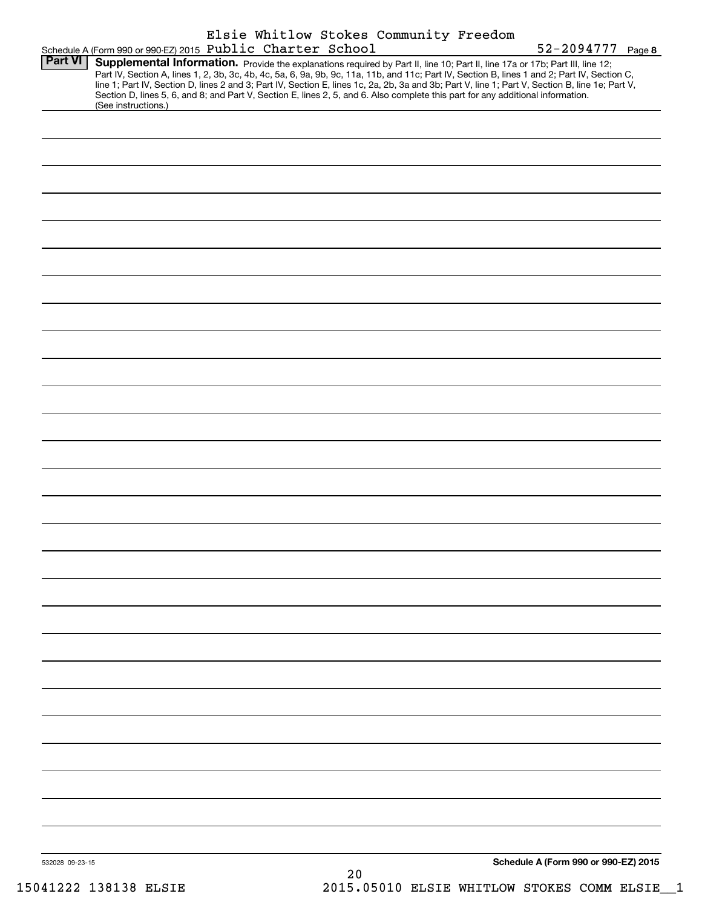Schedule A (Form 990 or 990-EZ) 2015 Elsie Whitlow Stokes Community Freedom Public Charter School 52-2094777 Page **8**

**Part VI** **Supplemental Information.** Provide the explanations required by Part II, line 10; Part II, line 17a or 17b; Part III, line 12; Part IV, Section A, lines 1, 2, 3b, 3c, 4b, 4c, 5a, 6, 9a, 9b, 9c, 11a, 11b, and 11c; Part IV, Section B, lines 1 and 2; Part IV, Section C, line 1; Part IV, Section D, lines 2 and 3; Part IV, Section E, lines 1c, 2a, 2b, 3a and 3b; Part V, line 1; Part V, Section B, line 1e; Part V, Section D, lines 5, 6, and 8; and Part V, Section E, lines 2, 5, and 6. Also complete this part for any additional information. (See instructions.)

532028 09-23-15

**Schedule A (Form 990 or 990-EZ) 2015**

15041222 138138 ELSIE 2015.05010 ELSIE WHITLOW STOKES COMM ELSIE__1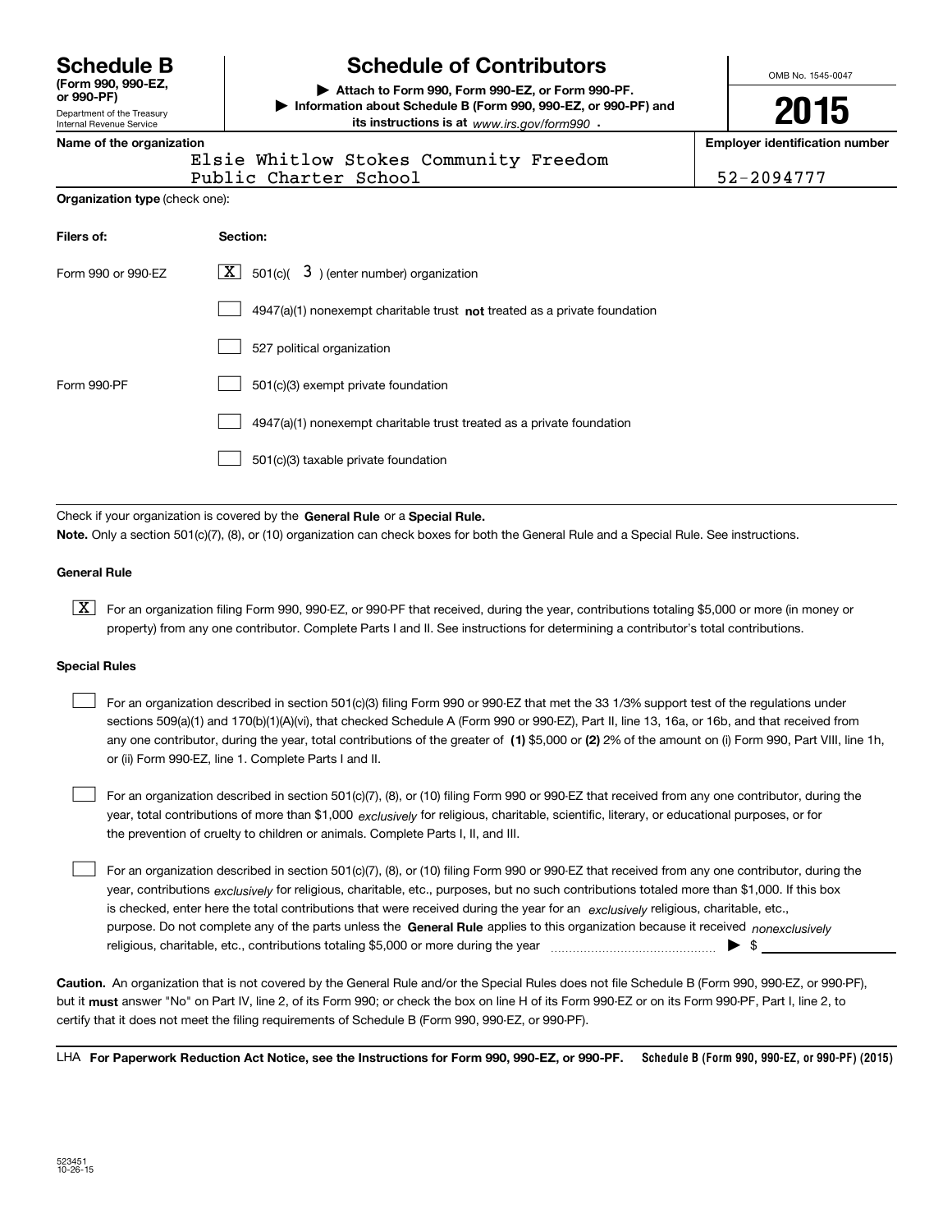# Schedule B

**(Form 990, 990-EZ, or 990-PF)**

Department of the Treasury
Internal Revenue Service

# Schedule of Contributors

▶ **Attach to Form 990, Form 990-EZ, or Form 990-PF.**

▶ **Information about Schedule B (Form 990, 990-EZ, or 990-PF) and its instructions is at** *www.irs.gov/form990* .

OMB No. 1545-0047

**2015**

**Name of the organization**

Elsie Whitlow Stokes Community Freedom Public Charter School

**Employer identification number**

52-2094777

**Organization type** (check one):

| **Filers of:** | **Section:** |
|---|---|
| Form 990 or 990-EZ | [X] 501(c)( 3 ) (enter number) organization |
| | [ ] 4947(a)(1) nonexempt charitable trust **not** treated as a private foundation |
| | [ ] 527 political organization |
| Form 990-PF | [ ] 501(c)(3) exempt private foundation |
| | [ ] 4947(a)(1) nonexempt charitable trust treated as a private foundation |
| | [ ] 501(c)(3) taxable private foundation |

Check if your organization is covered by the **General Rule** or a **Special Rule.**

**Note.** Only a section 501(c)(7), (8), or (10) organization can check boxes for both the General Rule and a Special Rule. See instructions.

**General Rule**

[X] For an organization filing Form 990, 990-EZ, or 990-PF that received, during the year, contributions totaling $5,000 or more (in money or property) from any one contributor. Complete Parts I and II. See instructions for determining a contributor's total contributions.

**Special Rules**

[ ] For an organization described in section 501(c)(3) filing Form 990 or 990-EZ that met the 33 1/3% support test of the regulations under sections 509(a)(1) and 170(b)(1)(A)(vi), that checked Schedule A (Form 990 or 990-EZ), Part II, line 13, 16a, or 16b, and that received from any one contributor, during the year, total contributions of the greater of **(1)** $5,000 or **(2)** 2% of the amount on (i) Form 990, Part VIII, line 1h, or (ii) Form 990-EZ, line 1. Complete Parts I and II.

[ ] For an organization described in section 501(c)(7), (8), or (10) filing Form 990 or 990-EZ that received from any one contributor, during the year, total contributions of more than $1,000 *exclusively* for religious, charitable, scientific, literary, or educational purposes, or for the prevention of cruelty to children or animals. Complete Parts I, II, and III.

[ ] For an organization described in section 501(c)(7), (8), or (10) filing Form 990 or 990-EZ that received from any one contributor, during the year, contributions *exclusively* for religious, charitable, etc., purposes, but no such contributions totaled more than $1,000. If this box is checked, enter here the total contributions that were received during the year for an *exclusively* religious, charitable, etc., purpose. Do not complete any of the parts unless the **General Rule** applies to this organization because it received *nonexclusively* religious, charitable, etc., contributions totaling $5,000 or more during the year ▶ $

**Caution.** An organization that is not covered by the General Rule and/or the Special Rules does not file Schedule B (Form 990, 990-EZ, or 990-PF), but it **must** answer "No" on Part IV, line 2, of its Form 990; or check the box on line H of its Form 990-EZ or on its Form 990-PF, Part I, line 2, to certify that it does not meet the filing requirements of Schedule B (Form 990, 990-EZ, or 990-PF).

LHA **For Paperwork Reduction Act Notice, see the Instructions for Form 990, 990-EZ, or 990-PF.** **Schedule B (Form 990, 990-EZ, or 990-PF) (2015)**

523451
10-26-15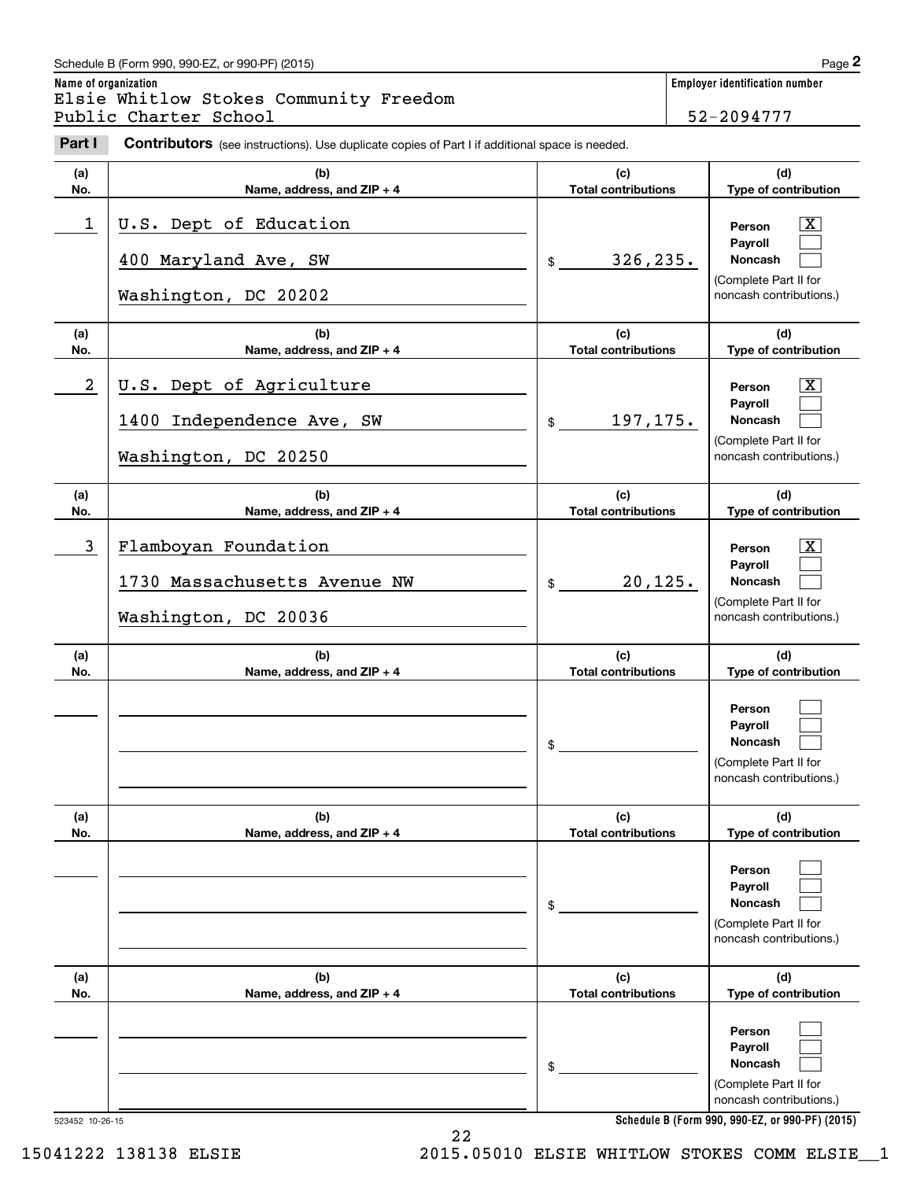Schedule B (Form 990, 990-EZ, or 990-PF) (2015)

**Name of organization**
Elsie Whitlow Stokes Community Freedom Public Charter School

**Employer identification number**
52-2094777

**Part I** **Contributors** (see instructions). Use duplicate copies of Part I if additional space is needed.

| (a) No. | (b) Name, address, and ZIP + 4 | (c) Total contributions | (d) Type of contribution |
|---|---|---|---|
| 1 | U.S. Dept of Education<br>400 Maryland Ave, SW<br>Washington, DC 20202 | $ 326,235. | Person [X]<br>Payroll [ ]<br>Noncash [ ]<br>(Complete Part II for noncash contributions.) |
| 2 | U.S. Dept of Agriculture<br>1400 Independence Ave, SW<br>Washington, DC 20250 | $ 197,175. | Person [X]<br>Payroll [ ]<br>Noncash [ ]<br>(Complete Part II for noncash contributions.) |
| 3 | Flamboyan Foundation<br>1730 Massachusetts Avenue NW<br>Washington, DC 20036 | $ 20,125. | Person [X]<br>Payroll [ ]<br>Noncash [ ]<br>(Complete Part II for noncash contributions.) |
| | | $ | Person [ ]<br>Payroll [ ]<br>Noncash [ ]<br>(Complete Part II for noncash contributions.) |
| | | $ | Person [ ]<br>Payroll [ ]<br>Noncash [ ]<br>(Complete Part II for noncash contributions.) |
| | | $ | Person [ ]<br>Payroll [ ]<br>Noncash [ ]<br>(Complete Part II for noncash contributions.) |

523452 10-26-15

Schedule B (Form 990, 990-EZ, or 990-PF) (2015)

15041222 138138 ELSIE 2015.05010 ELSIE WHITLOW STOKES COMM ELSIE__1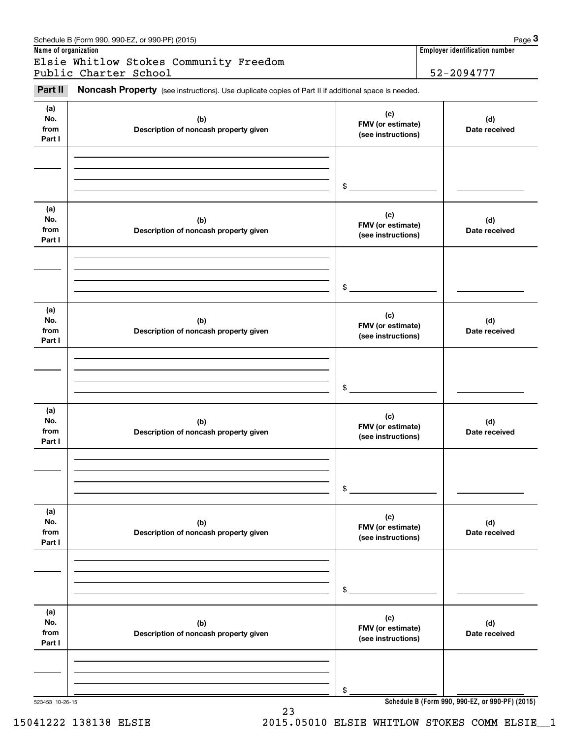Schedule B (Form 990, 990-EZ, or 990-PF) (2015)

**Name of organization**

Elsie Whitlow Stokes Community Freedom Public Charter School

**Employer identification number**

52-2094777

**Part II** **Noncash Property** (see instructions). Use duplicate copies of Part II if additional space is needed.

| (a) No. from Part I | (b) Description of noncash property given | (c) FMV (or estimate) (see instructions) | (d) Date received |
|---|---|---|---|
| | | $ | |
| | | $ | |
| | | $ | |
| | | $ | |
| | | $ | |
| | | $ | |

523453 10-26-15

Schedule B (Form 990, 990-EZ, or 990-PF) (2015)

15041222 138138 ELSIE 2015.05010 ELSIE WHITLOW STOKES COMM ELSIE__1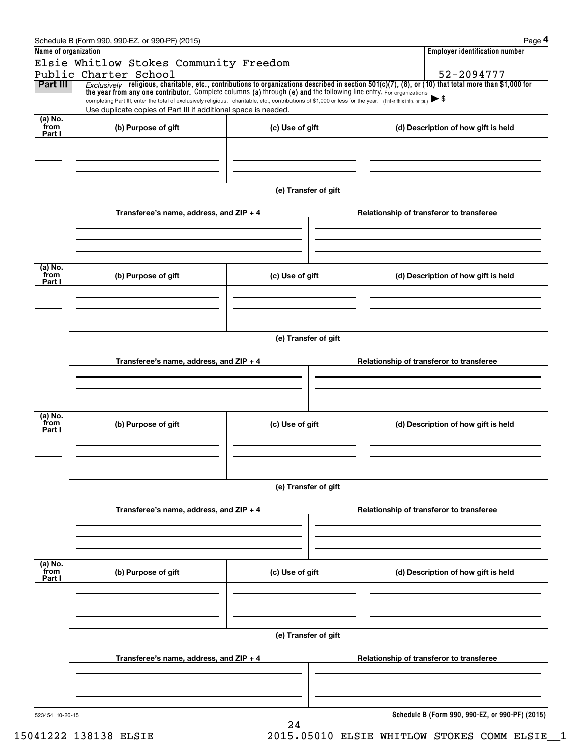Schedule B (Form 990, 990-EZ, or 990-PF) (2015)

**Name of organization**

Elsie Whitlow Stokes Community Freedom Public Charter School

**Employer identification number**

52-2094777

**Part III** *Exclusively* **religious, charitable, etc., contributions to organizations described in section 501(c)(7), (8), or (10) that total more than $1,000 for the year from any one contributor.** Complete columns **(a)** through **(e) and** the following line entry. For organizations completing Part III, enter the total of exclusively religious, charitable, etc., contributions of $1,000 or less for the year. (Enter this info. once.) ▶ $

Use duplicate copies of Part III if additional space is needed.

| (a) No. from Part I | (b) Purpose of gift | (c) Use of gift | (d) Description of how gift is held |
|---|---|---|---|
| | | | |

**(e) Transfer of gift**

| Transferee's name, address, and ZIP + 4 | Relationship of transferor to transferee |
|---|---|
| | |

| (a) No. from Part I | (b) Purpose of gift | (c) Use of gift | (d) Description of how gift is held |
|---|---|---|---|
| | | | |

**(e) Transfer of gift**

| Transferee's name, address, and ZIP + 4 | Relationship of transferor to transferee |
|---|---|
| | |

| (a) No. from Part I | (b) Purpose of gift | (c) Use of gift | (d) Description of how gift is held |
|---|---|---|---|
| | | | |

**(e) Transfer of gift**

| Transferee's name, address, and ZIP + 4 | Relationship of transferor to transferee |
|---|---|
| | |

| (a) No. from Part I | (b) Purpose of gift | (c) Use of gift | (d) Description of how gift is held |
|---|---|---|---|
| | | | |

**(e) Transfer of gift**

| Transferee's name, address, and ZIP + 4 | Relationship of transferor to transferee |
|---|---|
| | |

523454 10-26-15

**Schedule B (Form 990, 990-EZ, or 990-PF) (2015)**

15041222 138138 ELSIE 2015.05010 ELSIE WHITLOW STOKES COMM ELSIE__1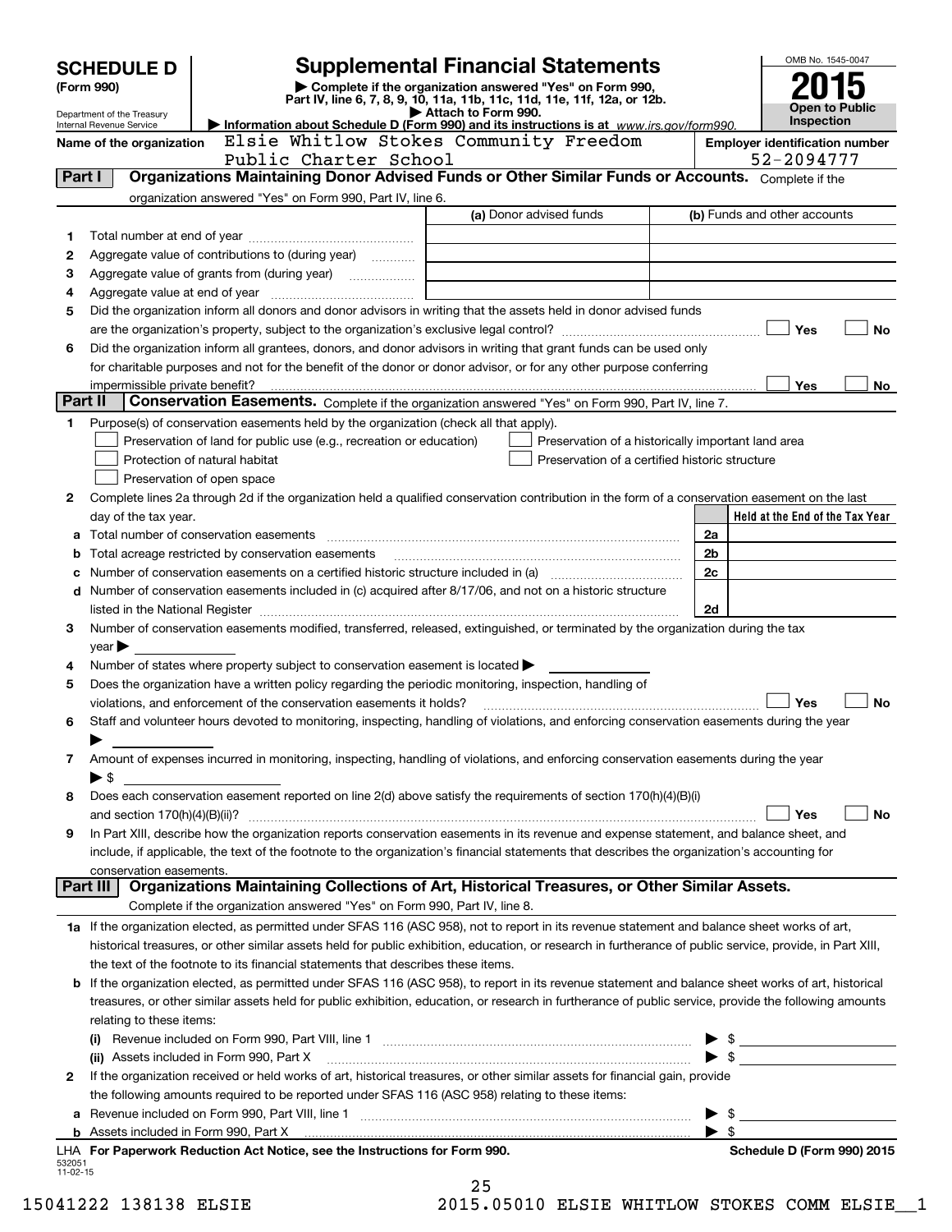# SCHEDULE D (Form 990)

Department of the Treasury
Internal Revenue Service

## Supplemental Financial Statements

▶ Complete if the organization answered "Yes" on Form 990, Part IV, line 6, 7, 8, 9, 10, 11a, 11b, 11c, 11d, 11e, 11f, 12a, or 12b.
▶ Attach to Form 990.
▶ Information about Schedule D (Form 990) and its instructions is at www.irs.gov/form990.

OMB No. 1545-0047

**2015**

**Open to Public Inspection**

**Name of the organization:** Elsie Whitlow Stokes Community Freedom Public Charter School

**Employer identification number:** 52-2094777

### Part I Organizations Maintaining Donor Advised Funds or Other Similar Funds or Accounts.
Complete if the organization answered "Yes" on Form 990, Part IV, line 6.

| | | (a) Donor advised funds | (b) Funds and other accounts |
|---|---|---|---|
| 1 | Total number at end of year | | |
| 2 | Aggregate value of contributions to (during year) | | |
| 3 | Aggregate value of grants from (during year) | | |
| 4 | Aggregate value at end of year | | |

5 Did the organization inform all donors and donor advisors in writing that the assets held in donor advised funds are the organization's property, subject to the organization's exclusive legal control? ☐ Yes ☐ No

6 Did the organization inform all grantees, donors, and donor advisors in writing that grant funds can be used only for charitable purposes and not for the benefit of the donor or donor advisor, or for any other purpose conferring impermissible private benefit? ☐ Yes ☐ No

### Part II Conservation Easements.
Complete if the organization answered "Yes" on Form 990, Part IV, line 7.

1 Purpose(s) of conservation easements held by the organization (check all that apply).

☐ Preservation of land for public use (e.g., recreation or education)
☐ Preservation of a historically important land area
☐ Protection of natural habitat
☐ Preservation of a certified historic structure
☐ Preservation of open space

2 Complete lines 2a through 2d if the organization held a qualified conservation contribution in the form of a conservation easement on the last day of the tax year.

| | | | Held at the End of the Tax Year |
|---|---|---|---|
| a | Total number of conservation easements | 2a | |
| b | Total acreage restricted by conservation easements | 2b | |
| c | Number of conservation easements on a certified historic structure included in (a) | 2c | |
| d | Number of conservation easements included in (c) acquired after 8/17/06, and not on a historic structure listed in the National Register | 2d | |

3 Number of conservation easements modified, transferred, released, extinguished, or terminated by the organization during the tax year ▶

4 Number of states where property subject to conservation easement is located ▶

5 Does the organization have a written policy regarding the periodic monitoring, inspection, handling of violations, and enforcement of the conservation easements it holds? ☐ Yes ☐ No

6 Staff and volunteer hours devoted to monitoring, inspecting, handling of violations, and enforcing conservation easements during the year ▶

7 Amount of expenses incurred in monitoring, inspecting, handling of violations, and enforcing conservation easements during the year ▶ $

8 Does each conservation easement reported on line 2(d) above satisfy the requirements of section 170(h)(4)(B)(i) and section 170(h)(4)(B)(ii)? ☐ Yes ☐ No

9 In Part XIII, describe how the organization reports conservation easements in its revenue and expense statement, and balance sheet, and include, if applicable, the text of the footnote to the organization's financial statements that describes the organization's accounting for conservation easements.

### Part III Organizations Maintaining Collections of Art, Historical Treasures, or Other Similar Assets.
Complete if the organization answered "Yes" on Form 990, Part IV, line 8.

1a If the organization elected, as permitted under SFAS 116 (ASC 958), not to report in its revenue statement and balance sheet works of art, historical treasures, or other similar assets held for public exhibition, education, or research in furtherance of public service, provide, in Part XIII, the text of the footnote to its financial statements that describes these items.

b If the organization elected, as permitted under SFAS 116 (ASC 958), to report in its revenue statement and balance sheet works of art, historical treasures, or other similar assets held for public exhibition, education, or research in furtherance of public service, provide the following amounts relating to these items:

(i) Revenue included on Form 990, Part VIII, line 1 ▶ $

(ii) Assets included in Form 990, Part X ▶ $

2 If the organization received or held works of art, historical treasures, or other similar assets for financial gain, provide the following amounts required to be reported under SFAS 116 (ASC 958) relating to these items:

a Revenue included on Form 990, Part VIII, line 1 ▶ $

b Assets included in Form 990, Part X ▶ $

LHA For Paperwork Reduction Act Notice, see the Instructions for Form 990.

Schedule D (Form 990) 2015

532051 11-02-15

15041222 138138 ELSIE 2015.05010 ELSIE WHITLOW STOKES COMM ELSIE__1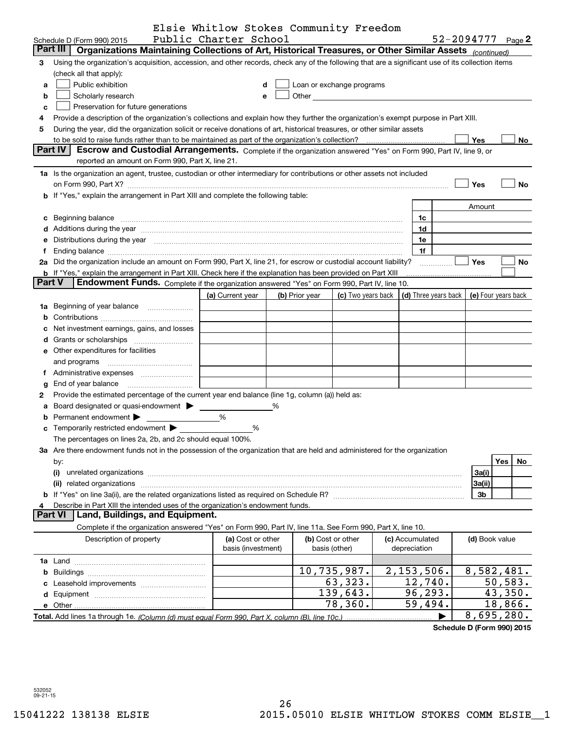Elsie Whitlow Stokes Community Freedom Public Charter School

Schedule D (Form 990) 2015 — 52-2094777 Page 2

**Part III — Organizations Maintaining Collections of Art, Historical Treasures, or Other Similar Assets** *(continued)*

3 Using the organization's acquisition, accession, and other records, check any of the following that are a significant use of its collection items (check all that apply):

a ☐ Public exhibition
b ☐ Scholarly research
c ☐ Preservation for future generations
d ☐ Loan or exchange programs
e ☐ Other

4 Provide a description of the organization's collections and explain how they further the organization's exempt purpose in Part XIII.

5 During the year, did the organization solicit or receive donations of art, historical treasures, or other similar assets to be sold to raise funds rather than to be maintained as part of the organization's collection? ☐ Yes ☐ No

**Part IV — Escrow and Custodial Arrangements.** Complete if the organization answered "Yes" on Form 990, Part IV, line 9, or reported an amount on Form 990, Part X, line 21.

1a Is the organization an agent, trustee, custodian or other intermediary for contributions or other assets not included on Form 990, Part X? ☐ Yes ☐ No

b If "Yes," explain the arrangement in Part XIII and complete the following table:

| | | Amount |
|---|---|---|
| c Beginning balance | 1c | |
| d Additions during the year | 1d | |
| e Distributions during the year | 1e | |
| f Ending balance | 1f | |

2a Did the organization include an amount on Form 990, Part X, line 21, for escrow or custodial account liability? ☐ Yes ☐ No

b If "Yes," explain the arrangement in Part XIII. Check here if the explanation has been provided on Part XIII ☐

**Part V — Endowment Funds.** Complete if the organization answered "Yes" on Form 990, Part IV, line 10.

| | (a) Current year | (b) Prior year | (c) Two years back | (d) Three years back | (e) Four years back |
|---|---|---|---|---|---|
| 1a Beginning of year balance | | | | | |
| b Contributions | | | | | |
| c Net investment earnings, gains, and losses | | | | | |
| d Grants or scholarships | | | | | |
| e Other expenditures for facilities and programs | | | | | |
| f Administrative expenses | | | | | |
| g End of year balance | | | | | |

2 Provide the estimated percentage of the current year end balance (line 1g, column (a)) held as:

a Board designated or quasi-endowment ▶ ______ %
b Permanent endowment ▶ ______ %
c Temporarily restricted endowment ▶ ______ %

The percentages on lines 2a, 2b, and 2c should equal 100%.

3a Are there endowment funds not in the possession of the organization that are held and administered for the organization by:

| | | Yes | No |
|---|---|---|---|
| (i) unrelated organizations | 3a(i) | | |
| (ii) related organizations | 3a(ii) | | |
| b If "Yes" on line 3a(ii), are the related organizations listed as required on Schedule R? | 3b | | |

4 Describe in Part XIII the intended uses of the organization's endowment funds.

**Part VI — Land, Buildings, and Equipment.**

Complete if the organization answered "Yes" on Form 990, Part IV, line 11a. See Form 990, Part X, line 10.

| Description of property | (a) Cost or other basis (investment) | (b) Cost or other basis (other) | (c) Accumulated depreciation | (d) Book value |
|---|---|---|---|---|
| 1a Land | | | | |
| b Buildings | | 10,735,987. | 2,153,506. | 8,582,481. |
| c Leasehold improvements | | 63,323. | 12,740. | 50,583. |
| d Equipment | | 139,643. | 96,293. | 43,350. |
| e Other | | 78,360. | 59,494. | 18,866. |
| **Total.** Add lines 1a through 1e. *(Column (d) must equal Form 990, Part X, column (B), line 10c.)* ▶ | | | | 8,695,280. |

**Schedule D (Form 990) 2015**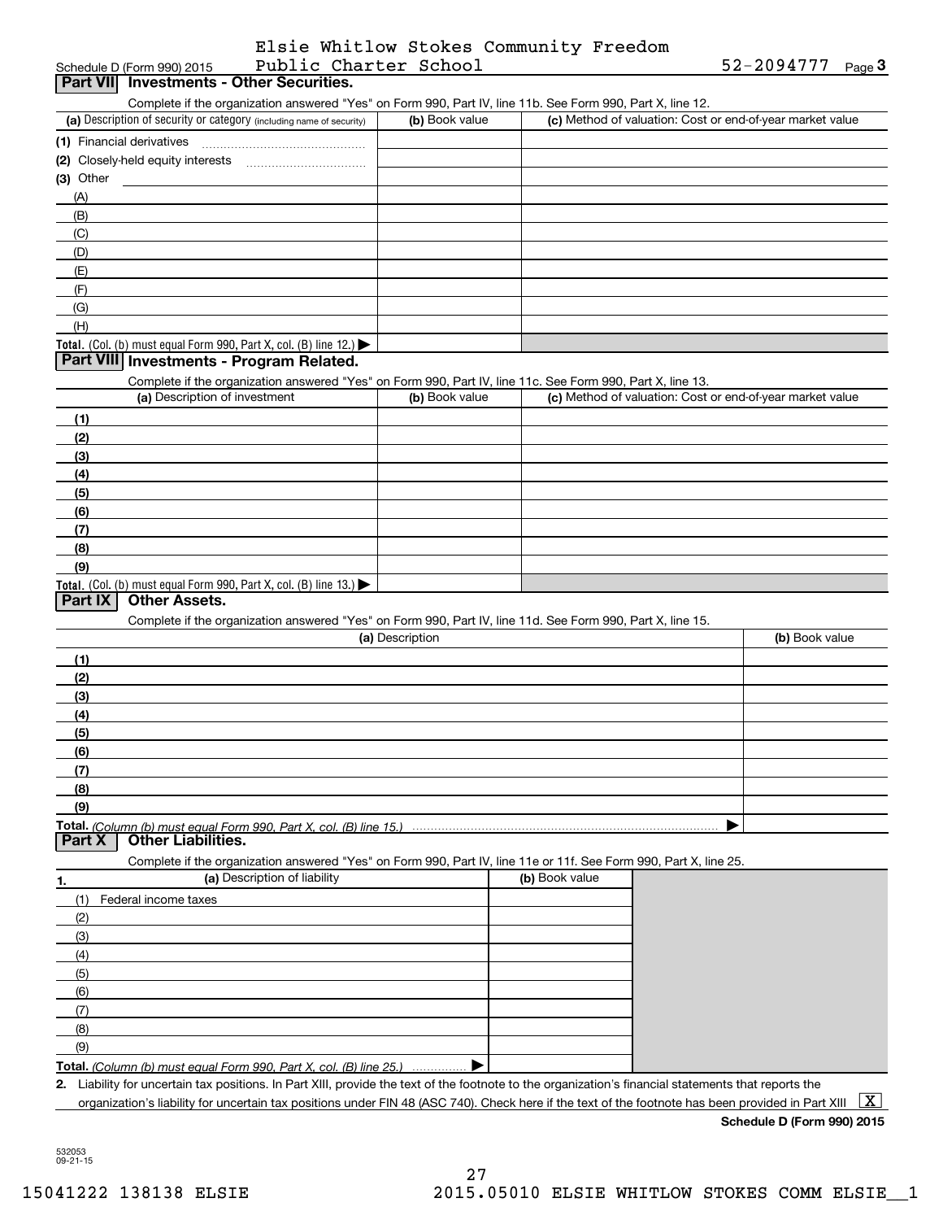Elsie Whitlow Stokes Community Freedom Public Charter School

Schedule D (Form 990) 2015 — 52-2094777 Page 3

## Part VII Investments - Other Securities.

Complete if the organization answered "Yes" on Form 990, Part IV, line 11b. See Form 990, Part X, line 12.

| (a) Description of security or category (including name of security) | (b) Book value | (c) Method of valuation: Cost or end-of-year market value |
|---|---|---|
| (1) Financial derivatives | | |
| (2) Closely-held equity interests | | |
| (3) Other | | |
| (A) | | |
| (B) | | |
| (C) | | |
| (D) | | |
| (E) | | |
| (F) | | |
| (G) | | |
| (H) | | |
| **Total.** (Col. (b) must equal Form 990, Part X, col. (B) line 12.) ▶ | | |

## Part VIII Investments - Program Related.

Complete if the organization answered "Yes" on Form 990, Part IV, line 11c. See Form 990, Part X, line 13.

| (a) Description of investment | (b) Book value | (c) Method of valuation: Cost or end-of-year market value |
|---|---|---|
| (1) | | |
| (2) | | |
| (3) | | |
| (4) | | |
| (5) | | |
| (6) | | |
| (7) | | |
| (8) | | |
| (9) | | |
| **Total.** (Col. (b) must equal Form 990, Part X, col. (B) line 13.) ▶ | | |

## Part IX Other Assets.

Complete if the organization answered "Yes" on Form 990, Part IV, line 11d. See Form 990, Part X, line 15.

| (a) Description | (b) Book value |
|---|---|
| (1) | |
| (2) | |
| (3) | |
| (4) | |
| (5) | |
| (6) | |
| (7) | |
| (8) | |
| (9) | |
| **Total.** *(Column (b) must equal Form 990, Part X, col. (B) line 15.)* ▶ | |

## Part X Other Liabilities.

Complete if the organization answered "Yes" on Form 990, Part IV, line 11e or 11f. See Form 990, Part X, line 25.

| 1. (a) Description of liability | (b) Book value |
|---|---|
| (1) Federal income taxes | |
| (2) | |
| (3) | |
| (4) | |
| (5) | |
| (6) | |
| (7) | |
| (8) | |
| (9) | |
| **Total.** *(Column (b) must equal Form 990, Part X, col. (B) line 25.)* ▶ | |

**2.** Liability for uncertain tax positions. In Part XIII, provide the text of the footnote to the organization's financial statements that reports the organization's liability for uncertain tax positions under FIN 48 (ASC 740). Check here if the text of the footnote has been provided in Part XIII [X]

**Schedule D (Form 990) 2015**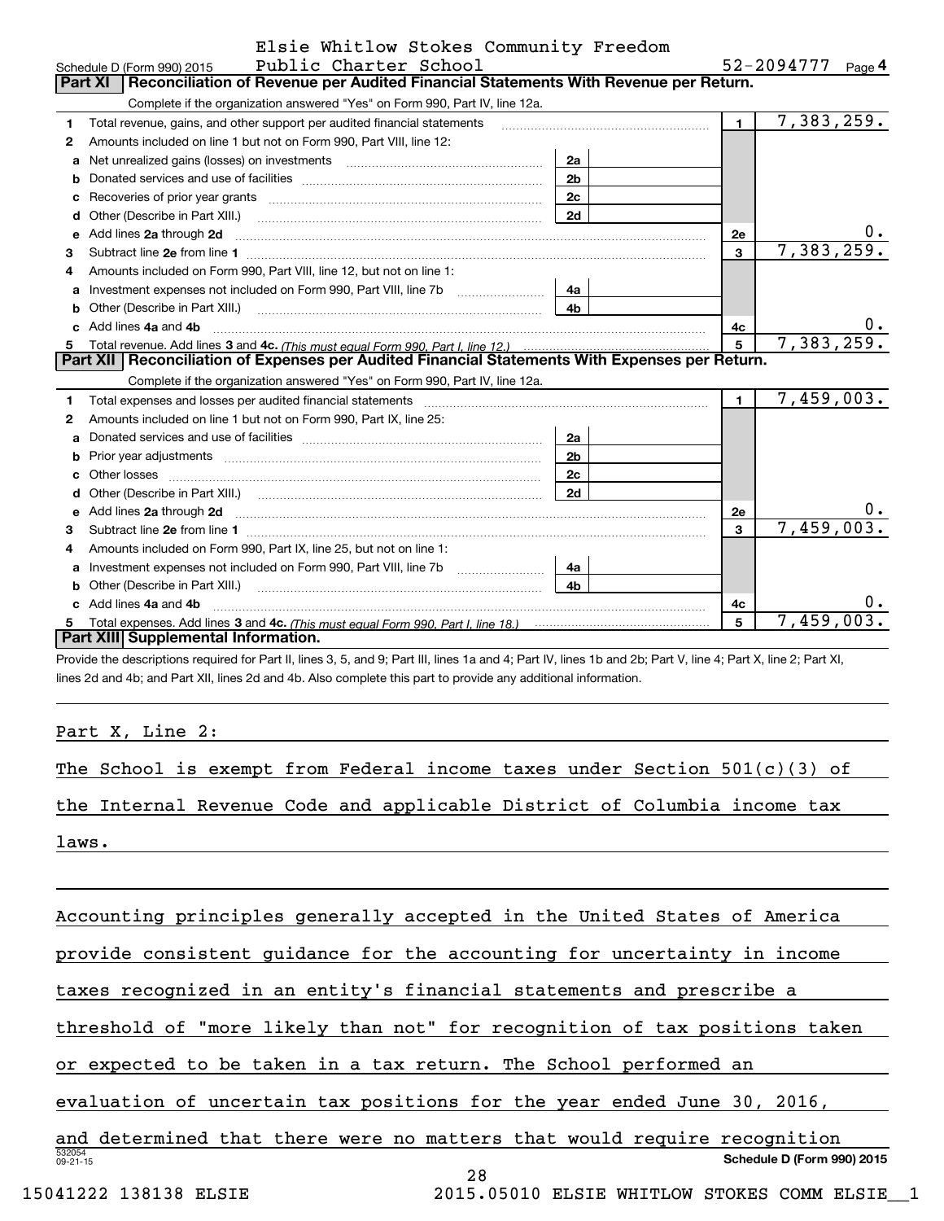Schedule D (Form 990) 2015 Elsie Whitlow Stokes Community Freedom Public Charter School 52-2094777 Page 4

## Part XI Reconciliation of Revenue per Audited Financial Statements With Revenue per Return.

Complete if the organization answered "Yes" on Form 990, Part IV, line 12a.

| | | | | | |
|---|---|---|---|---|---|
| 1 | Total revenue, gains, and other support per audited financial statements | | | 1 | 7,383,259. |
| 2 | Amounts included on line 1 but not on Form 990, Part VIII, line 12: | | | | |
| a | Net unrealized gains (losses) on investments | 2a | | | |
| b | Donated services and use of facilities | 2b | | | |
| c | Recoveries of prior year grants | 2c | | | |
| d | Other (Describe in Part XIII.) | 2d | | | |
| e | Add lines 2a through 2d | | | 2e | 0. |
| 3 | Subtract line 2e from line 1 | | | 3 | 7,383,259. |
| 4 | Amounts included on Form 990, Part VIII, line 12, but not on line 1: | | | | |
| a | Investment expenses not included on Form 990, Part VIII, line 7b | 4a | | | |
| b | Other (Describe in Part XIII.) | 4b | | | |
| c | Add lines 4a and 4b | | | 4c | 0. |
| 5 | Total revenue. Add lines 3 and 4c. *(This must equal Form 990, Part I, line 12.)* | | | 5 | 7,383,259. |

## Part XII Reconciliation of Expenses per Audited Financial Statements With Expenses per Return.

Complete if the organization answered "Yes" on Form 990, Part IV, line 12a.

| | | | | | |
|---|---|---|---|---|---|
| 1 | Total expenses and losses per audited financial statements | | | 1 | 7,459,003. |
| 2 | Amounts included on line 1 but not on Form 990, Part IX, line 25: | | | | |
| a | Donated services and use of facilities | 2a | | | |
| b | Prior year adjustments | 2b | | | |
| c | Other losses | 2c | | | |
| d | Other (Describe in Part XIII.) | 2d | | | |
| e | Add lines 2a through 2d | | | 2e | 0. |
| 3 | Subtract line 2e from line 1 | | | 3 | 7,459,003. |
| 4 | Amounts included on Form 990, Part IX, line 25, but not on line 1: | | | | |
| a | Investment expenses not included on Form 990, Part VIII, line 7b | 4a | | | |
| b | Other (Describe in Part XIII.) | 4b | | | |
| c | Add lines 4a and 4b | | | 4c | 0. |
| 5 | Total expenses. Add lines 3 and 4c. *(This must equal Form 990, Part I, line 18.)* | | | 5 | 7,459,003. |

## Part XIII Supplemental Information.

Provide the descriptions required for Part II, lines 3, 5, and 9; Part III, lines 1a and 4; Part IV, lines 1b and 2b; Part V, line 4; Part X, line 2; Part XI, lines 2d and 4b; and Part XII, lines 2d and 4b. Also complete this part to provide any additional information.

Part X, Line 2:

The School is exempt from Federal income taxes under Section 501(c)(3) of the Internal Revenue Code and applicable District of Columbia income tax laws.

Accounting principles generally accepted in the United States of America provide consistent guidance for the accounting for uncertainty in income taxes recognized in an entity's financial statements and prescribe a threshold of "more likely than not" for recognition of tax positions taken or expected to be taken in a tax return. The School performed an evaluation of uncertain tax positions for the year ended June 30, 2016, and determined that there were no matters that would require recognition

Schedule D (Form 990) 2015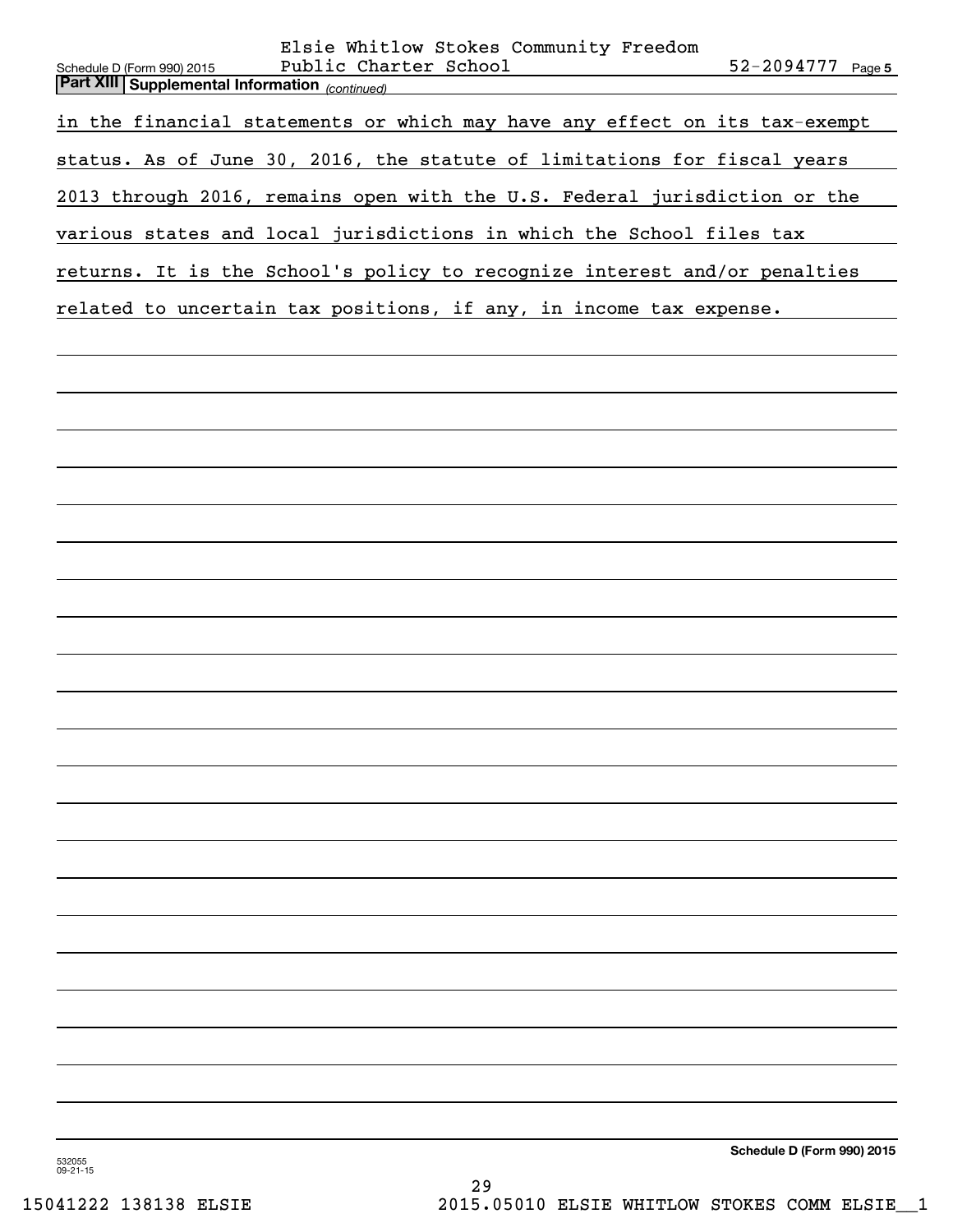## Part XIII Supplemental Information *(continued)*

in the financial statements or which may have any effect on its tax-exempt status. As of June 30, 2016, the statute of limitations for fiscal years 2013 through 2016, remains open with the U.S. Federal jurisdiction or the various states and local jurisdictions in which the School files tax returns. It is the School's policy to recognize interest and/or penalties related to uncertain tax positions, if any, in income tax expense.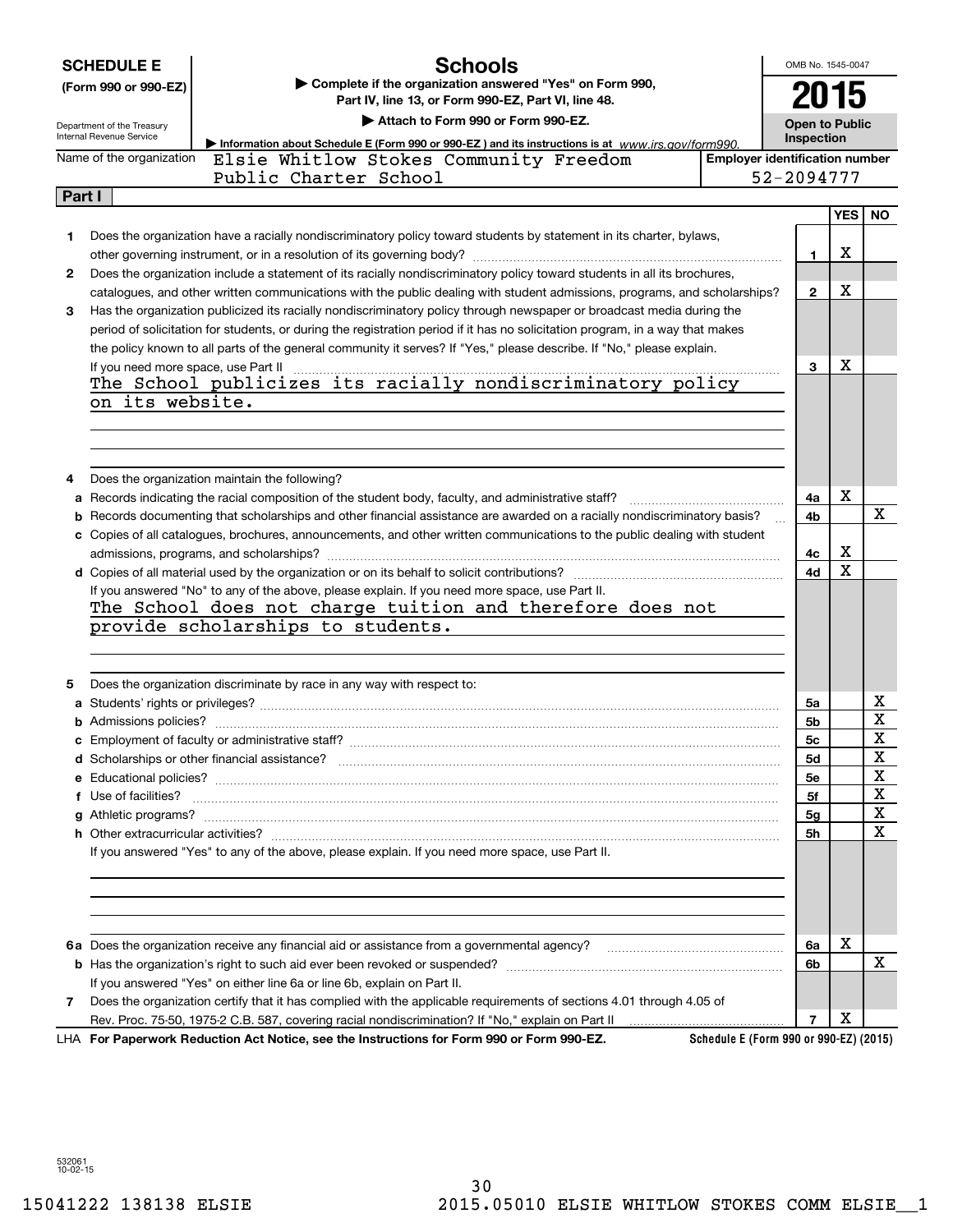**SCHEDULE E**
**(Form 990 or 990-EZ)**

Department of the Treasury
Internal Revenue Service

# Schools

▶ **Complete if the organization answered "Yes" on Form 990, Part IV, line 13, or Form 990-EZ, Part VI, line 48.**
▶ **Attach to Form 990 or Form 990-EZ.**
▶ **Information about Schedule E (Form 990 or 990-EZ) and its instructions is at** *www.irs.gov/form990.*

OMB No. 1545-0047
**2015**
**Open to Public Inspection**

Name of the organization: Elsie Whitlow Stokes Community Freedom Public Charter School

**Employer identification number:** 52-2094777

## Part I

| | | Line | YES | NO |
|---|---|---|---|---|
| **1** | Does the organization have a racially nondiscriminatory policy toward students by statement in its charter, bylaws, other governing instrument, or in a resolution of its governing body? | **1** | X | |
| **2** | Does the organization include a statement of its racially nondiscriminatory policy toward students in all its brochures, catalogues, and other written communications with the public dealing with student admissions, programs, and scholarships? | **2** | X | |
| **3** | Has the organization publicized its racially nondiscriminatory policy through newspaper or broadcast media during the period of solicitation for students, or during the registration period if it has no solicitation program, in a way that makes the policy known to all parts of the general community it serves? If "Yes," please describe. If "No," please explain. If you need more space, use Part II | **3** | X | |

The School publicizes its racially nondiscriminatory policy on its website.

| | | Line | YES | NO |
|---|---|---|---|---|
| **4** | Does the organization maintain the following? | | | |
| **a** | Records indicating the racial composition of the student body, faculty, and administrative staff? | **4a** | X | |
| **b** | Records documenting that scholarships and other financial assistance are awarded on a racially nondiscriminatory basis? | **4b** | | X |
| **c** | Copies of all catalogues, brochures, announcements, and other written communications to the public dealing with student admissions, programs, and scholarships? | **4c** | X | |
| **d** | Copies of all material used by the organization or on its behalf to solicit contributions? | **4d** | X | |

If you answered "No" to any of the above, please explain. If you need more space, use Part II.

The School does not charge tuition and therefore does not provide scholarships to students.

| | | Line | YES | NO |
|---|---|---|---|---|
| **5** | Does the organization discriminate by race in any way with respect to: | | | |
| **a** | Students' rights or privileges? | **5a** | | X |
| **b** | Admissions policies? | **5b** | | X |
| **c** | Employment of faculty or administrative staff? | **5c** | | X |
| **d** | Scholarships or other financial assistance? | **5d** | | X |
| **e** | Educational policies? | **5e** | | X |
| **f** | Use of facilities? | **5f** | | X |
| **g** | Athletic programs? | **5g** | | X |
| **h** | Other extracurricular activities? | **5h** | | X |

If you answered "Yes" to any of the above, please explain. If you need more space, use Part II.

| | | Line | YES | NO |
|---|---|---|---|---|
| **6a** | Does the organization receive any financial aid or assistance from a governmental agency? | **6a** | X | |
| **b** | Has the organization's right to such aid ever been revoked or suspended? | **6b** | | X |
| | If you answered "Yes" on either line 6a or line 6b, explain on Part II. | | | |
| **7** | Does the organization certify that it has complied with the applicable requirements of sections 4.01 through 4.05 of Rev. Proc. 75-50, 1975-2 C.B. 587, covering racial nondiscrimination? If "No," explain on Part II | **7** | X | |

LHA **For Paperwork Reduction Act Notice, see the Instructions for Form 990 or Form 990-EZ.** **Schedule E (Form 990 or 990-EZ) (2015)**

532061
10-02-15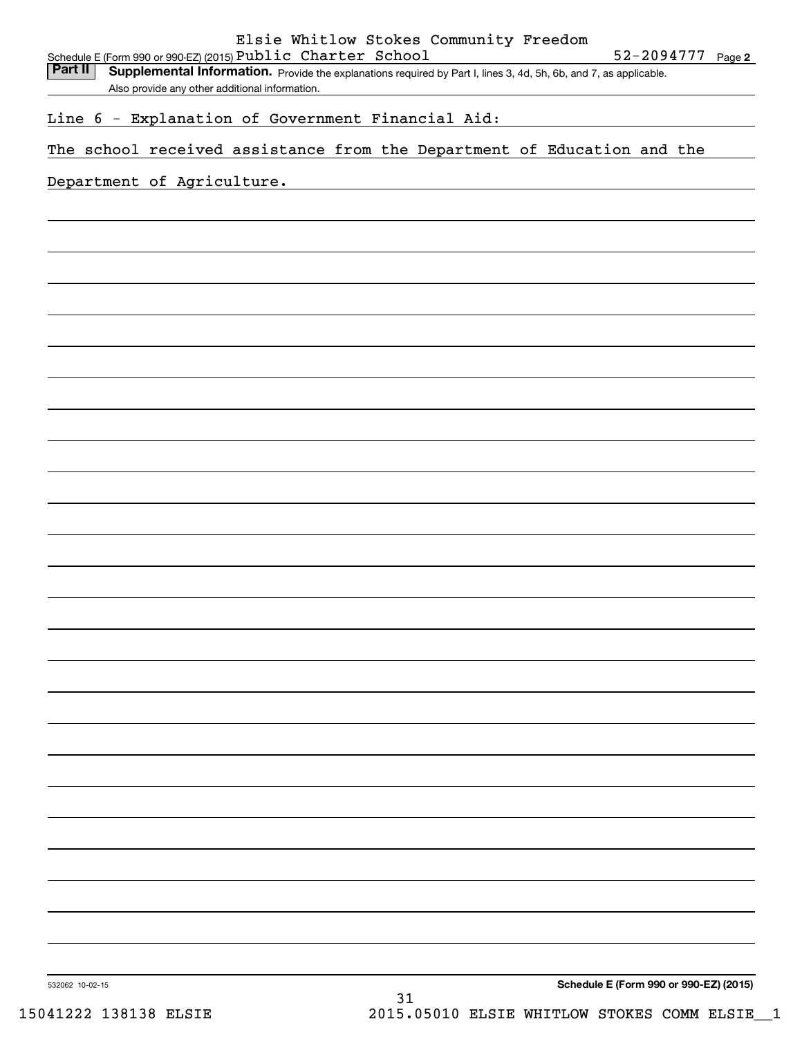Schedule E (Form 990 or 990-EZ) (2015) Elsie Whitlow Stokes Community Freedom Public Charter School 52-2094777 Page **2**

**Part II** **Supplemental Information.** Provide the explanations required by Part I, lines 3, 4d, 5h, 6b, and 7, as applicable. Also provide any other additional information.

Line 6 - Explanation of Government Financial Aid:

The school received assistance from the Department of Education and the Department of Agriculture.

532062 10-02-15 **Schedule E (Form 990 or 990-EZ) (2015)**

15041222 138138 ELSIE 2015.05010 ELSIE WHITLOW STOKES COMM ELSIE__1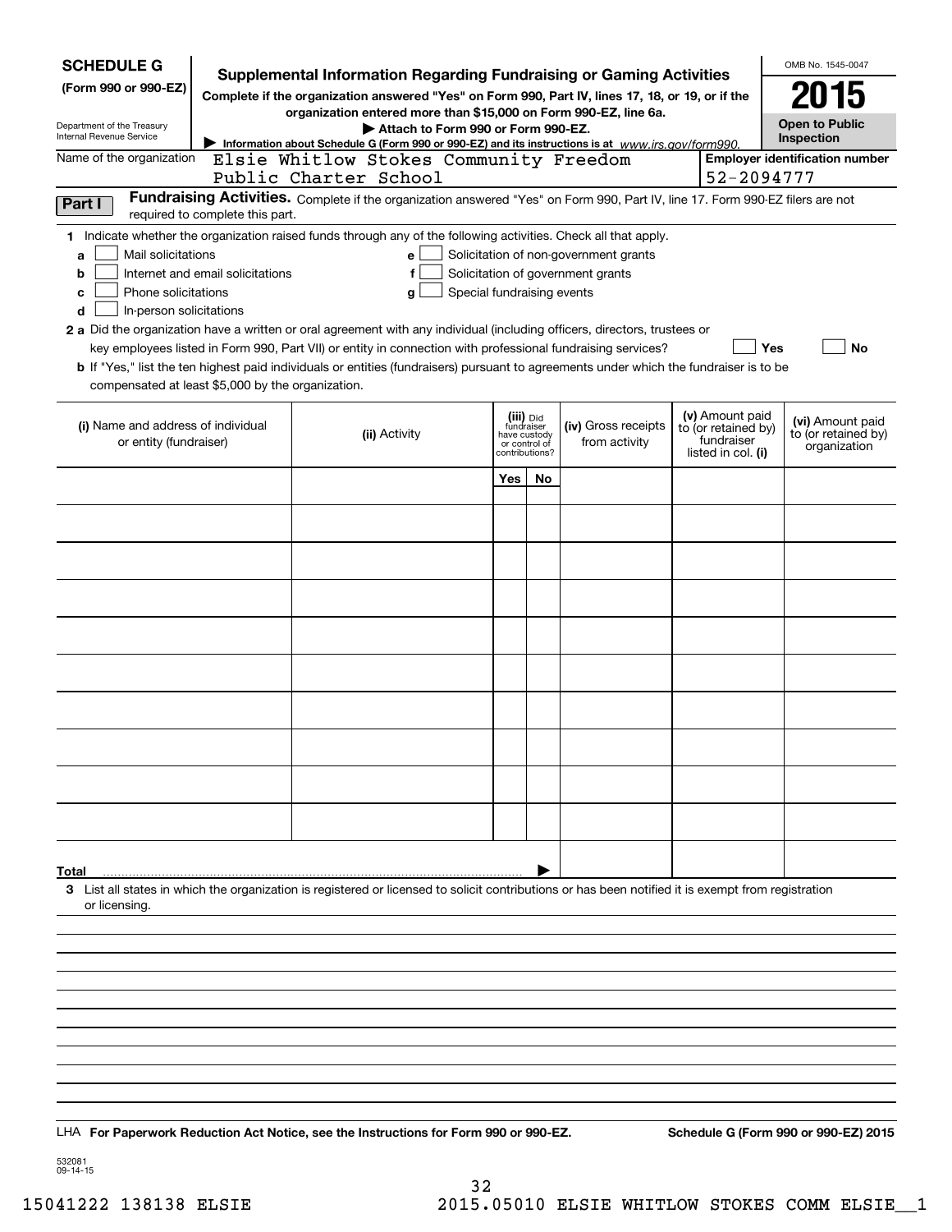**SCHEDULE G**
**(Form 990 or 990-EZ)**

Department of the Treasury
Internal Revenue Service

# Supplemental Information Regarding Fundraising or Gaming Activities

**Complete if the organization answered "Yes" on Form 990, Part IV, lines 17, 18, or 19, or if the organization entered more than $15,000 on Form 990-EZ, line 6a.**

**▶ Attach to Form 990 or Form 990-EZ.**

**▶ Information about Schedule G (Form 990 or 990-EZ) and its instructions is at** *www.irs.gov/form990.*

OMB No. 1545-0047

**2015**

**Open to Public Inspection**

Name of the organization: Elsie Whitlow Stokes Community Freedom Public Charter School

**Employer identification number** 52-2094777

**Part I** **Fundraising Activities.** Complete if the organization answered "Yes" on Form 990, Part IV, line 17. Form 990-EZ filers are not required to complete this part.

**1** Indicate whether the organization raised funds through any of the following activities. Check all that apply.

- **a** ☐ Mail solicitations
- **b** ☐ Internet and email solicitations
- **c** ☐ Phone solicitations
- **d** ☐ In-person solicitations
- **e** ☐ Solicitation of non-government grants
- **f** ☐ Solicitation of government grants
- **g** ☐ Special fundraising events

**2 a** Did the organization have a written or oral agreement with any individual (including officers, directors, trustees or key employees listed in Form 990, Part VII) or entity in connection with professional fundraising services? ☐ **Yes** ☐ **No**

**b** If "Yes," list the ten highest paid individuals or entities (fundraisers) pursuant to agreements under which the fundraiser is to be compensated at least $5,000 by the organization.

| **(i)** Name and address of individual or entity (fundraiser) | **(ii)** Activity | **(iii)** Did fundraiser have custody or control of contributions? | | **(iv)** Gross receipts from activity | **(v)** Amount paid to (or retained by) fundraiser listed in col. **(i)** | **(vi)** Amount paid to (or retained by) organization |
|---|---|---|---|---|---|---|
| | | **Yes** | **No** | | | |
| | | | | | | |
| | | | | | | |
| | | | | | | |
| | | | | | | |
| | | | | | | |
| | | | | | | |
| | | | | | | |
| | | | | | | |
| | | | | | | |
| | | | | | | |
| **Total** ▶ | | | | | | |

**3** List all states in which the organization is registered or licensed to solicit contributions or has been notified it is exempt from registration or licensing.

LHA **For Paperwork Reduction Act Notice, see the Instructions for Form 990 or 990-EZ.** **Schedule G (Form 990 or 990-EZ) 2015**

532081
09-14-15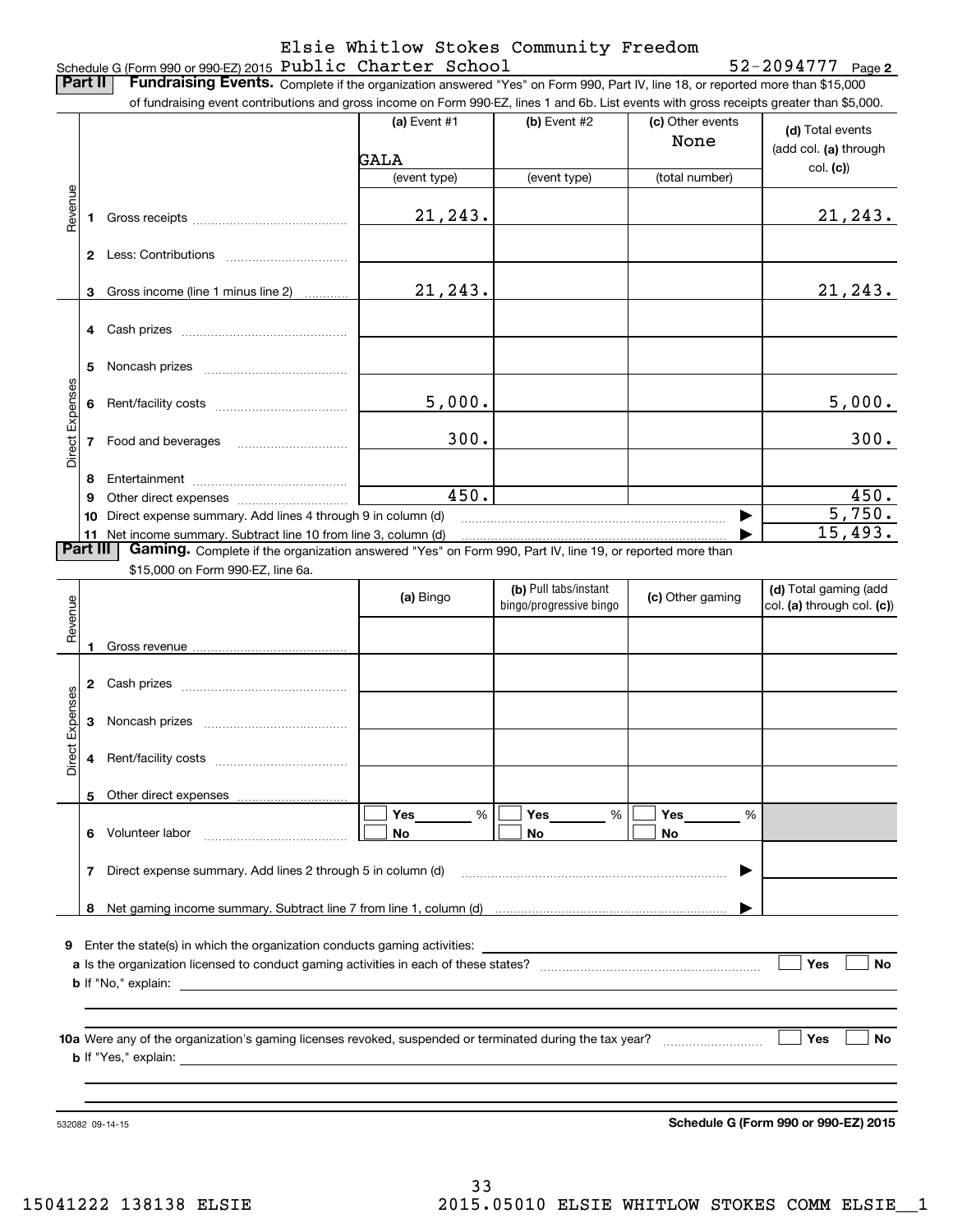Schedule G (Form 990 or 990-EZ) 2015 Elsie Whitlow Stokes Community Freedom Public Charter School 52-2094777 Page 2

**Part II** **Fundraising Events.** Complete if the organization answered "Yes" on Form 990, Part IV, line 18, or reported more than $15,000 of fundraising event contributions and gross income on Form 990-EZ, lines 1 and 6b. List events with gross receipts greater than $5,000.

| | | (a) Event #1 | (b) Event #2 | (c) Other events | (d) Total events (add col. (a) through col. (c)) |
|---|---|---|---|---|---|
| | | GALA | | None | |
| | | (event type) | (event type) | (total number) | |
| Revenue | 1 Gross receipts | 21,243. | | | 21,243. |
| | 2 Less: Contributions | | | | |
| | 3 Gross income (line 1 minus line 2) | 21,243. | | | 21,243. |
| Direct Expenses | 4 Cash prizes | | | | |
| | 5 Noncash prizes | | | | |
| | 6 Rent/facility costs | 5,000. | | | 5,000. |
| | 7 Food and beverages | 300. | | | 300. |
| | 8 Entertainment | | | | |
| | 9 Other direct expenses | 450. | | | 450. |
| | 10 Direct expense summary. Add lines 4 through 9 in column (d) | | | ▶ | 5,750. |
| | 11 Net income summary. Subtract line 10 from line 3, column (d) | | | ▶ | 15,493. |

**Part III** **Gaming.** Complete if the organization answered "Yes" on Form 990, Part IV, line 19, or reported more than $15,000 on Form 990-EZ, line 6a.

| | | (a) Bingo | (b) Pull tabs/instant bingo/progressive bingo | (c) Other gaming | (d) Total gaming (add col. (a) through col. (c)) |
|---|---|---|---|---|---|
| Revenue | 1 Gross revenue | | | | |
| Direct Expenses | 2 Cash prizes | | | | |
| | 3 Noncash prizes | | | | |
| | 4 Rent/facility costs | | | | |
| | 5 Other direct expenses | | | | |
| | 6 Volunteer labor | ☐ Yes ___ % ☐ No | ☐ Yes ___ % ☐ No | ☐ Yes ___ % ☐ No | |
| | 7 Direct expense summary. Add lines 2 through 5 in column (d) | | | ▶ | |
| | 8 Net gaming income summary. Subtract line 7 from line 1, column (d) | | | ▶ | |

9 Enter the state(s) in which the organization conducts gaming activities: ______

a Is the organization licensed to conduct gaming activities in each of these states? ☐ Yes ☐ No

b If "No," explain: ______

10a Were any of the organization's gaming licenses revoked, suspended or terminated during the tax year? ☐ Yes ☐ No

b If "Yes," explain: ______

532082 09-14-15

**Schedule G (Form 990 or 990-EZ) 2015**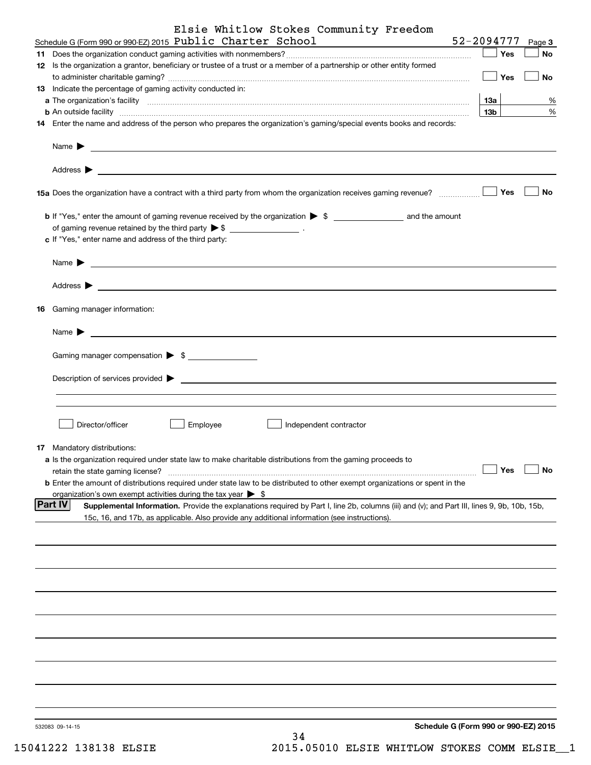Schedule G (Form 990 or 990-EZ) 2015 Elsie Whitlow Stokes Community Freedom Public Charter School 52-2094777 Page 3

**11** Does the organization conduct gaming activities with nonmembers? ☐ Yes ☐ No

**12** Is the organization a grantor, beneficiary or trustee of a trust or a member of a partnership or other entity formed to administer charitable gaming? ☐ Yes ☐ No

**13** Indicate the percentage of gaming activity conducted in:

**a** The organization's facility **13a** %

**b** An outside facility **13b** %

**14** Enter the name and address of the person who prepares the organization's gaming/special events books and records:

Name ▶

Address ▶

**15a** Does the organization have a contract with a third party from whom the organization receives gaming revenue? ☐ Yes ☐ No

**b** If "Yes," enter the amount of gaming revenue received by the organization ▶ $ ______ and the amount of gaming revenue retained by the third party ▶ $ ______ .

**c** If "Yes," enter name and address of the third party:

Name ▶

Address ▶

**16** Gaming manager information:

Name ▶

Gaming manager compensation ▶ $

Description of services provided ▶

☐ Director/officer ☐ Employee ☐ Independent contractor

**17** Mandatory distributions:

**a** Is the organization required under state law to make charitable distributions from the gaming proceeds to retain the state gaming license? ☐ Yes ☐ No

**b** Enter the amount of distributions required under state law to be distributed to other exempt organizations or spent in the organization's own exempt activities during the tax year ▶ $

## Part IV

**Supplemental Information.** Provide the explanations required by Part I, line 2b, columns (iii) and (v); and Part III, lines 9, 9b, 10b, 15b, 15c, 16, and 17b, as applicable. Also provide any additional information (see instructions).

532083 09-14-15 **Schedule G (Form 990 or 990-EZ) 2015**

15041222 138138 ELSIE 2015.05010 ELSIE WHITLOW STOKES COMM ELSIE__1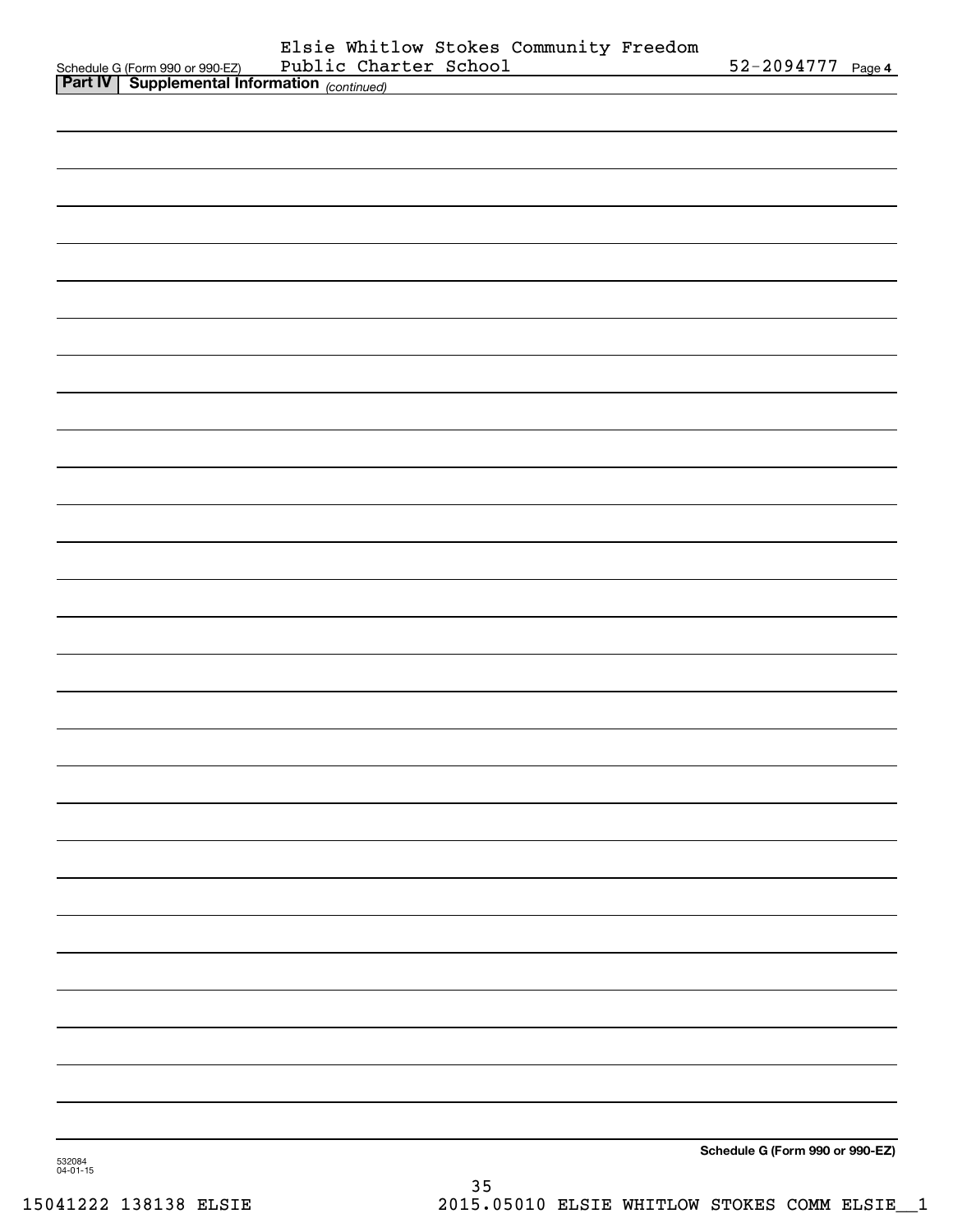Schedule G (Form 990 or 990-EZ) Elsie Whitlow Stokes Community Freedom Public Charter School 52-2094777 Page 4

**Part IV | Supplemental Information** *(continued)*

Schedule G (Form 990 or 990-EZ)

532084
04-01-15

15041222 138138 ELSIE 2015.05010 ELSIE WHITLOW STOKES COMM ELSIE__1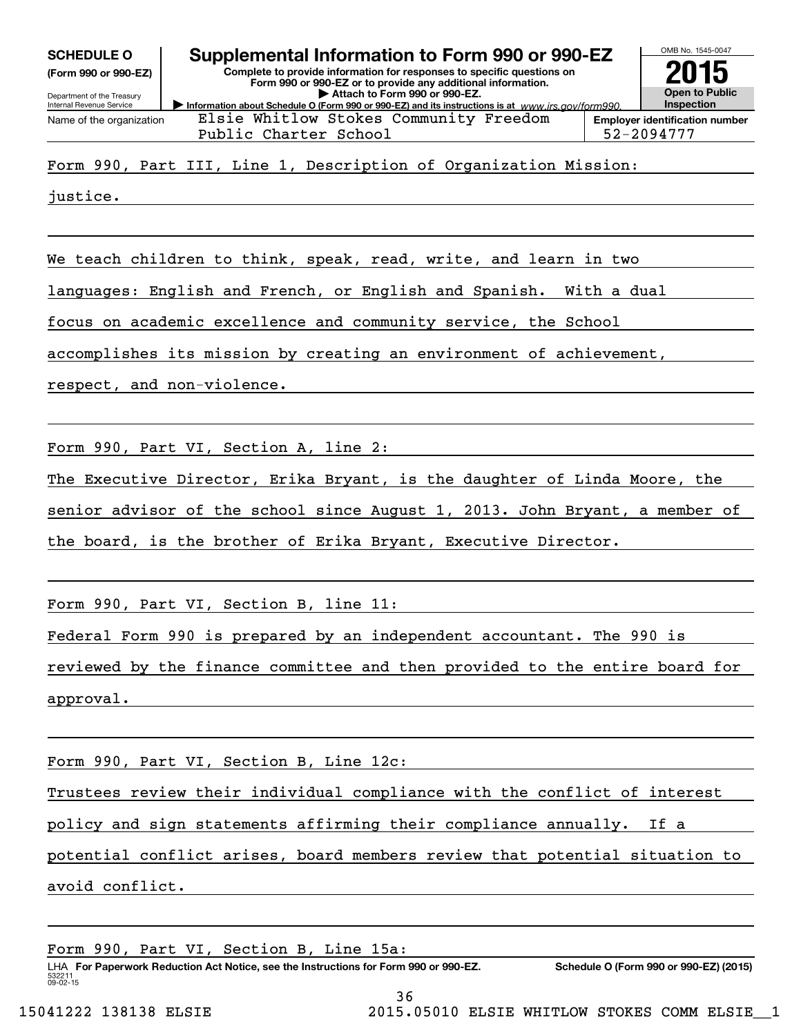**SCHEDULE O**
**(Form 990 or 990-EZ)**

Department of the Treasury
Internal Revenue Service

# Supplemental Information to Form 990 or 990-EZ

**Complete to provide information for responses to specific questions on Form 990 or 990-EZ or to provide any additional information.**
**▶ Attach to Form 990 or 990-EZ.**
**▶ Information about Schedule O (Form 990 or 990-EZ) and its instructions is at** *www.irs.gov/form990.*

OMB No. 1545-0047
**2015**
**Open to Public Inspection**

| Name of the organization | Employer identification number |
|---|---|
| Elsie Whitlow Stokes Community Freedom Public Charter School | 52-2094777 |

Form 990, Part III, Line 1, Description of Organization Mission:

justice.

We teach children to think, speak, read, write, and learn in two languages: English and French, or English and Spanish. With a dual focus on academic excellence and community service, the School accomplishes its mission by creating an environment of achievement, respect, and non-violence.

Form 990, Part VI, Section A, line 2:

The Executive Director, Erika Bryant, is the daughter of Linda Moore, the senior advisor of the school since August 1, 2013. John Bryant, a member of the board, is the brother of Erika Bryant, Executive Director.

Form 990, Part VI, Section B, line 11:

Federal Form 990 is prepared by an independent accountant. The 990 is reviewed by the finance committee and then provided to the entire board for approval.

Form 990, Part VI, Section B, Line 12c:

Trustees review their individual compliance with the conflict of interest policy and sign statements affirming their compliance annually. If a potential conflict arises, board members review that potential situation to avoid conflict.

Form 990, Part VI, Section B, Line 15a:

LHA **For Paperwork Reduction Act Notice, see the Instructions for Form 990 or 990-EZ.** **Schedule O (Form 990 or 990-EZ) (2015)**
532211
09-02-15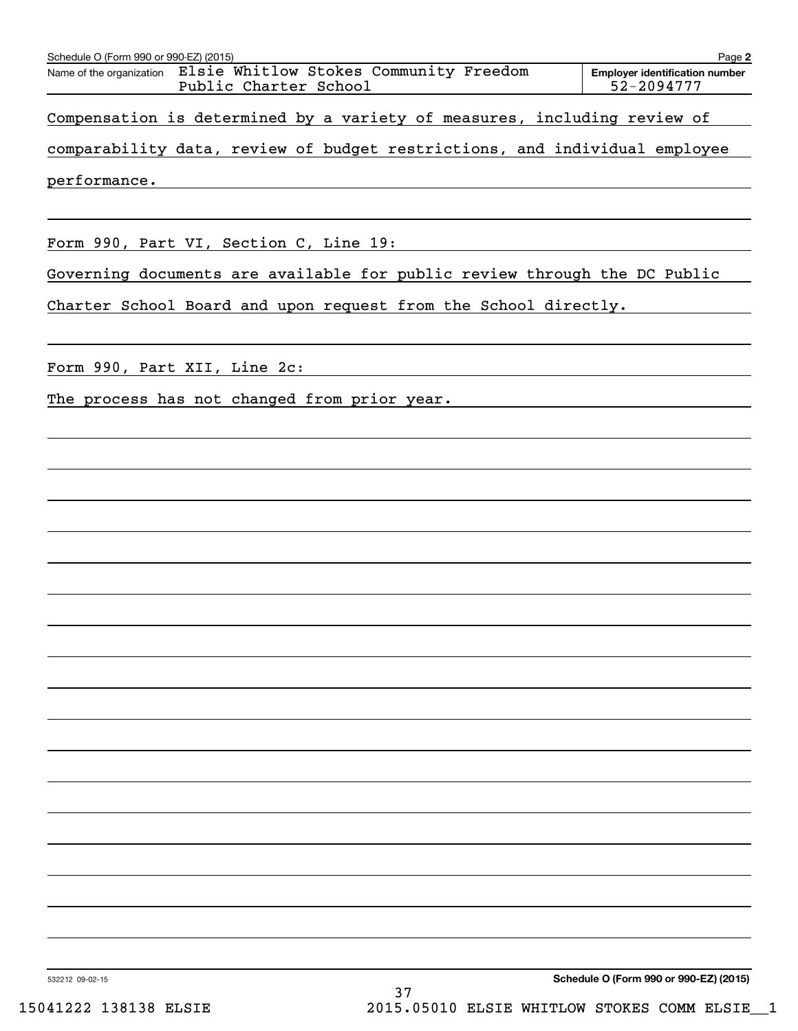Name of the organization: Elsie Whitlow Stokes Community Freedom Public Charter School

Employer identification number: 52-2094777

Compensation is determined by a variety of measures, including review of comparability data, review of budget restrictions, and individual employee performance.

Form 990, Part VI, Section C, Line 19:

Governing documents are available for public review through the DC Public Charter School Board and upon request from the School directly.

Form 990, Part XII, Line 2c:

The process has not changed from prior year.